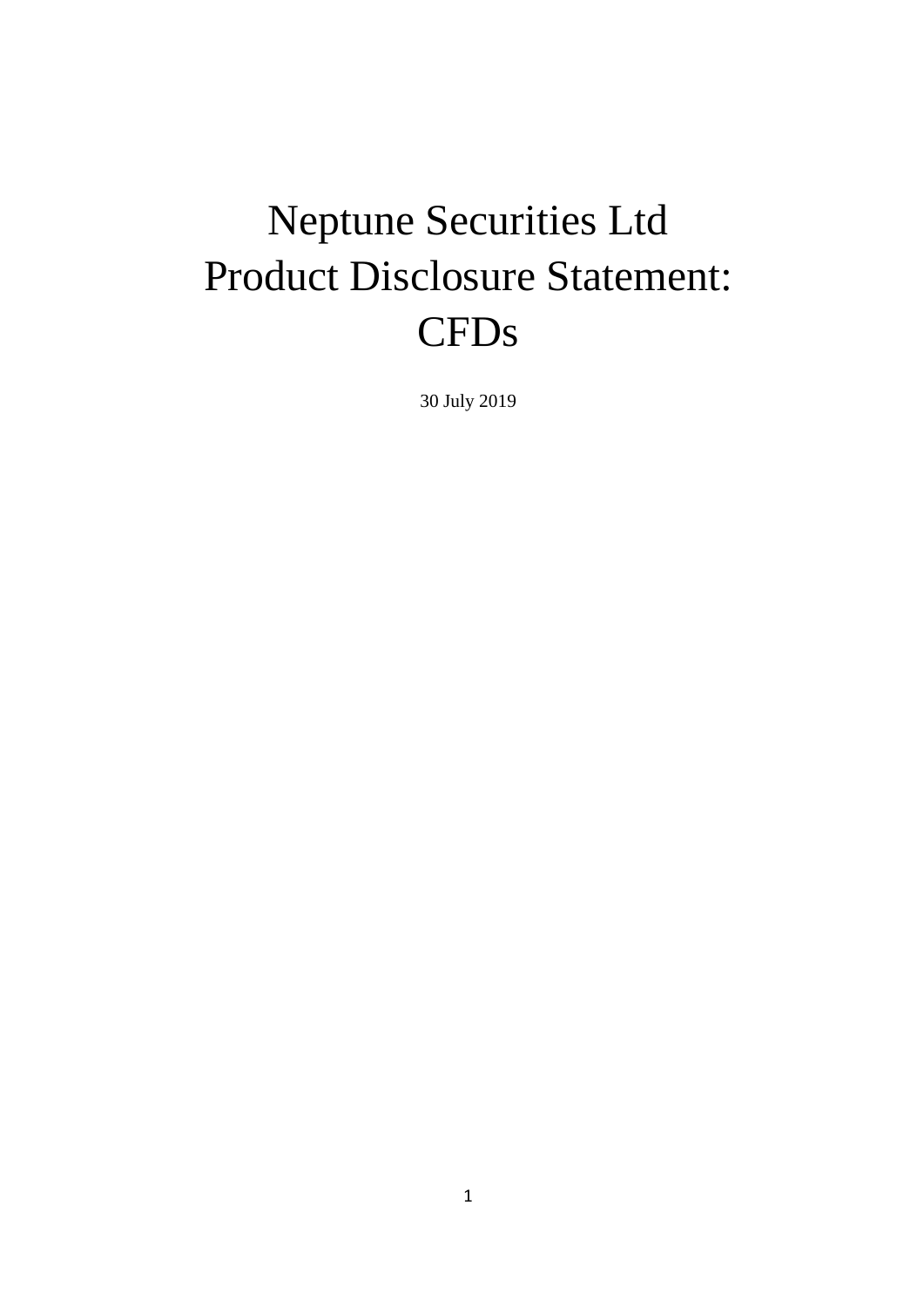# Neptune Securities Ltd
# Product Disclosure Statement: CFDs

30 July 2019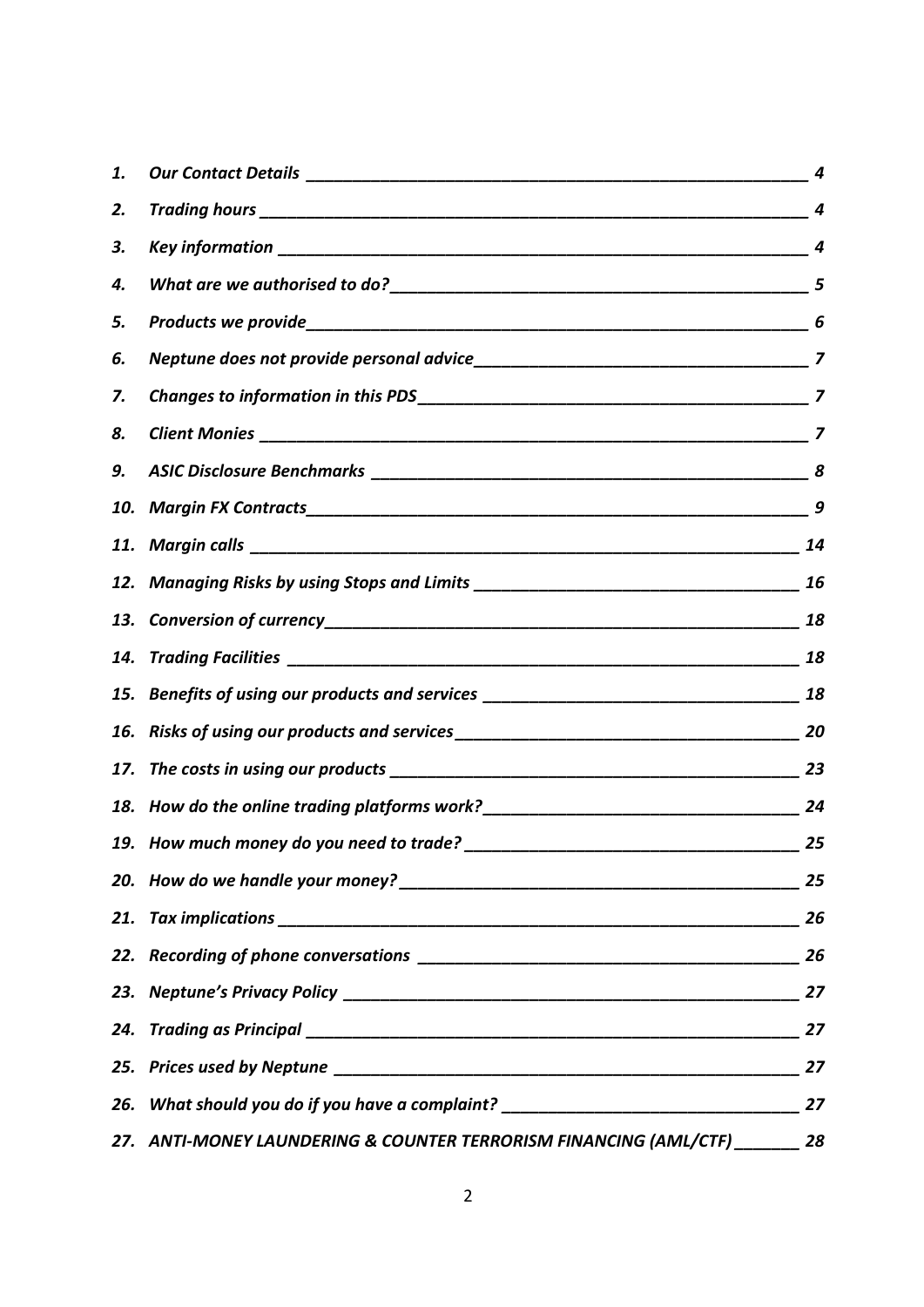1. *Our Contact Details* ____ 4
2. *Trading hours* ____ 4
3. *Key information* ____ 4
4. *What are we authorised to do?* ____ 5
5. *Products we provide* ____ 6
6. *Neptune does not provide personal advice* ____ 7
7. *Changes to information in this PDS* ____ 7
8. *Client Monies* ____ 7
9. *ASIC Disclosure Benchmarks* ____ 8
10. *Margin FX Contracts* ____ 9
11. *Margin calls* ____ 14
12. *Managing Risks by using Stops and Limits* ____ 16
13. *Conversion of currency* ____ 18
14. *Trading Facilities* ____ 18
15. *Benefits of using our products and services* ____ 18
16. *Risks of using our products and services* ____ 20
17. *The costs in using our products* ____ 23
18. *How do the online trading platforms work?* ____ 24
19. *How much money do you need to trade?* ____ 25
20. *How do we handle your money?* ____ 25
21. *Tax implications* ____ 26
22. *Recording of phone conversations* ____ 26
23. *Neptune's Privacy Policy* ____ 27
24. *Trading as Principal* ____ 27
25. *Prices used by Neptune* ____ 27
26. *What should you do if you have a complaint?* ____ 27
27. *ANTI-MONEY LAUNDERING & COUNTER TERRORISM FINANCING (AML/CTF)* ____ 28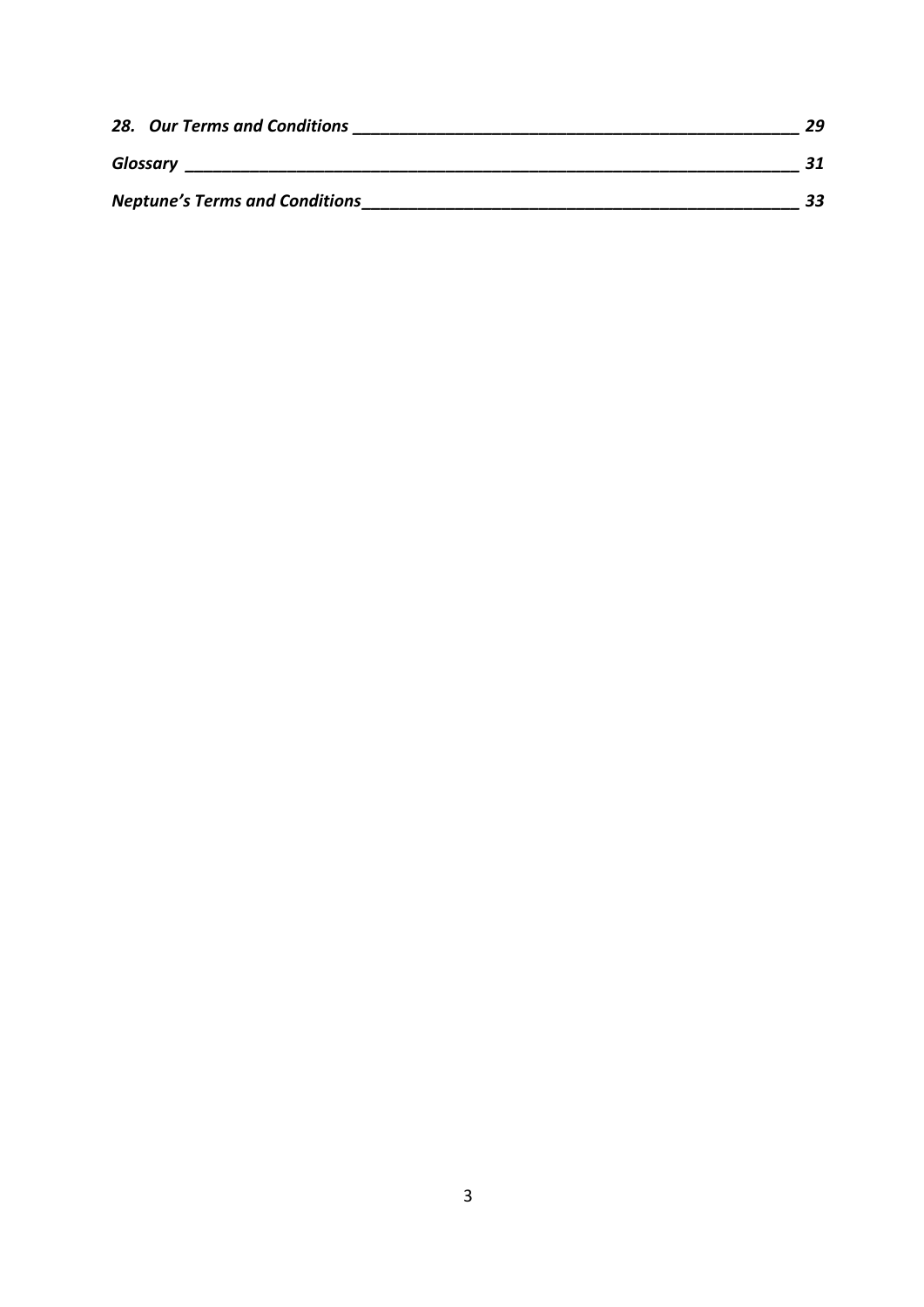*28. Our Terms and Conditions ______________________________________________ 29*

*Glossary ________________________________________________________________ 31*

*Neptune's Terms and Conditions ___________________________________________ 33*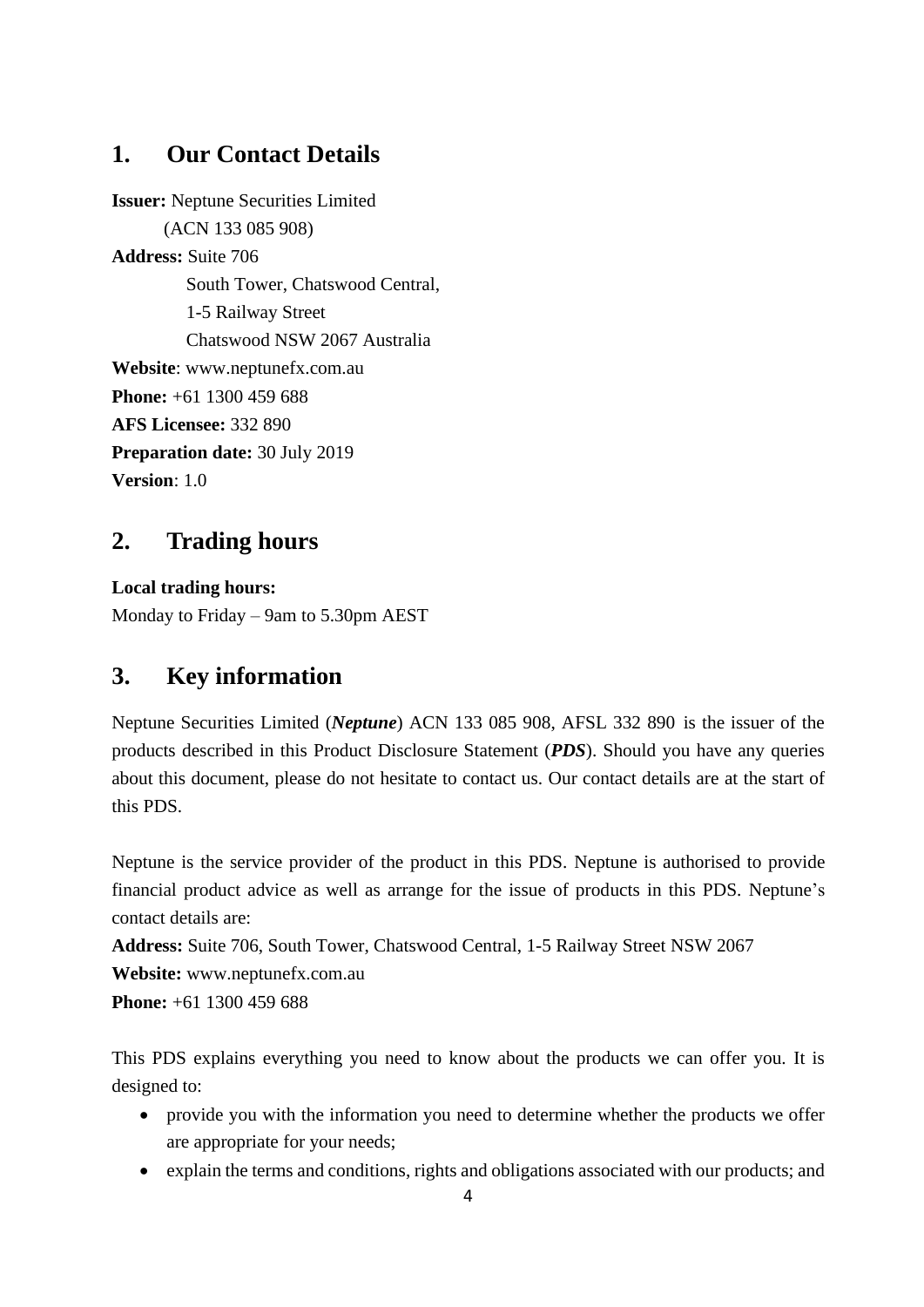## 1. Our Contact Details

**Issuer:** Neptune Securities Limited
(ACN 133 085 908)

**Address:** Suite 706
South Tower, Chatswood Central,
1-5 Railway Street
Chatswood NSW 2067 Australia

**Website**: www.neptunefx.com.au

**Phone:** +61 1300 459 688

**AFS Licensee:** 332 890

**Preparation date:** 30 July 2019

**Version**: 1.0

## 2. Trading hours

**Local trading hours:**
Monday to Friday – 9am to 5.30pm AEST

## 3. Key information

Neptune Securities Limited (***Neptune***) ACN 133 085 908, AFSL 332 890 is the issuer of the products described in this Product Disclosure Statement (***PDS***). Should you have any queries about this document, please do not hesitate to contact us. Our contact details are at the start of this PDS.

Neptune is the service provider of the product in this PDS. Neptune is authorised to provide financial product advice as well as arrange for the issue of products in this PDS. Neptune's contact details are:

**Address:** Suite 706, South Tower, Chatswood Central, 1-5 Railway Street NSW 2067

**Website:** www.neptunefx.com.au

**Phone:** +61 1300 459 688

This PDS explains everything you need to know about the products we can offer you. It is designed to:

- provide you with the information you need to determine whether the products we offer are appropriate for your needs;
- explain the terms and conditions, rights and obligations associated with our products; and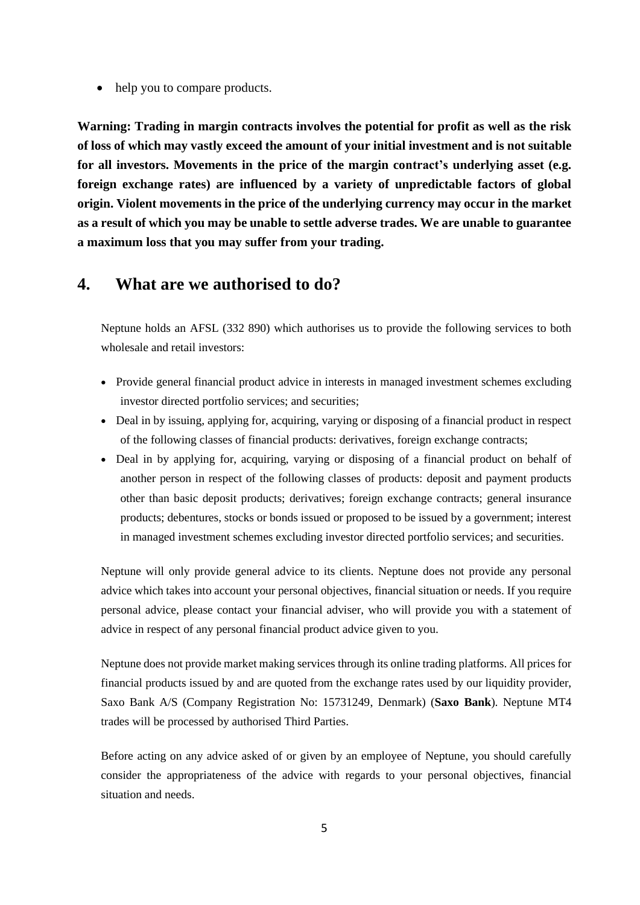- help you to compare products.

**Warning: Trading in margin contracts involves the potential for profit as well as the risk of loss of which may vastly exceed the amount of your initial investment and is not suitable for all investors. Movements in the price of the margin contract's underlying asset (e.g. foreign exchange rates) are influenced by a variety of unpredictable factors of global origin. Violent movements in the price of the underlying currency may occur in the market as a result of which you may be unable to settle adverse trades. We are unable to guarantee a maximum loss that you may suffer from your trading.**

## 4. What are we authorised to do?

Neptune holds an AFSL (332 890) which authorises us to provide the following services to both wholesale and retail investors:

- Provide general financial product advice in interests in managed investment schemes excluding investor directed portfolio services; and securities;
- Deal in by issuing, applying for, acquiring, varying or disposing of a financial product in respect of the following classes of financial products: derivatives, foreign exchange contracts;
- Deal in by applying for, acquiring, varying or disposing of a financial product on behalf of another person in respect of the following classes of products: deposit and payment products other than basic deposit products; derivatives; foreign exchange contracts; general insurance products; debentures, stocks or bonds issued or proposed to be issued by a government; interest in managed investment schemes excluding investor directed portfolio services; and securities.

Neptune will only provide general advice to its clients. Neptune does not provide any personal advice which takes into account your personal objectives, financial situation or needs. If you require personal advice, please contact your financial adviser, who will provide you with a statement of advice in respect of any personal financial product advice given to you.

Neptune does not provide market making services through its online trading platforms. All prices for financial products issued by and are quoted from the exchange rates used by our liquidity provider, Saxo Bank A/S (Company Registration No: 15731249, Denmark) (**Saxo Bank**). Neptune MT4 trades will be processed by authorised Third Parties.

Before acting on any advice asked of or given by an employee of Neptune, you should carefully consider the appropriateness of the advice with regards to your personal objectives, financial situation and needs.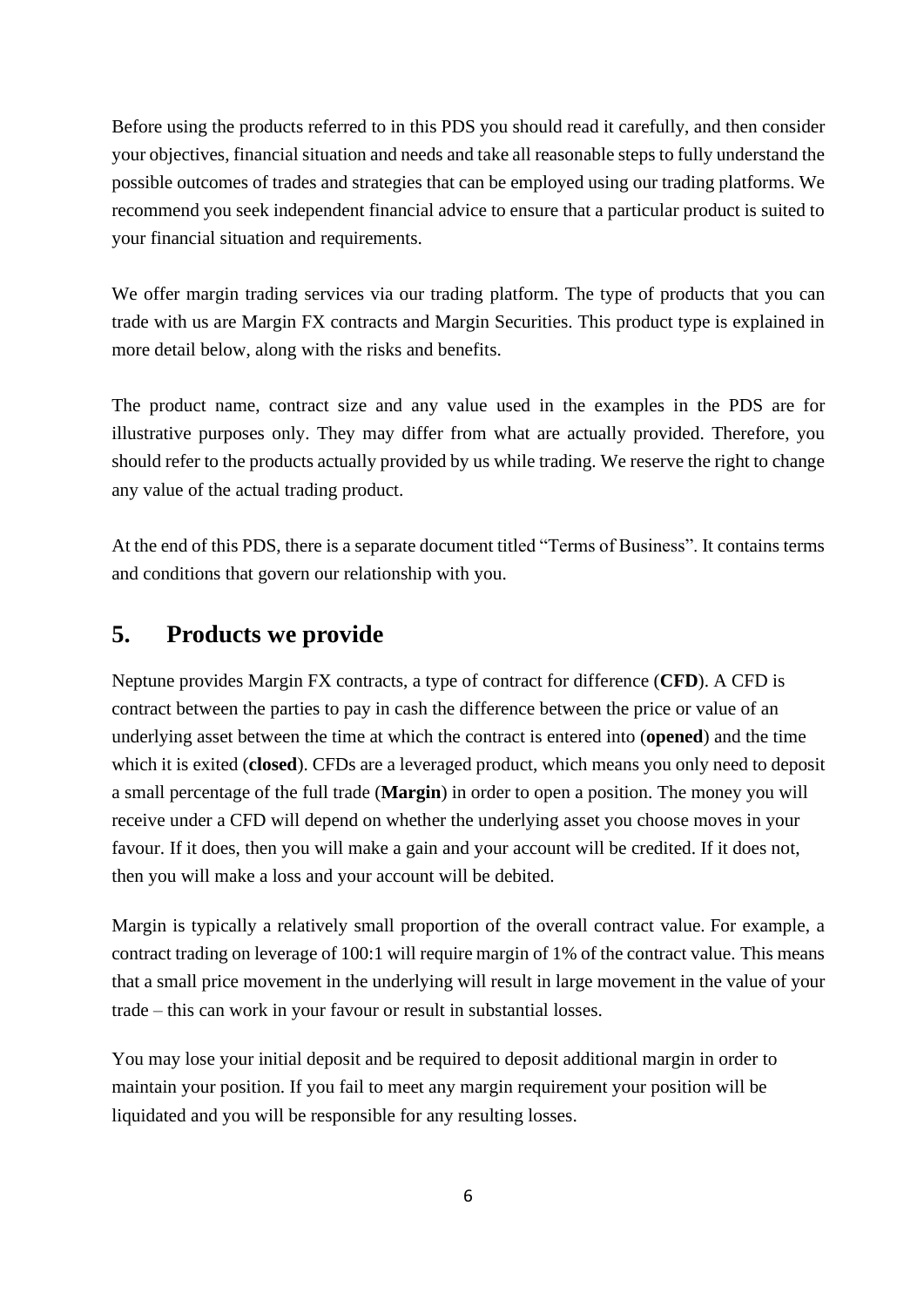Before using the products referred to in this PDS you should read it carefully, and then consider your objectives, financial situation and needs and take all reasonable steps to fully understand the possible outcomes of trades and strategies that can be employed using our trading platforms. We recommend you seek independent financial advice to ensure that a particular product is suited to your financial situation and requirements.

We offer margin trading services via our trading platform. The type of products that you can trade with us are Margin FX contracts and Margin Securities. This product type is explained in more detail below, along with the risks and benefits.

The product name, contract size and any value used in the examples in the PDS are for illustrative purposes only. They may differ from what are actually provided. Therefore, you should refer to the products actually provided by us while trading. We reserve the right to change any value of the actual trading product.

At the end of this PDS, there is a separate document titled "Terms of Business". It contains terms and conditions that govern our relationship with you.

## 5. Products we provide

Neptune provides Margin FX contracts, a type of contract for difference (**CFD**). A CFD is contract between the parties to pay in cash the difference between the price or value of an underlying asset between the time at which the contract is entered into (**opened**) and the time which it is exited (**closed**). CFDs are a leveraged product, which means you only need to deposit a small percentage of the full trade (**Margin**) in order to open a position. The money you will receive under a CFD will depend on whether the underlying asset you choose moves in your favour. If it does, then you will make a gain and your account will be credited. If it does not, then you will make a loss and your account will be debited.

Margin is typically a relatively small proportion of the overall contract value. For example, a contract trading on leverage of 100:1 will require margin of 1% of the contract value. This means that a small price movement in the underlying will result in large movement in the value of your trade – this can work in your favour or result in substantial losses.

You may lose your initial deposit and be required to deposit additional margin in order to maintain your position. If you fail to meet any margin requirement your position will be liquidated and you will be responsible for any resulting losses.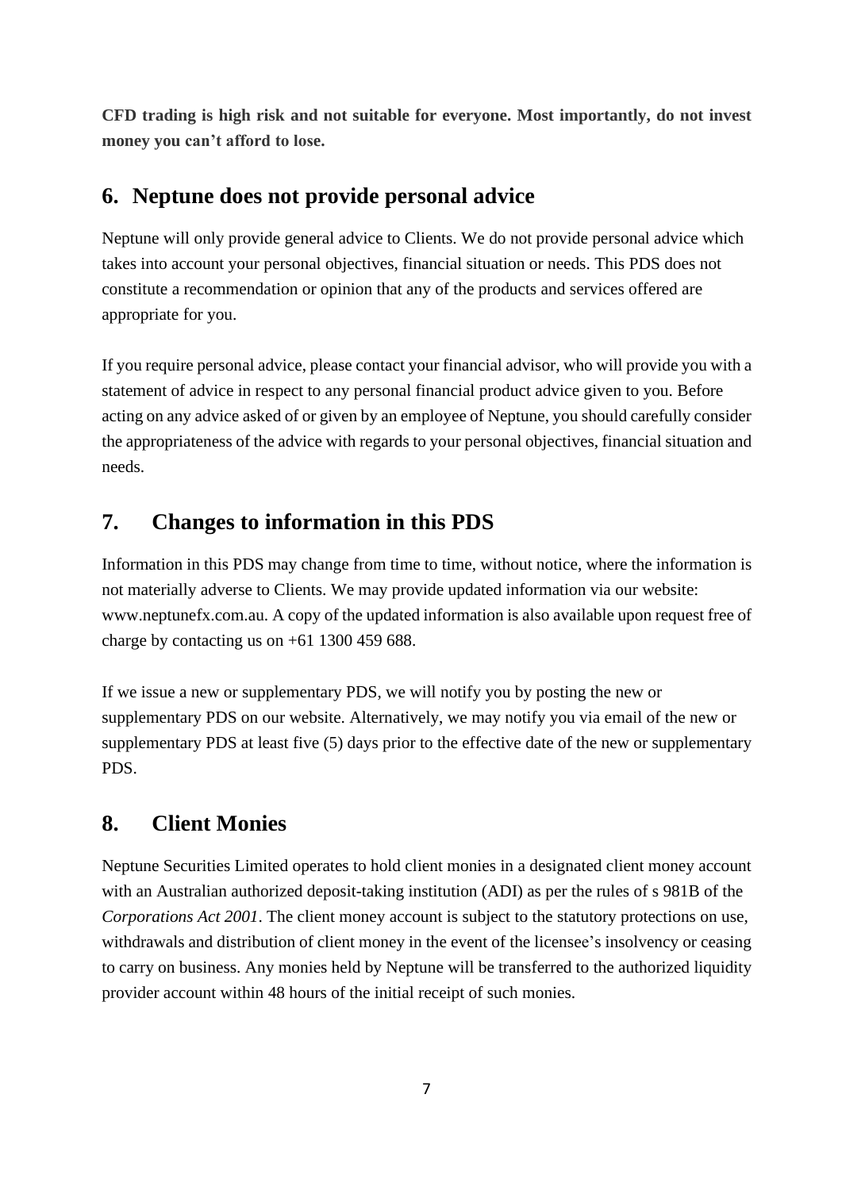**CFD trading is high risk and not suitable for everyone. Most importantly, do not invest money you can't afford to lose.**

## 6. Neptune does not provide personal advice

Neptune will only provide general advice to Clients. We do not provide personal advice which takes into account your personal objectives, financial situation or needs. This PDS does not constitute a recommendation or opinion that any of the products and services offered are appropriate for you.

If you require personal advice, please contact your financial advisor, who will provide you with a statement of advice in respect to any personal financial product advice given to you. Before acting on any advice asked of or given by an employee of Neptune, you should carefully consider the appropriateness of the advice with regards to your personal objectives, financial situation and needs.

## 7. Changes to information in this PDS

Information in this PDS may change from time to time, without notice, where the information is not materially adverse to Clients. We may provide updated information via our website: www.neptunefx.com.au. A copy of the updated information is also available upon request free of charge by contacting us on +61 1300 459 688.

If we issue a new or supplementary PDS, we will notify you by posting the new or supplementary PDS on our website. Alternatively, we may notify you via email of the new or supplementary PDS at least five (5) days prior to the effective date of the new or supplementary PDS.

## 8. Client Monies

Neptune Securities Limited operates to hold client monies in a designated client money account with an Australian authorized deposit-taking institution (ADI) as per the rules of s 981B of the *Corporations Act 2001*. The client money account is subject to the statutory protections on use, withdrawals and distribution of client money in the event of the licensee's insolvency or ceasing to carry on business. Any monies held by Neptune will be transferred to the authorized liquidity provider account within 48 hours of the initial receipt of such monies.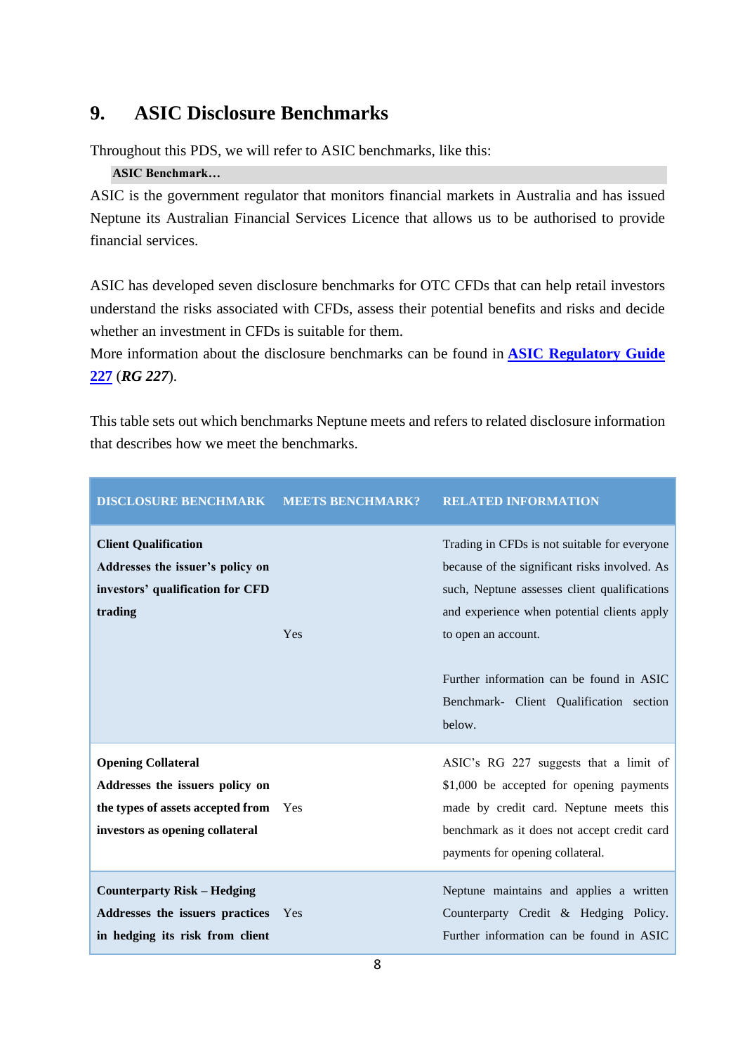## 9. ASIC Disclosure Benchmarks

Throughout this PDS, we will refer to ASIC benchmarks, like this:

**ASIC Benchmark…**

ASIC is the government regulator that monitors financial markets in Australia and has issued Neptune its Australian Financial Services Licence that allows us to be authorised to provide financial services.

ASIC has developed seven disclosure benchmarks for OTC CFDs that can help retail investors understand the risks associated with CFDs, assess their potential benefits and risks and decide whether an investment in CFDs is suitable for them.

More information about the disclosure benchmarks can be found in **ASIC Regulatory Guide 227** (***RG 227***).

This table sets out which benchmarks Neptune meets and refers to related disclosure information that describes how we meet the benchmarks.

| DISCLOSURE BENCHMARK | MEETS BENCHMARK? | RELATED INFORMATION |
|---|---|---|
| **Client Qualification**<br>**Addresses the issuer's policy on investors' qualification for CFD trading** | Yes | Trading in CFDs is not suitable for everyone because of the significant risks involved. As such, Neptune assesses client qualifications and experience when potential clients apply to open an account.<br><br>Further information can be found in ASIC Benchmark- Client Qualification section below. |
| **Opening Collateral**<br>**Addresses the issuers policy on the types of assets accepted from investors as opening collateral** | Yes | ASIC's RG 227 suggests that a limit of $1,000 be accepted for opening payments made by credit card. Neptune meets this benchmark as it does not accept credit card payments for opening collateral. |
| **Counterparty Risk – Hedging**<br>**Addresses the issuers practices in hedging its risk from client** | Yes | Neptune maintains and applies a written Counterparty Credit & Hedging Policy. Further information can be found in ASIC |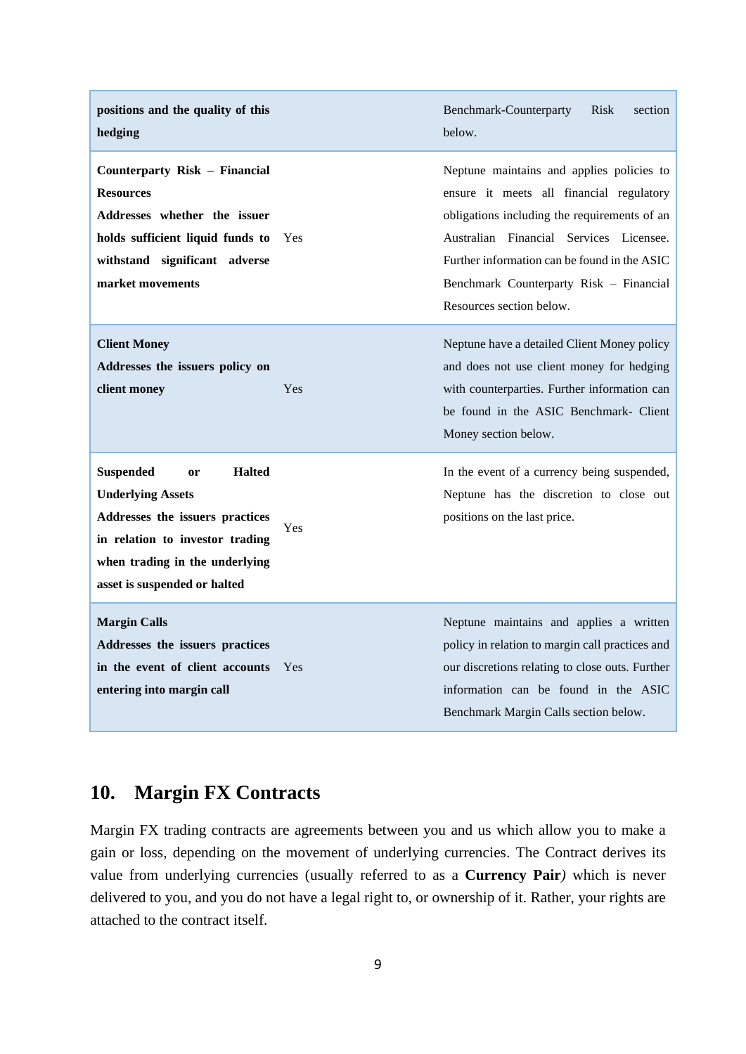| | | |
|---|---|---|
| **positions and the quality of this hedging** | | Benchmark-Counterparty Risk section below. |
| **Counterparty Risk – Financial Resources**<br>**Addresses whether the issuer holds sufficient liquid funds to withstand significant adverse market movements** | Yes | Neptune maintains and applies policies to ensure it meets all financial regulatory obligations including the requirements of an Australian Financial Services Licensee. Further information can be found in the ASIC Benchmark Counterparty Risk – Financial Resources section below. |
| **Client Money**<br>**Addresses the issuers policy on client money** | Yes | Neptune have a detailed Client Money policy and does not use client money for hedging with counterparties. Further information can be found in the ASIC Benchmark- Client Money section below. |
| **Suspended or Halted Underlying Assets**<br>**Addresses the issuers practices in relation to investor trading when trading in the underlying asset is suspended or halted** | Yes | In the event of a currency being suspended, Neptune has the discretion to close out positions on the last price. |
| **Margin Calls**<br>**Addresses the issuers practices in the event of client accounts entering into margin call** | Yes | Neptune maintains and applies a written policy in relation to margin call practices and our discretions relating to close outs. Further information can be found in the ASIC Benchmark Margin Calls section below. |

## 10. Margin FX Contracts

Margin FX trading contracts are agreements between you and us which allow you to make a gain or loss, depending on the movement of underlying currencies. The Contract derives its value from underlying currencies (usually referred to as a **Currency Pair***)* which is never delivered to you, and you do not have a legal right to, or ownership of it. Rather, your rights are attached to the contract itself.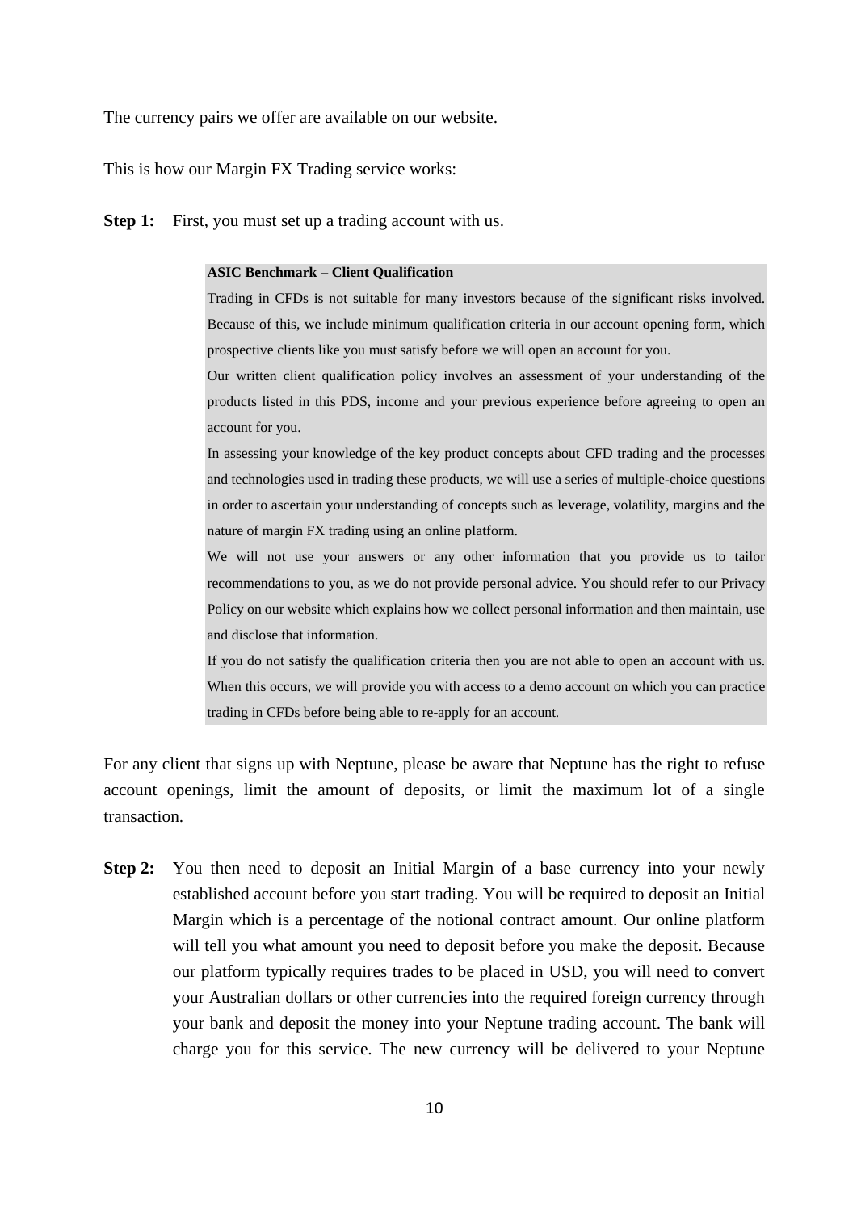The currency pairs we offer are available on our website.

This is how our Margin FX Trading service works:

**Step 1:** First, you must set up a trading account with us.

> **ASIC Benchmark – Client Qualification**
>
> Trading in CFDs is not suitable for many investors because of the significant risks involved. Because of this, we include minimum qualification criteria in our account opening form, which prospective clients like you must satisfy before we will open an account for you.
>
> Our written client qualification policy involves an assessment of your understanding of the products listed in this PDS, income and your previous experience before agreeing to open an account for you.
>
> In assessing your knowledge of the key product concepts about CFD trading and the processes and technologies used in trading these products, we will use a series of multiple-choice questions in order to ascertain your understanding of concepts such as leverage, volatility, margins and the nature of margin FX trading using an online platform.
>
> We will not use your answers or any other information that you provide us to tailor recommendations to you, as we do not provide personal advice. You should refer to our Privacy Policy on our website which explains how we collect personal information and then maintain, use and disclose that information.
>
> If you do not satisfy the qualification criteria then you are not able to open an account with us. When this occurs, we will provide you with access to a demo account on which you can practice trading in CFDs before being able to re-apply for an account.

For any client that signs up with Neptune, please be aware that Neptune has the right to refuse account openings, limit the amount of deposits, or limit the maximum lot of a single transaction.

**Step 2:** You then need to deposit an Initial Margin of a base currency into your newly established account before you start trading. You will be required to deposit an Initial Margin which is a percentage of the notional contract amount. Our online platform will tell you what amount you need to deposit before you make the deposit. Because our platform typically requires trades to be placed in USD, you will need to convert your Australian dollars or other currencies into the required foreign currency through your bank and deposit the money into your Neptune trading account. The bank will charge you for this service. The new currency will be delivered to your Neptune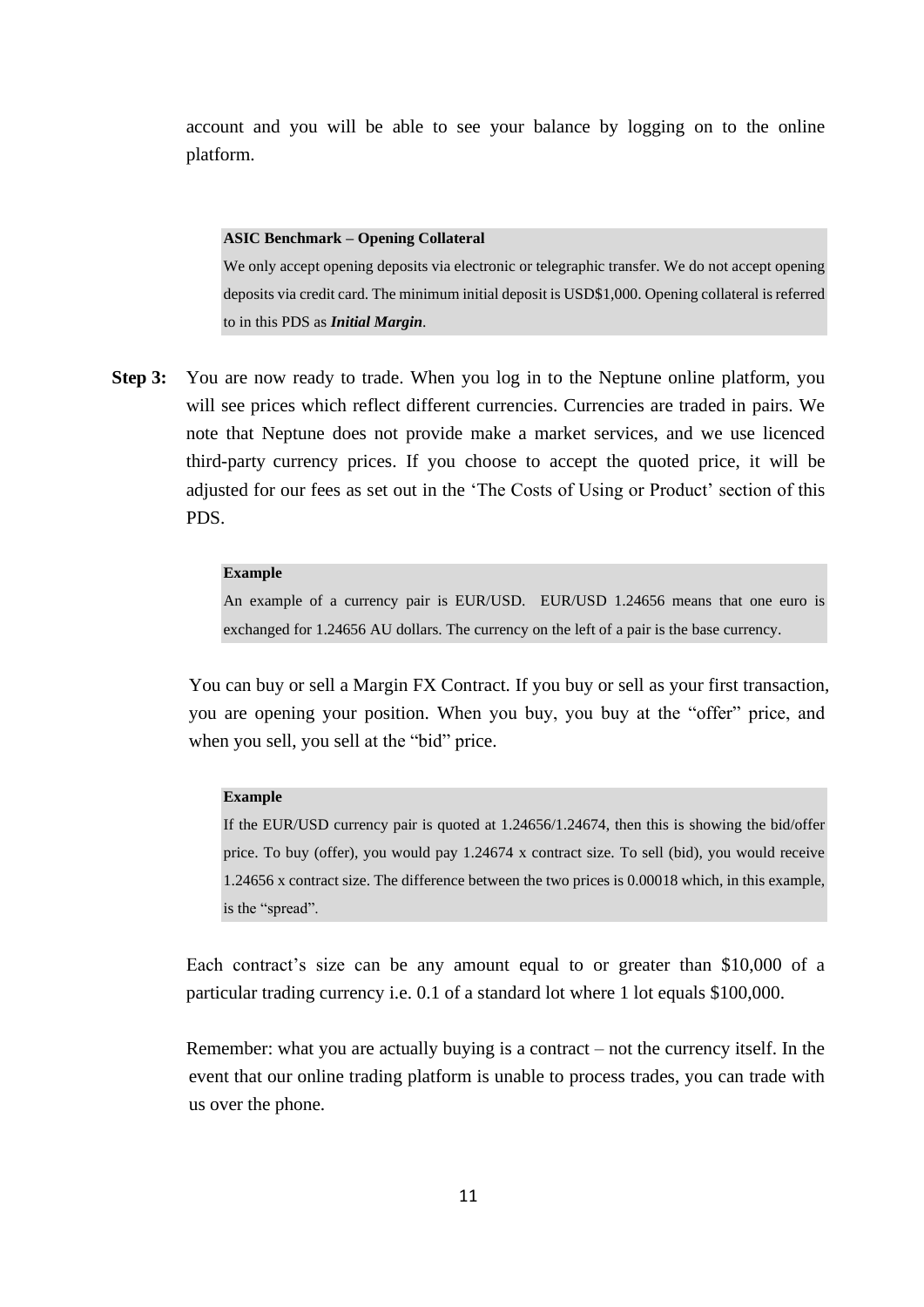account and you will be able to see your balance by logging on to the online platform.

> **ASIC Benchmark – Opening Collateral**
>
> We only accept opening deposits via electronic or telegraphic transfer. We do not accept opening deposits via credit card. The minimum initial deposit is USD$1,000. Opening collateral is referred to in this PDS as ***Initial Margin***.

**Step 3:** You are now ready to trade. When you log in to the Neptune online platform, you will see prices which reflect different currencies. Currencies are traded in pairs. We note that Neptune does not provide make a market services, and we use licenced third-party currency prices. If you choose to accept the quoted price, it will be adjusted for our fees as set out in the 'The Costs of Using or Product' section of this PDS.

> **Example**
>
> An example of a currency pair is EUR/USD. EUR/USD 1.24656 means that one euro is exchanged for 1.24656 AU dollars. The currency on the left of a pair is the base currency.

You can buy or sell a Margin FX Contract. If you buy or sell as your first transaction, you are opening your position. When you buy, you buy at the "offer" price, and when you sell, you sell at the "bid" price.

> **Example**
>
> If the EUR/USD currency pair is quoted at 1.24656/1.24674, then this is showing the bid/offer price. To buy (offer), you would pay 1.24674 x contract size. To sell (bid), you would receive 1.24656 x contract size. The difference between the two prices is 0.00018 which, in this example, is the "spread".

Each contract's size can be any amount equal to or greater than $10,000 of a particular trading currency i.e. 0.1 of a standard lot where 1 lot equals $100,000.

Remember: what you are actually buying is a contract – not the currency itself. In the event that our online trading platform is unable to process trades, you can trade with us over the phone.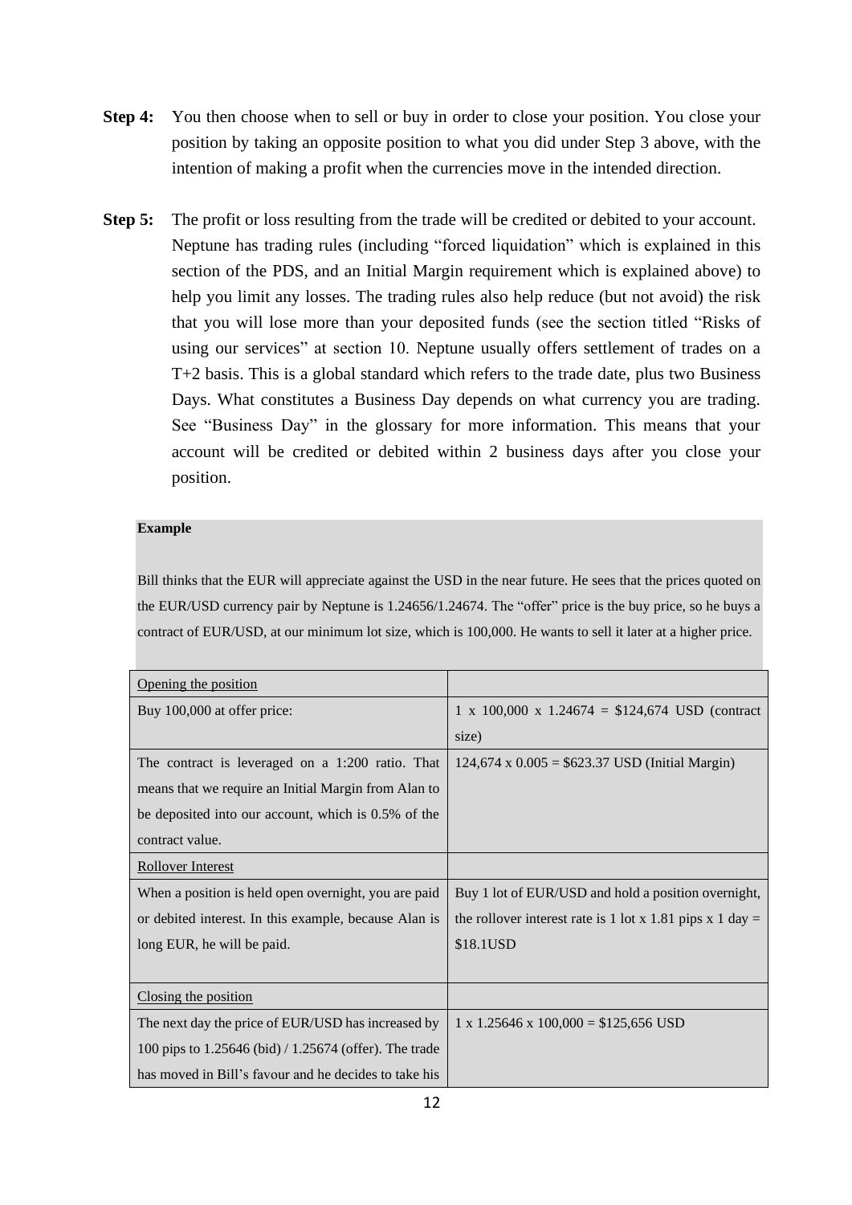**Step 4:** You then choose when to sell or buy in order to close your position. You close your position by taking an opposite position to what you did under Step 3 above, with the intention of making a profit when the currencies move in the intended direction.

**Step 5:** The profit or loss resulting from the trade will be credited or debited to your account. Neptune has trading rules (including "forced liquidation" which is explained in this section of the PDS, and an Initial Margin requirement which is explained above) to help you limit any losses. The trading rules also help reduce (but not avoid) the risk that you will lose more than your deposited funds (see the section titled "Risks of using our services" at section 10. Neptune usually offers settlement of trades on a T+2 basis. This is a global standard which refers to the trade date, plus two Business Days. What constitutes a Business Day depends on what currency you are trading. See "Business Day" in the glossary for more information. This means that your account will be credited or debited within 2 business days after you close your position.

**Example**

Bill thinks that the EUR will appreciate against the USD in the near future. He sees that the prices quoted on the EUR/USD currency pair by Neptune is 1.24656/1.24674. The "offer" price is the buy price, so he buys a contract of EUR/USD, at our minimum lot size, which is 100,000. He wants to sell it later at a higher price.

| Opening the position | |
|---|---|
| Buy 100,000 at offer price: | 1 x 100,000 x 1.24674 = $124,674 USD (contract size) |
| The contract is leveraged on a 1:200 ratio. That means that we require an Initial Margin from Alan to be deposited into our account, which is 0.5% of the contract value. | 124,674 x 0.005 = $623.37 USD (Initial Margin) |
| Rollover Interest | |
| When a position is held open overnight, you are paid or debited interest. In this example, because Alan is long EUR, he will be paid. | Buy 1 lot of EUR/USD and hold a position overnight, the rollover interest rate is 1 lot x 1.81 pips x 1 day = $18.1USD |
| Closing the position | |
| The next day the price of EUR/USD has increased by 100 pips to 1.25646 (bid) / 1.25674 (offer). The trade has moved in Bill's favour and he decides to take his | 1 x 1.25646 x 100,000 = $125,656 USD |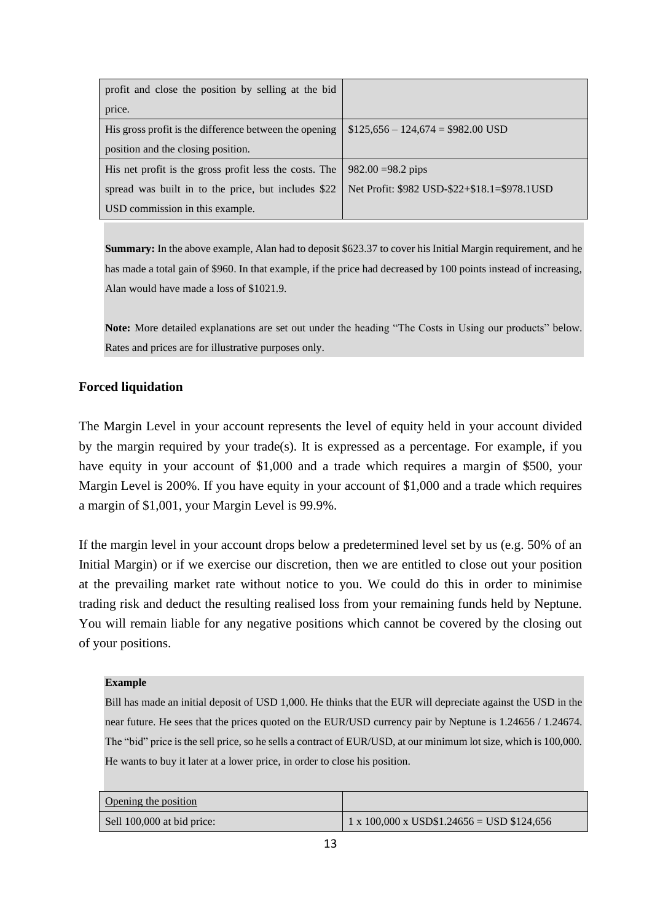| | |
|---|---|
| profit and close the position by selling at the bid price. | |
| His gross profit is the difference between the opening position and the closing position. | $125,656 – 124,674 = $982.00 USD |
| His net profit is the gross profit less the costs. The spread was built in to the price, but includes $22 USD commission in this example. | 982.00 =98.2 pips<br>Net Profit: $982 USD-$22+$18.1=$978.1USD |

**Summary:** In the above example, Alan had to deposit $623.37 to cover his Initial Margin requirement, and he has made a total gain of $960. In that example, if the price had decreased by 100 points instead of increasing, Alan would have made a loss of $1021.9.

**Note:** More detailed explanations are set out under the heading "The Costs in Using our products" below. Rates and prices are for illustrative purposes only.

## Forced liquidation

The Margin Level in your account represents the level of equity held in your account divided by the margin required by your trade(s). It is expressed as a percentage. For example, if you have equity in your account of $1,000 and a trade which requires a margin of $500, your Margin Level is 200%. If you have equity in your account of $1,000 and a trade which requires a margin of $1,001, your Margin Level is 99.9%.

If the margin level in your account drops below a predetermined level set by us (e.g. 50% of an Initial Margin) or if we exercise our discretion, then we are entitled to close out your position at the prevailing market rate without notice to you. We could do this in order to minimise trading risk and deduct the resulting realised loss from your remaining funds held by Neptune. You will remain liable for any negative positions which cannot be covered by the closing out of your positions.

**Example**

Bill has made an initial deposit of USD 1,000. He thinks that the EUR will depreciate against the USD in the near future. He sees that the prices quoted on the EUR/USD currency pair by Neptune is 1.24656 / 1.24674. The "bid" price is the sell price, so he sells a contract of EUR/USD, at our minimum lot size, which is 100,000. He wants to buy it later at a lower price, in order to close his position.

| Opening the position | |
|---|---|
| Sell 100,000 at bid price: | 1 x 100,000 x USD$1.24656 = USD $124,656 |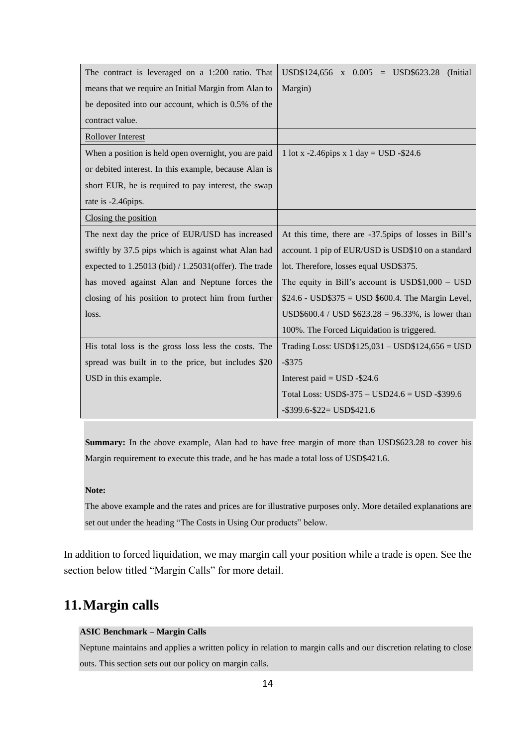| | |
|---|---|
| The contract is leveraged on a 1:200 ratio. That means that we require an Initial Margin from Alan to be deposited into our account, which is 0.5% of the contract value. | USD$124,656 x 0.005 = USD$623.28 (Initial Margin) |
| Rollover Interest | |
| When a position is held open overnight, you are paid or debited interest. In this example, because Alan is short EUR, he is required to pay interest, the swap rate is -2.46pips. | 1 lot x -2.46pips x 1 day = USD -$24.6 |
| Closing the position | |
| The next day the price of EUR/USD has increased swiftly by 37.5 pips which is against what Alan had expected to 1.25013 (bid) / 1.25031(offer). The trade has moved against Alan and Neptune forces the closing of his position to protect him from further loss. | At this time, there are -37.5pips of losses in Bill's account. 1 pip of EUR/USD is USD$10 on a standard lot. Therefore, losses equal USD$375.<br>The equity in Bill's account is USD$1,000 – USD $24.6 - USD$375 = USD $600.4. The Margin Level, USD$600.4 / USD $623.28 = 96.33%, is lower than 100%. The Forced Liquidation is triggered. |
| His total loss is the gross loss less the costs. The spread was built in to the price, but includes $20 USD in this example. | Trading Loss: USD$125,031 – USD$124,656 = USD -$375<br>Interest paid = USD -$24.6<br>Total Loss: USD$-375 – USD24.6 = USD -$399.6<br>-$399.6-$22= USD$421.6 |

**Summary:** In the above example, Alan had to have free margin of more than USD$623.28 to cover his Margin requirement to execute this trade, and he has made a total loss of USD$421.6.

**Note:**

The above example and the rates and prices are for illustrative purposes only. More detailed explanations are set out under the heading "The Costs in Using Our products" below.

In addition to forced liquidation, we may margin call your position while a trade is open. See the section below titled "Margin Calls" for more detail.

# 11. Margin calls

**ASIC Benchmark – Margin Calls**

Neptune maintains and applies a written policy in relation to margin calls and our discretion relating to close outs. This section sets out our policy on margin calls.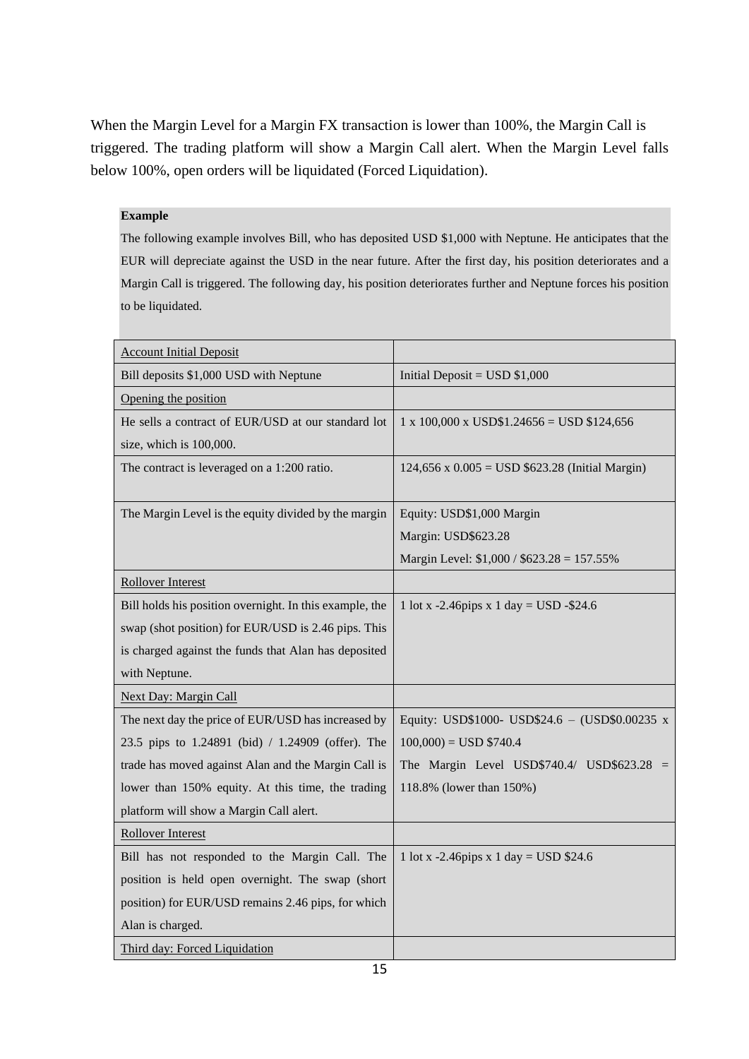When the Margin Level for a Margin FX transaction is lower than 100%, the Margin Call is triggered. The trading platform will show a Margin Call alert. When the Margin Level falls below 100%, open orders will be liquidated (Forced Liquidation).

**Example**

The following example involves Bill, who has deposited USD $1,000 with Neptune. He anticipates that the EUR will depreciate against the USD in the near future. After the first day, his position deteriorates and a Margin Call is triggered. The following day, his position deteriorates further and Neptune forces his position to be liquidated.

| Account Initial Deposit | |
|---|---|
| Bill deposits $1,000 USD with Neptune | Initial Deposit = USD $1,000 |
| Opening the position | |
| He sells a contract of EUR/USD at our standard lot size, which is 100,000. | 1 x 100,000 x USD$1.24656 = USD $124,656 |
| The contract is leveraged on a 1:200 ratio. | 124,656 x 0.005 = USD $623.28 (Initial Margin) |
| The Margin Level is the equity divided by the margin | Equity: USD$1,000 Margin<br>Margin: USD$623.28<br>Margin Level: $1,000 / $623.28 = 157.55% |
| Rollover Interest | |
| Bill holds his position overnight. In this example, the swap (shot position) for EUR/USD is 2.46 pips. This is charged against the funds that Alan has deposited with Neptune. | 1 lot x -2.46pips x 1 day = USD -$24.6 |
| Next Day: Margin Call | |
| The next day the price of EUR/USD has increased by 23.5 pips to 1.24891 (bid) / 1.24909 (offer). The trade has moved against Alan and the Margin Call is lower than 150% equity. At this time, the trading platform will show a Margin Call alert. | Equity: USD$1000- USD$24.6 – (USD$0.00235 x 100,000) = USD $740.4<br>The Margin Level USD$740.4/ USD$623.28 = 118.8% (lower than 150%) |
| Rollover Interest | |
| Bill has not responded to the Margin Call. The position is held open overnight. The swap (short position) for EUR/USD remains 2.46 pips, for which Alan is charged. | 1 lot x -2.46pips x 1 day = USD $24.6 |
| Third day: Forced Liquidation | |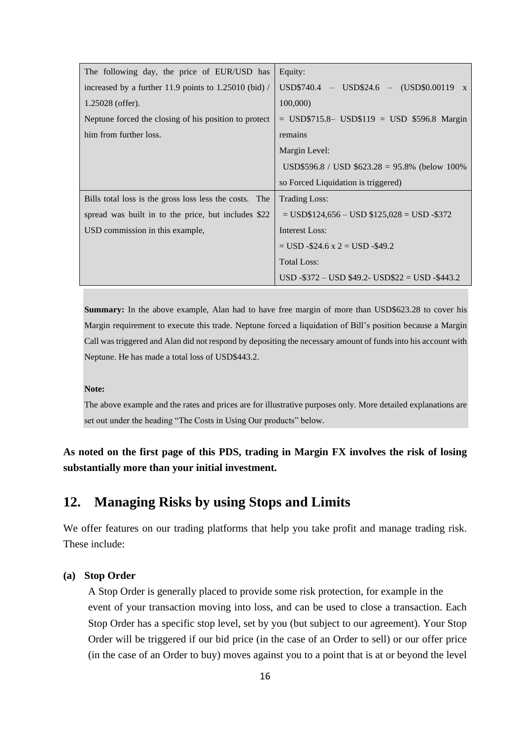| The following day, the price of EUR/USD has increased by a further 11.9 points to 1.25010 (bid) / 1.25028 (offer).<br>Neptune forced the closing of his position to protect him from further loss. | Equity:<br>USD$740.4 – USD$24.6 – (USD$0.00119 x 100,000)<br>= USD$715.8– USD$119 = USD $596.8 Margin remains<br>Margin Level:<br>USD$596.8 / USD $623.28 = 95.8% (below 100% so Forced Liquidation is triggered) |
|---|---|
| Bills total loss is the gross loss less the costs. The spread was built in to the price, but includes $22 USD commission in this example, | Trading Loss:<br>= USD$124,656 – USD $125,028 = USD -$372<br>Interest Loss:<br>= USD -$24.6 x 2 = USD -$49.2<br>Total Loss:<br>USD -$372 – USD $49.2- USD$22 = USD -$443.2 |

**Summary:** In the above example, Alan had to have free margin of more than USD$623.28 to cover his Margin requirement to execute this trade. Neptune forced a liquidation of Bill's position because a Margin Call was triggered and Alan did not respond by depositing the necessary amount of funds into his account with Neptune. He has made a total loss of USD$443.2.

**Note:**

The above example and the rates and prices are for illustrative purposes only. More detailed explanations are set out under the heading "The Costs in Using Our products" below.

**As noted on the first page of this PDS, trading in Margin FX involves the risk of losing substantially more than your initial investment.**

## 12. Managing Risks by using Stops and Limits

We offer features on our trading platforms that help you take profit and manage trading risk. These include:

**(a) Stop Order**

A Stop Order is generally placed to provide some risk protection, for example in the event of your transaction moving into loss, and can be used to close a transaction. Each Stop Order has a specific stop level, set by you (but subject to our agreement). Your Stop Order will be triggered if our bid price (in the case of an Order to sell) or our offer price (in the case of an Order to buy) moves against you to a point that is at or beyond the level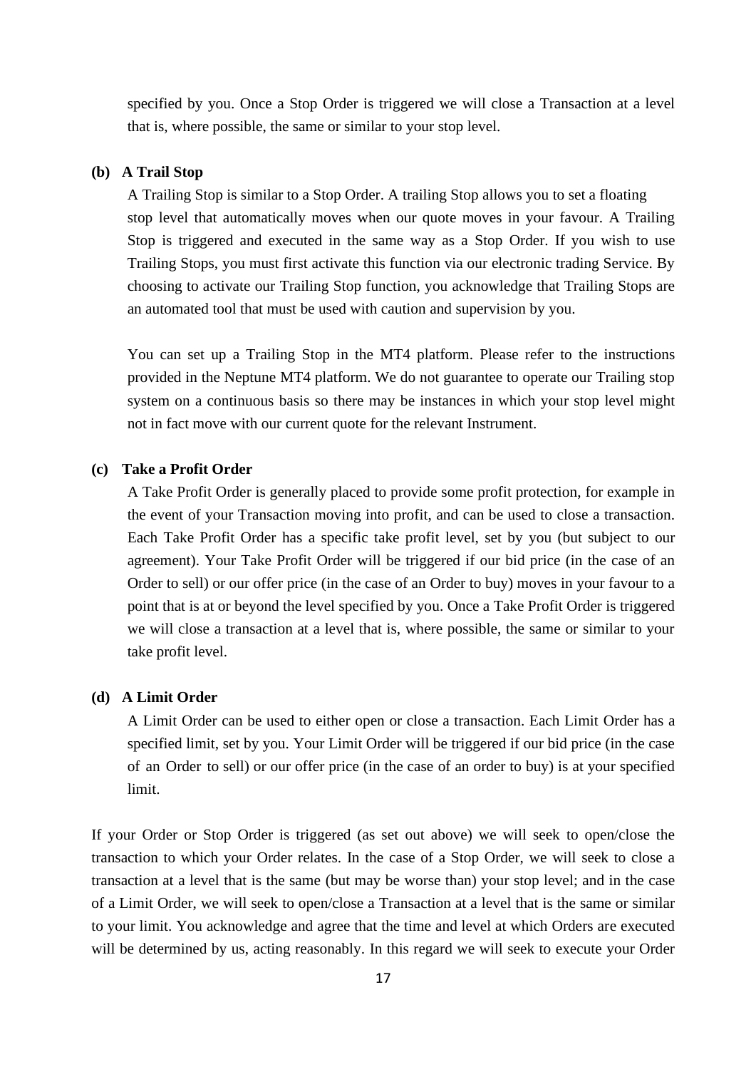specified by you. Once a Stop Order is triggered we will close a Transaction at a level that is, where possible, the same or similar to your stop level.

**(b) A Trail Stop**

A Trailing Stop is similar to a Stop Order. A trailing Stop allows you to set a floating stop level that automatically moves when our quote moves in your favour. A Trailing Stop is triggered and executed in the same way as a Stop Order. If you wish to use Trailing Stops, you must first activate this function via our electronic trading Service. By choosing to activate our Trailing Stop function, you acknowledge that Trailing Stops are an automated tool that must be used with caution and supervision by you.

You can set up a Trailing Stop in the MT4 platform. Please refer to the instructions provided in the Neptune MT4 platform. We do not guarantee to operate our Trailing stop system on a continuous basis so there may be instances in which your stop level might not in fact move with our current quote for the relevant Instrument.

**(c) Take a Profit Order**

A Take Profit Order is generally placed to provide some profit protection, for example in the event of your Transaction moving into profit, and can be used to close a transaction. Each Take Profit Order has a specific take profit level, set by you (but subject to our agreement). Your Take Profit Order will be triggered if our bid price (in the case of an Order to sell) or our offer price (in the case of an Order to buy) moves in your favour to a point that is at or beyond the level specified by you. Once a Take Profit Order is triggered we will close a transaction at a level that is, where possible, the same or similar to your take profit level.

**(d) A Limit Order**

A Limit Order can be used to either open or close a transaction. Each Limit Order has a specified limit, set by you. Your Limit Order will be triggered if our bid price (in the case of an Order to sell) or our offer price (in the case of an order to buy) is at your specified limit.

If your Order or Stop Order is triggered (as set out above) we will seek to open/close the transaction to which your Order relates. In the case of a Stop Order, we will seek to close a transaction at a level that is the same (but may be worse than) your stop level; and in the case of a Limit Order, we will seek to open/close a Transaction at a level that is the same or similar to your limit. You acknowledge and agree that the time and level at which Orders are executed will be determined by us, acting reasonably. In this regard we will seek to execute your Order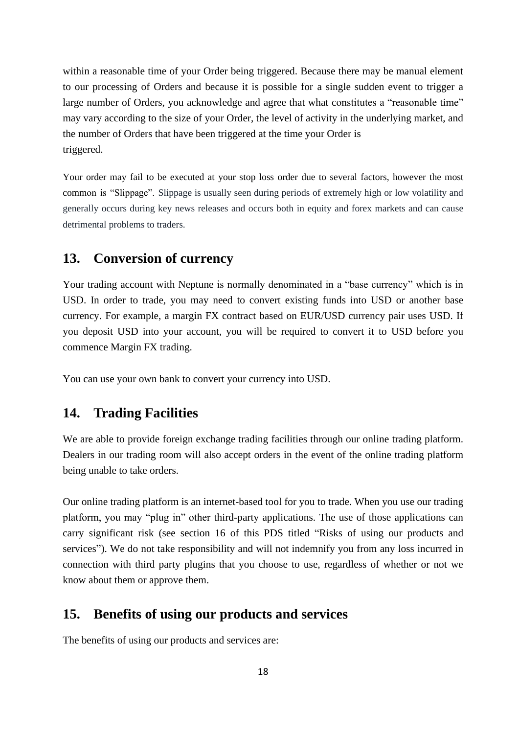within a reasonable time of your Order being triggered. Because there may be manual element to our processing of Orders and because it is possible for a single sudden event to trigger a large number of Orders, you acknowledge and agree that what constitutes a "reasonable time" may vary according to the size of your Order, the level of activity in the underlying market, and the number of Orders that have been triggered at the time your Order is triggered.

Your order may fail to be executed at your stop loss order due to several factors, however the most common is "Slippage". Slippage is usually seen during periods of extremely high or low volatility and generally occurs during key news releases and occurs both in equity and forex markets and can cause detrimental problems to traders.

## 13. Conversion of currency

Your trading account with Neptune is normally denominated in a "base currency" which is in USD. In order to trade, you may need to convert existing funds into USD or another base currency. For example, a margin FX contract based on EUR/USD currency pair uses USD. If you deposit USD into your account, you will be required to convert it to USD before you commence Margin FX trading.

You can use your own bank to convert your currency into USD.

## 14. Trading Facilities

We are able to provide foreign exchange trading facilities through our online trading platform. Dealers in our trading room will also accept orders in the event of the online trading platform being unable to take orders.

Our online trading platform is an internet-based tool for you to trade. When you use our trading platform, you may "plug in" other third-party applications. The use of those applications can carry significant risk (see section 16 of this PDS titled "Risks of using our products and services"). We do not take responsibility and will not indemnify you from any loss incurred in connection with third party plugins that you choose to use, regardless of whether or not we know about them or approve them.

## 15. Benefits of using our products and services

The benefits of using our products and services are: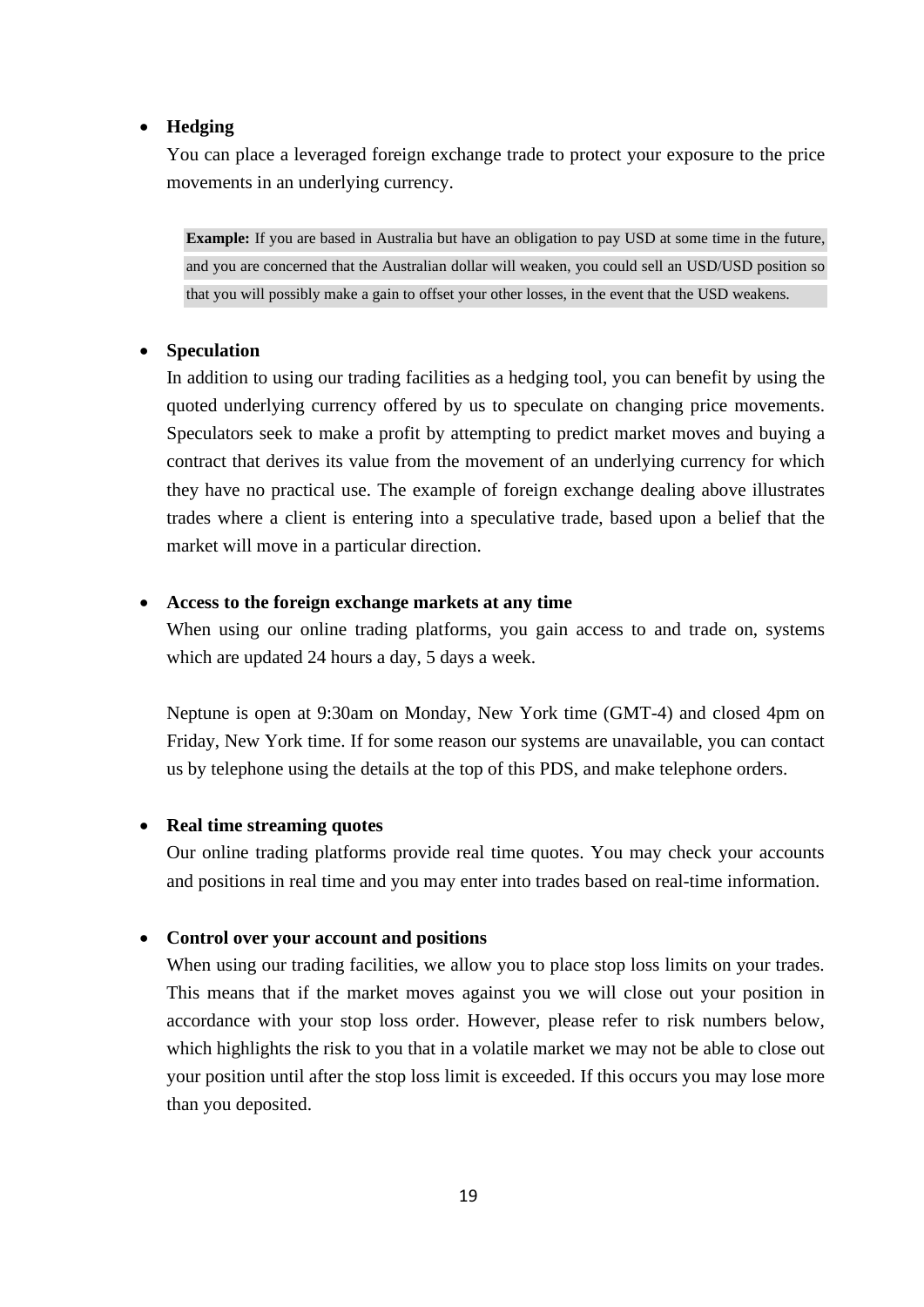- **Hedging**

  You can place a leveraged foreign exchange trade to protect your exposure to the price movements in an underlying currency.

  > **Example:** If you are based in Australia but have an obligation to pay USD at some time in the future, and you are concerned that the Australian dollar will weaken, you could sell an USD/USD position so that you will possibly make a gain to offset your other losses, in the event that the USD weakens.

- **Speculation**

  In addition to using our trading facilities as a hedging tool, you can benefit by using the quoted underlying currency offered by us to speculate on changing price movements. Speculators seek to make a profit by attempting to predict market moves and buying a contract that derives its value from the movement of an underlying currency for which they have no practical use. The example of foreign exchange dealing above illustrates trades where a client is entering into a speculative trade, based upon a belief that the market will move in a particular direction.

- **Access to the foreign exchange markets at any time**

  When using our online trading platforms, you gain access to and trade on, systems which are updated 24 hours a day, 5 days a week.

  Neptune is open at 9:30am on Monday, New York time (GMT-4) and closed 4pm on Friday, New York time. If for some reason our systems are unavailable, you can contact us by telephone using the details at the top of this PDS, and make telephone orders.

- **Real time streaming quotes**

  Our online trading platforms provide real time quotes. You may check your accounts and positions in real time and you may enter into trades based on real-time information.

- **Control over your account and positions**

  When using our trading facilities, we allow you to place stop loss limits on your trades. This means that if the market moves against you we will close out your position in accordance with your stop loss order. However, please refer to risk numbers below, which highlights the risk to you that in a volatile market we may not be able to close out your position until after the stop loss limit is exceeded. If this occurs you may lose more than you deposited.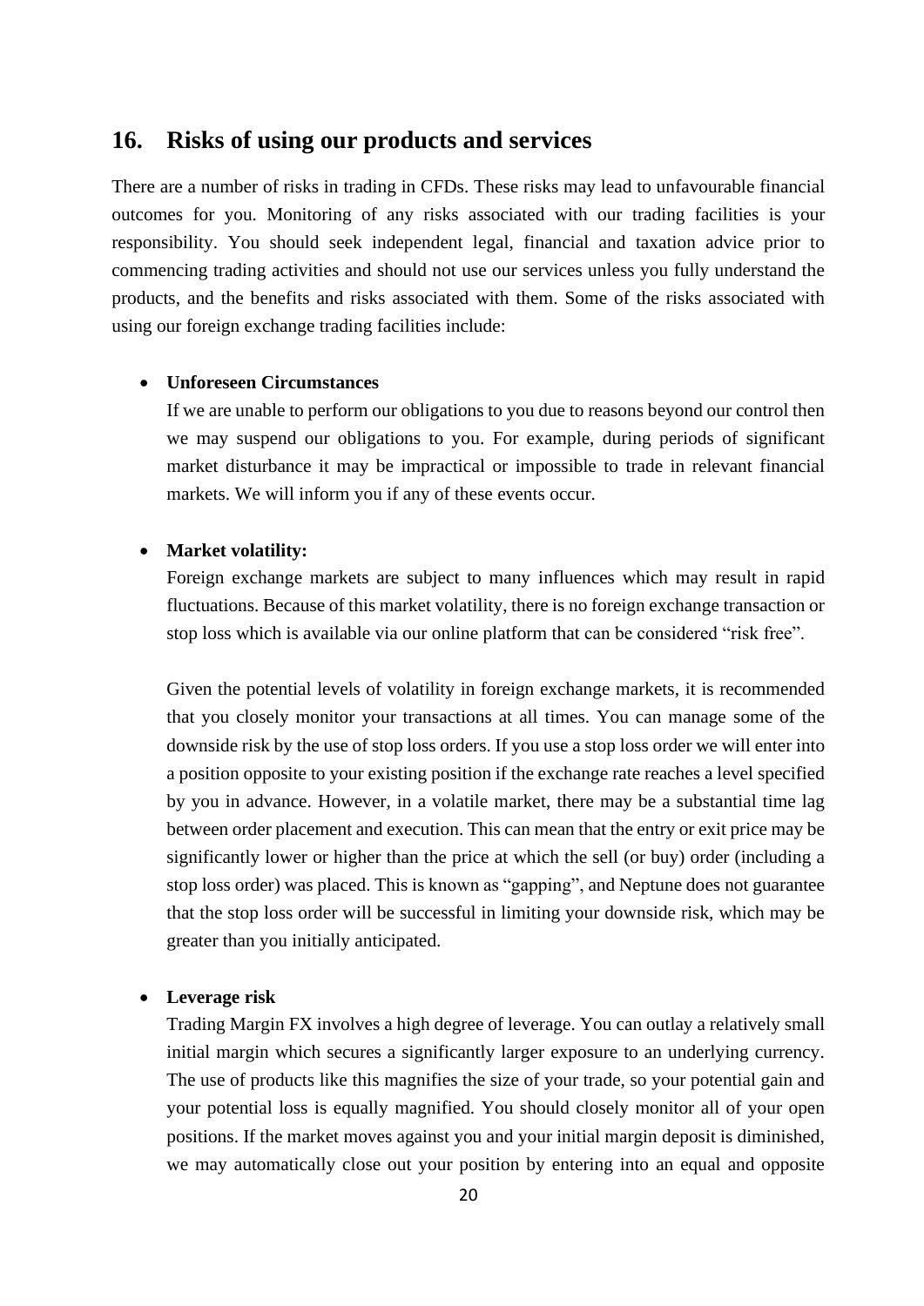## 16. Risks of using our products and services

There are a number of risks in trading in CFDs. These risks may lead to unfavourable financial outcomes for you. Monitoring of any risks associated with our trading facilities is your responsibility. You should seek independent legal, financial and taxation advice prior to commencing trading activities and should not use our services unless you fully understand the products, and the benefits and risks associated with them. Some of the risks associated with using our foreign exchange trading facilities include:

- **Unforeseen Circumstances**

  If we are unable to perform our obligations to you due to reasons beyond our control then we may suspend our obligations to you. For example, during periods of significant market disturbance it may be impractical or impossible to trade in relevant financial markets. We will inform you if any of these events occur.

- **Market volatility:**

  Foreign exchange markets are subject to many influences which may result in rapid fluctuations. Because of this market volatility, there is no foreign exchange transaction or stop loss which is available via our online platform that can be considered "risk free".

  Given the potential levels of volatility in foreign exchange markets, it is recommended that you closely monitor your transactions at all times. You can manage some of the downside risk by the use of stop loss orders. If you use a stop loss order we will enter into a position opposite to your existing position if the exchange rate reaches a level specified by you in advance. However, in a volatile market, there may be a substantial time lag between order placement and execution. This can mean that the entry or exit price may be significantly lower or higher than the price at which the sell (or buy) order (including a stop loss order) was placed. This is known as "gapping", and Neptune does not guarantee that the stop loss order will be successful in limiting your downside risk, which may be greater than you initially anticipated.

- **Leverage risk**

  Trading Margin FX involves a high degree of leverage. You can outlay a relatively small initial margin which secures a significantly larger exposure to an underlying currency. The use of products like this magnifies the size of your trade, so your potential gain and your potential loss is equally magnified. You should closely monitor all of your open positions. If the market moves against you and your initial margin deposit is diminished, we may automatically close out your position by entering into an equal and opposite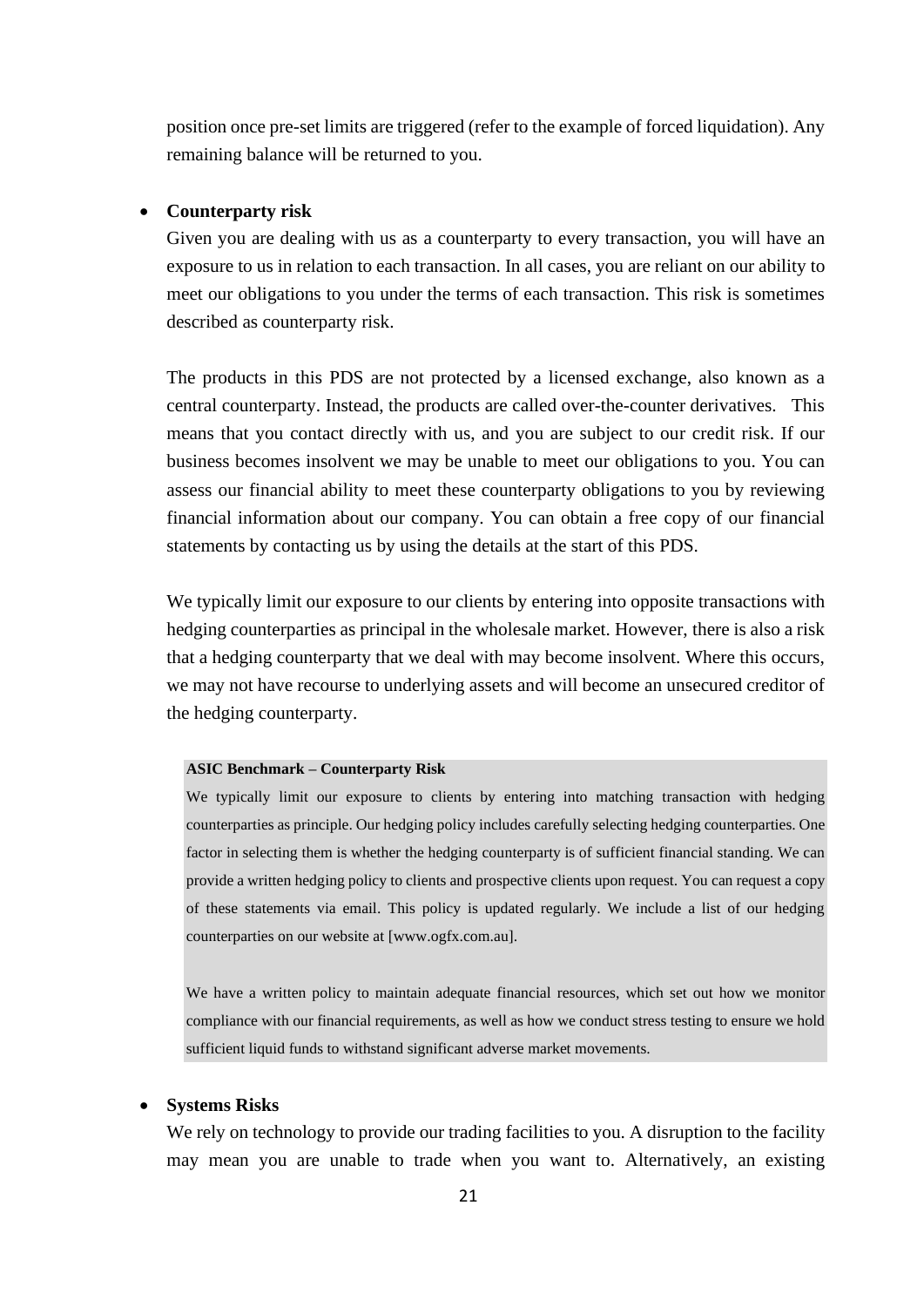position once pre-set limits are triggered (refer to the example of forced liquidation). Any remaining balance will be returned to you.

- **Counterparty risk**

  Given you are dealing with us as a counterparty to every transaction, you will have an exposure to us in relation to each transaction. In all cases, you are reliant on our ability to meet our obligations to you under the terms of each transaction. This risk is sometimes described as counterparty risk.

  The products in this PDS are not protected by a licensed exchange, also known as a central counterparty. Instead, the products are called over-the-counter derivatives. This means that you contact directly with us, and you are subject to our credit risk. If our business becomes insolvent we may be unable to meet our obligations to you. You can assess our financial ability to meet these counterparty obligations to you by reviewing financial information about our company. You can obtain a free copy of our financial statements by contacting us by using the details at the start of this PDS.

  We typically limit our exposure to our clients by entering into opposite transactions with hedging counterparties as principal in the wholesale market. However, there is also a risk that a hedging counterparty that we deal with may become insolvent. Where this occurs, we may not have recourse to underlying assets and will become an unsecured creditor of the hedging counterparty.

  > **ASIC Benchmark – Counterparty Risk**
  >
  > We typically limit our exposure to clients by entering into matching transaction with hedging counterparties as principle. Our hedging policy includes carefully selecting hedging counterparties. One factor in selecting them is whether the hedging counterparty is of sufficient financial standing. We can provide a written hedging policy to clients and prospective clients upon request. You can request a copy of these statements via email. This policy is updated regularly. We include a list of our hedging counterparties on our website at [www.ogfx.com.au].
  >
  > We have a written policy to maintain adequate financial resources, which set out how we monitor compliance with our financial requirements, as well as how we conduct stress testing to ensure we hold sufficient liquid funds to withstand significant adverse market movements.

- **Systems Risks**

  We rely on technology to provide our trading facilities to you. A disruption to the facility may mean you are unable to trade when you want to. Alternatively, an existing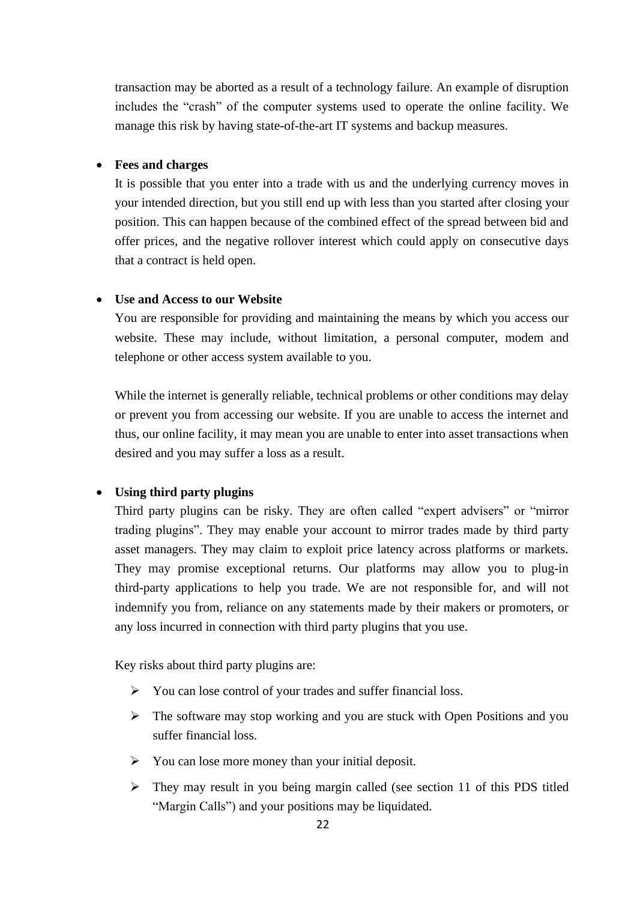transaction may be aborted as a result of a technology failure. An example of disruption includes the "crash" of the computer systems used to operate the online facility. We manage this risk by having state-of-the-art IT systems and backup measures.

- **Fees and charges**

  It is possible that you enter into a trade with us and the underlying currency moves in your intended direction, but you still end up with less than you started after closing your position. This can happen because of the combined effect of the spread between bid and offer prices, and the negative rollover interest which could apply on consecutive days that a contract is held open.

- **Use and Access to our Website**

  You are responsible for providing and maintaining the means by which you access our website. These may include, without limitation, a personal computer, modem and telephone or other access system available to you.

  While the internet is generally reliable, technical problems or other conditions may delay or prevent you from accessing our website. If you are unable to access the internet and thus, our online facility, it may mean you are unable to enter into asset transactions when desired and you may suffer a loss as a result.

- **Using third party plugins**

  Third party plugins can be risky. They are often called "expert advisers" or "mirror trading plugins". They may enable your account to mirror trades made by third party asset managers. They may claim to exploit price latency across platforms or markets. They may promise exceptional returns. Our platforms may allow you to plug-in third-party applications to help you trade. We are not responsible for, and will not indemnify you from, reliance on any statements made by their makers or promoters, or any loss incurred in connection with third party plugins that you use.

  Key risks about third party plugins are:

  - You can lose control of your trades and suffer financial loss.
  - The software may stop working and you are stuck with Open Positions and you suffer financial loss.
  - You can lose more money than your initial deposit.
  - They may result in you being margin called (see section 11 of this PDS titled "Margin Calls") and your positions may be liquidated.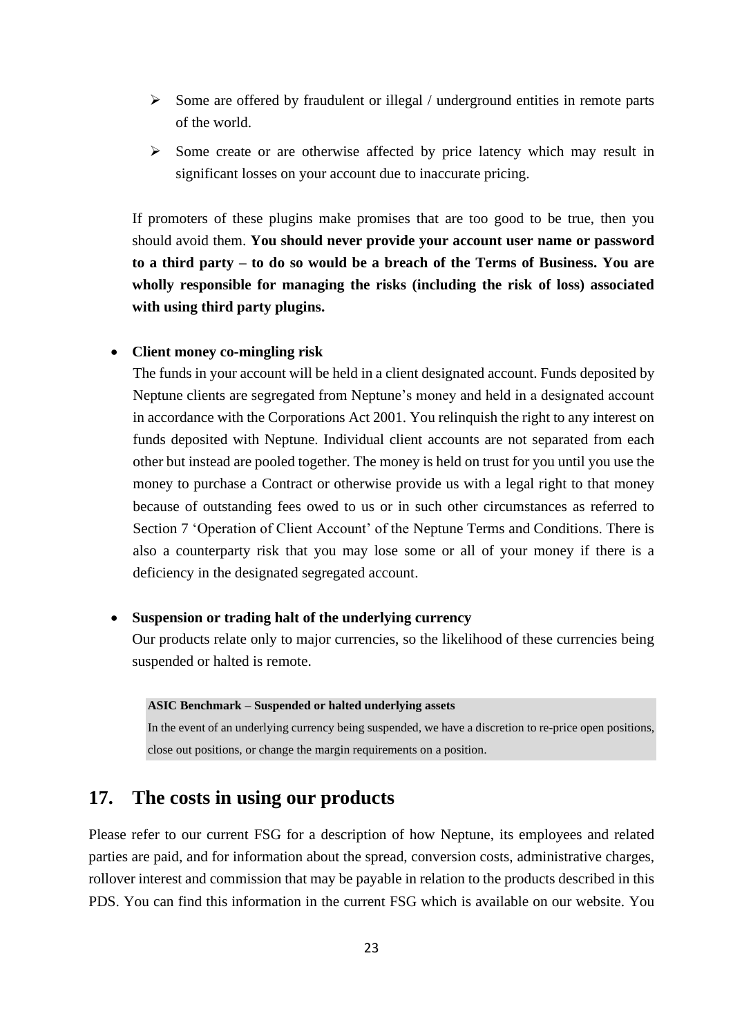- Some are offered by fraudulent or illegal / underground entities in remote parts of the world.
- Some create or are otherwise affected by price latency which may result in significant losses on your account due to inaccurate pricing.

If promoters of these plugins make promises that are too good to be true, then you should avoid them. **You should never provide your account user name or password to a third party – to do so would be a breach of the Terms of Business. You are wholly responsible for managing the risks (including the risk of loss) associated with using third party plugins.**

- **Client money co-mingling risk**

  The funds in your account will be held in a client designated account. Funds deposited by Neptune clients are segregated from Neptune's money and held in a designated account in accordance with the Corporations Act 2001. You relinquish the right to any interest on funds deposited with Neptune. Individual client accounts are not separated from each other but instead are pooled together. The money is held on trust for you until you use the money to purchase a Contract or otherwise provide us with a legal right to that money because of outstanding fees owed to us or in such other circumstances as referred to Section 7 'Operation of Client Account' of the Neptune Terms and Conditions. There is also a counterparty risk that you may lose some or all of your money if there is a deficiency in the designated segregated account.

- **Suspension or trading halt of the underlying currency**

  Our products relate only to major currencies, so the likelihood of these currencies being suspended or halted is remote.

> **ASIC Benchmark – Suspended or halted underlying assets**
>
> In the event of an underlying currency being suspended, we have a discretion to re-price open positions, close out positions, or change the margin requirements on a position.

## 17. The costs in using our products

Please refer to our current FSG for a description of how Neptune, its employees and related parties are paid, and for information about the spread, conversion costs, administrative charges, rollover interest and commission that may be payable in relation to the products described in this PDS. You can find this information in the current FSG which is available on our website. You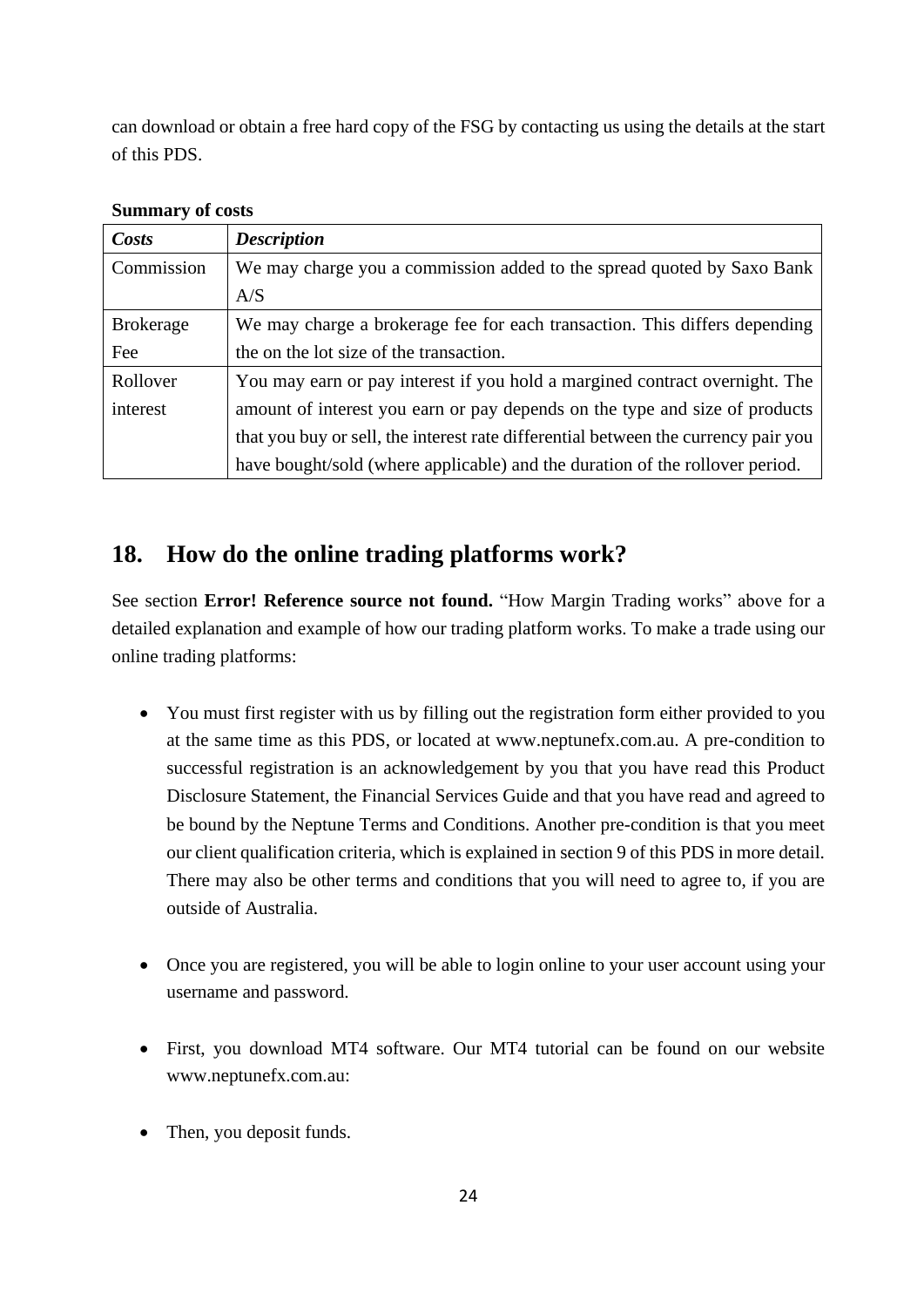can download or obtain a free hard copy of the FSG by contacting us using the details at the start of this PDS.

**Summary of costs**

| ***Costs*** | ***Description*** |
|---|---|
| Commission | We may charge you a commission added to the spread quoted by Saxo Bank A/S |
| Brokerage Fee | We may charge a brokerage fee for each transaction. This differs depending the on the lot size of the transaction. |
| Rollover interest | You may earn or pay interest if you hold a margined contract overnight. The amount of interest you earn or pay depends on the type and size of products that you buy or sell, the interest rate differential between the currency pair you have bought/sold (where applicable) and the duration of the rollover period. |

## 18. How do the online trading platforms work?

See section **Error! Reference source not found.** “How Margin Trading works” above for a detailed explanation and example of how our trading platform works. To make a trade using our online trading platforms:

- You must first register with us by filling out the registration form either provided to you at the same time as this PDS, or located at www.neptunefx.com.au. A pre-condition to successful registration is an acknowledgement by you that you have read this Product Disclosure Statement, the Financial Services Guide and that you have read and agreed to be bound by the Neptune Terms and Conditions. Another pre-condition is that you meet our client qualification criteria, which is explained in section 9 of this PDS in more detail. There may also be other terms and conditions that you will need to agree to, if you are outside of Australia.

- Once you are registered, you will be able to login online to your user account using your username and password.

- First, you download MT4 software. Our MT4 tutorial can be found on our website www.neptunefx.com.au:

- Then, you deposit funds.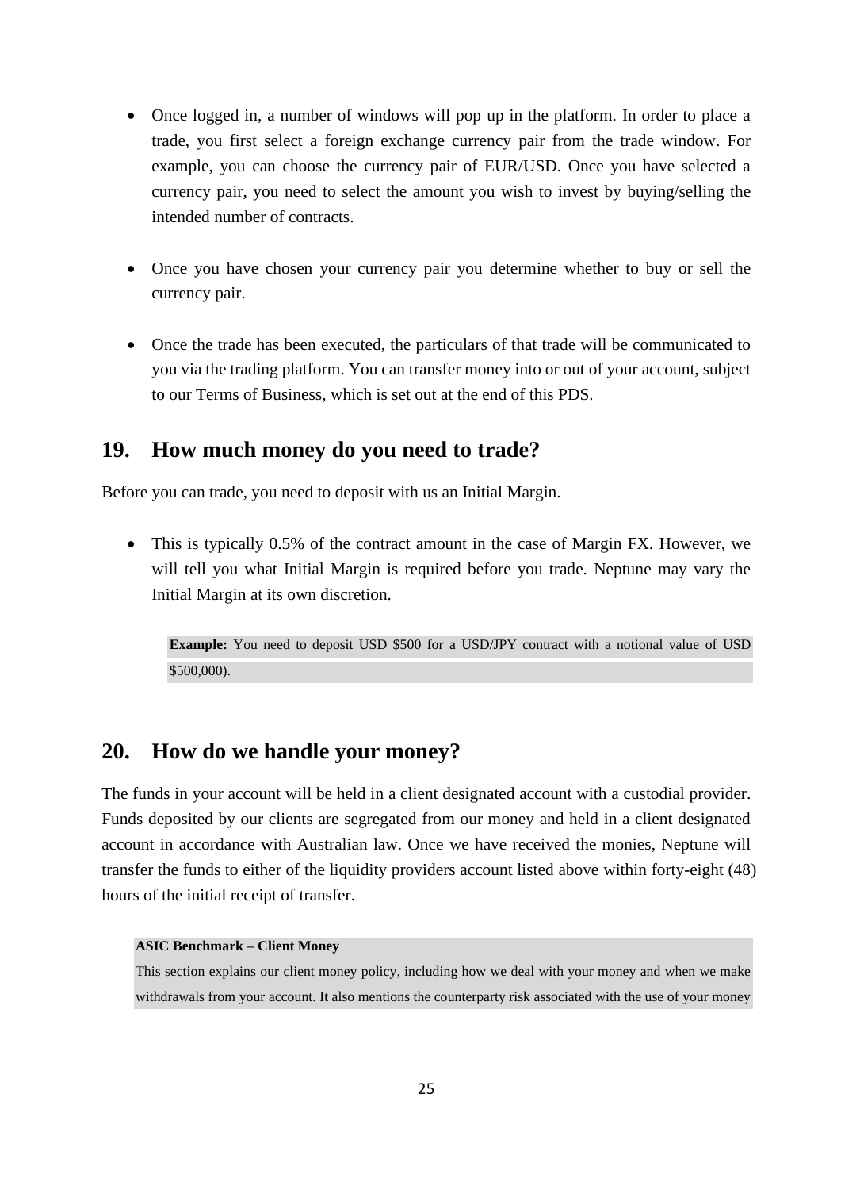- Once logged in, a number of windows will pop up in the platform. In order to place a trade, you first select a foreign exchange currency pair from the trade window. For example, you can choose the currency pair of EUR/USD. Once you have selected a currency pair, you need to select the amount you wish to invest by buying/selling the intended number of contracts.

- Once you have chosen your currency pair you determine whether to buy or sell the currency pair.

- Once the trade has been executed, the particulars of that trade will be communicated to you via the trading platform. You can transfer money into or out of your account, subject to our Terms of Business, which is set out at the end of this PDS.

## 19. How much money do you need to trade?

Before you can trade, you need to deposit with us an Initial Margin.

- This is typically 0.5% of the contract amount in the case of Margin FX. However, we will tell you what Initial Margin is required before you trade. Neptune may vary the Initial Margin at its own discretion.

> **Example:** You need to deposit USD $500 for a USD/JPY contract with a notional value of USD $500,000).

## 20. How do we handle your money?

The funds in your account will be held in a client designated account with a custodial provider. Funds deposited by our clients are segregated from our money and held in a client designated account in accordance with Australian law. Once we have received the monies, Neptune will transfer the funds to either of the liquidity providers account listed above within forty-eight (48) hours of the initial receipt of transfer.

> **ASIC Benchmark – Client Money**
>
> This section explains our client money policy, including how we deal with your money and when we make withdrawals from your account. It also mentions the counterparty risk associated with the use of your money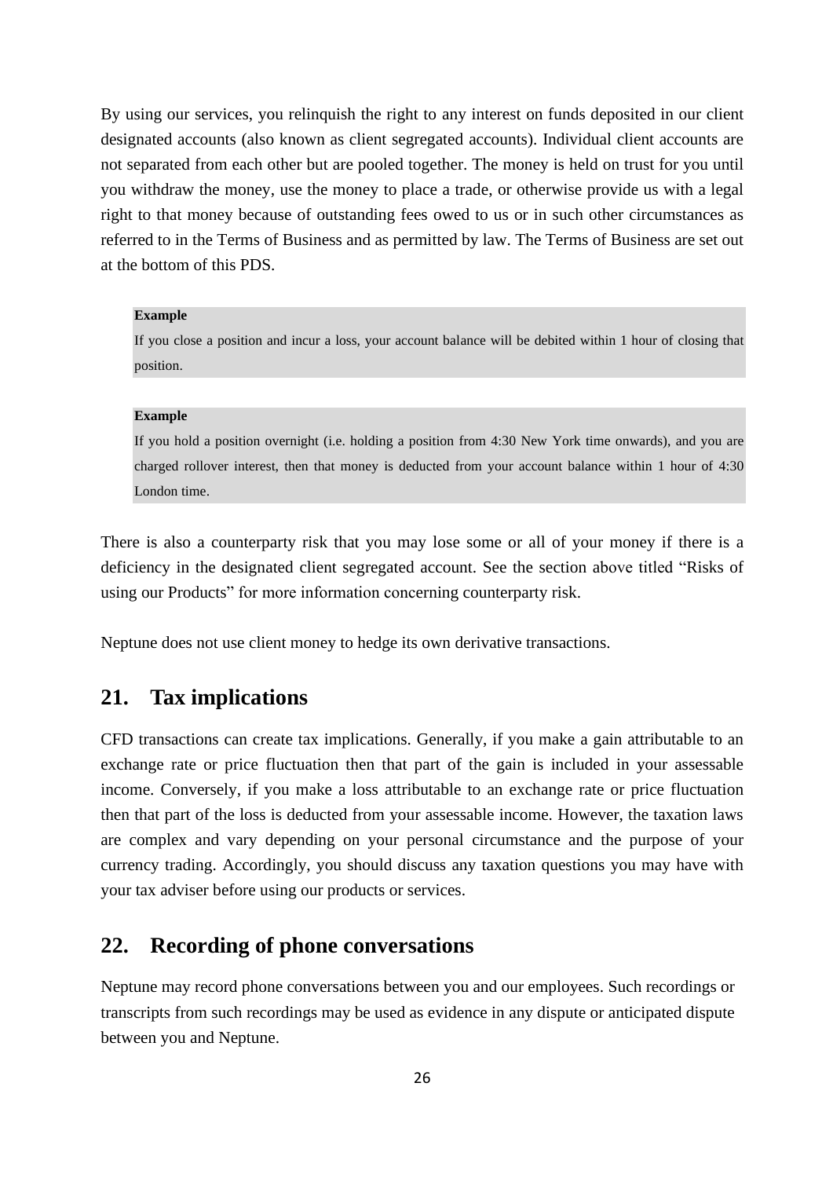By using our services, you relinquish the right to any interest on funds deposited in our client designated accounts (also known as client segregated accounts). Individual client accounts are not separated from each other but are pooled together. The money is held on trust for you until you withdraw the money, use the money to place a trade, or otherwise provide us with a legal right to that money because of outstanding fees owed to us or in such other circumstances as referred to in the Terms of Business and as permitted by law. The Terms of Business are set out at the bottom of this PDS.

> **Example**
>
> If you close a position and incur a loss, your account balance will be debited within 1 hour of closing that position.

> **Example**
>
> If you hold a position overnight (i.e. holding a position from 4:30 New York time onwards), and you are charged rollover interest, then that money is deducted from your account balance within 1 hour of 4:30 London time.

There is also a counterparty risk that you may lose some or all of your money if there is a deficiency in the designated client segregated account. See the section above titled "Risks of using our Products" for more information concerning counterparty risk.

Neptune does not use client money to hedge its own derivative transactions.

## 21. Tax implications

CFD transactions can create tax implications. Generally, if you make a gain attributable to an exchange rate or price fluctuation then that part of the gain is included in your assessable income. Conversely, if you make a loss attributable to an exchange rate or price fluctuation then that part of the loss is deducted from your assessable income. However, the taxation laws are complex and vary depending on your personal circumstance and the purpose of your currency trading. Accordingly, you should discuss any taxation questions you may have with your tax adviser before using our products or services.

## 22. Recording of phone conversations

Neptune may record phone conversations between you and our employees. Such recordings or transcripts from such recordings may be used as evidence in any dispute or anticipated dispute between you and Neptune.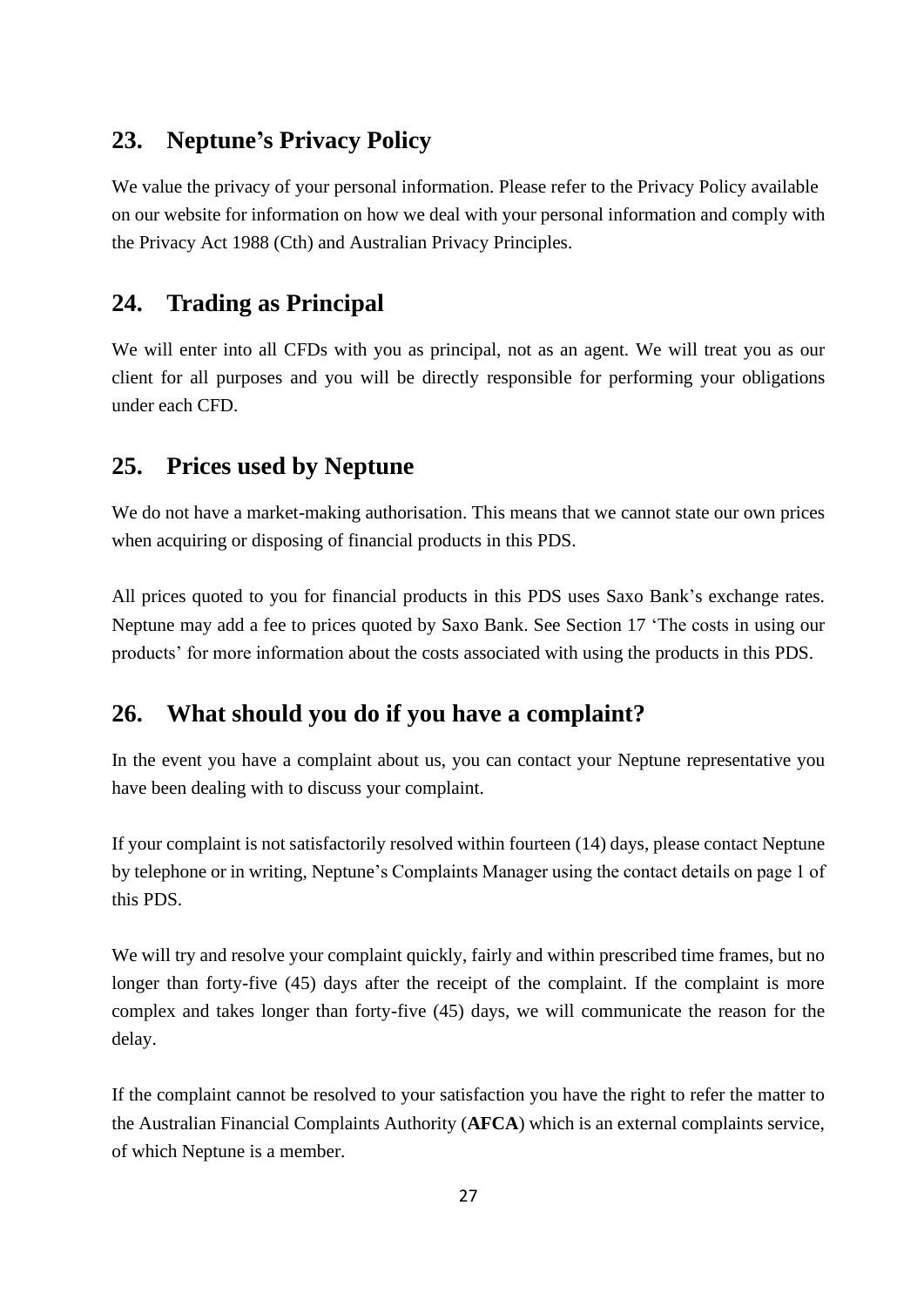## 23. Neptune's Privacy Policy

We value the privacy of your personal information. Please refer to the Privacy Policy available on our website for information on how we deal with your personal information and comply with the Privacy Act 1988 (Cth) and Australian Privacy Principles.

## 24. Trading as Principal

We will enter into all CFDs with you as principal, not as an agent. We will treat you as our client for all purposes and you will be directly responsible for performing your obligations under each CFD.

## 25. Prices used by Neptune

We do not have a market-making authorisation. This means that we cannot state our own prices when acquiring or disposing of financial products in this PDS.

All prices quoted to you for financial products in this PDS uses Saxo Bank's exchange rates. Neptune may add a fee to prices quoted by Saxo Bank. See Section 17 'The costs in using our products' for more information about the costs associated with using the products in this PDS.

## 26. What should you do if you have a complaint?

In the event you have a complaint about us, you can contact your Neptune representative you have been dealing with to discuss your complaint.

If your complaint is not satisfactorily resolved within fourteen (14) days, please contact Neptune by telephone or in writing, Neptune's Complaints Manager using the contact details on page 1 of this PDS.

We will try and resolve your complaint quickly, fairly and within prescribed time frames, but no longer than forty-five (45) days after the receipt of the complaint. If the complaint is more complex and takes longer than forty-five (45) days, we will communicate the reason for the delay.

If the complaint cannot be resolved to your satisfaction you have the right to refer the matter to the Australian Financial Complaints Authority (**AFCA**) which is an external complaints service, of which Neptune is a member.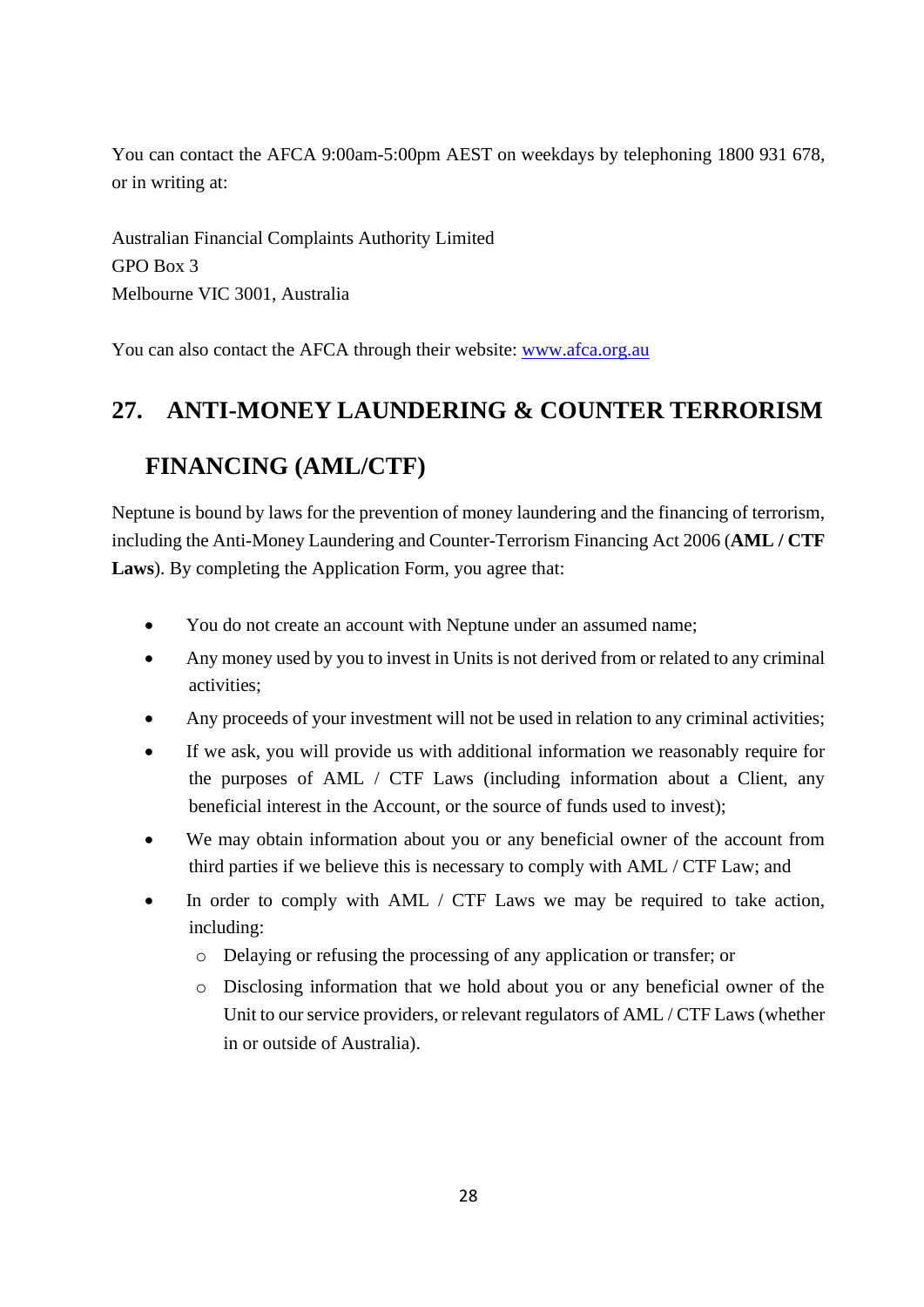You can contact the AFCA 9:00am-5:00pm AEST on weekdays by telephoning 1800 931 678, or in writing at:

Australian Financial Complaints Authority Limited
GPO Box 3
Melbourne VIC 3001, Australia

You can also contact the AFCA through their website: [www.afca.org.au](http://www.afca.org.au)

## 27. ANTI-MONEY LAUNDERING & COUNTER TERRORISM FINANCING (AML/CTF)

Neptune is bound by laws for the prevention of money laundering and the financing of terrorism, including the Anti-Money Laundering and Counter-Terrorism Financing Act 2006 (**AML / CTF Laws**). By completing the Application Form, you agree that:

- You do not create an account with Neptune under an assumed name;
- Any money used by you to invest in Units is not derived from or related to any criminal activities;
- Any proceeds of your investment will not be used in relation to any criminal activities;
- If we ask, you will provide us with additional information we reasonably require for the purposes of AML / CTF Laws (including information about a Client, any beneficial interest in the Account, or the source of funds used to invest);
- We may obtain information about you or any beneficial owner of the account from third parties if we believe this is necessary to comply with AML / CTF Law; and
- In order to comply with AML / CTF Laws we may be required to take action, including:
  - Delaying or refusing the processing of any application or transfer; or
  - Disclosing information that we hold about you or any beneficial owner of the Unit to our service providers, or relevant regulators of AML / CTF Laws (whether in or outside of Australia).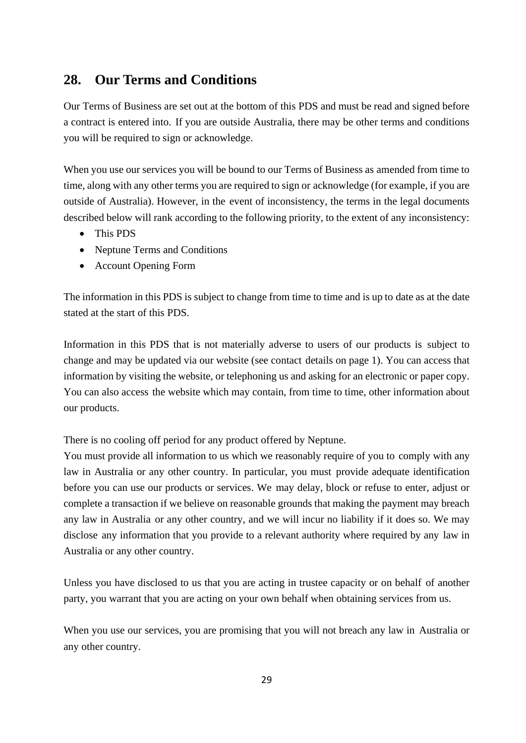## 28. Our Terms and Conditions

Our Terms of Business are set out at the bottom of this PDS and must be read and signed before a contract is entered into. If you are outside Australia, there may be other terms and conditions you will be required to sign or acknowledge.

When you use our services you will be bound to our Terms of Business as amended from time to time, along with any other terms you are required to sign or acknowledge (for example, if you are outside of Australia). However, in the event of inconsistency, the terms in the legal documents described below will rank according to the following priority, to the extent of any inconsistency:

- This PDS
- Neptune Terms and Conditions
- Account Opening Form

The information in this PDS is subject to change from time to time and is up to date as at the date stated at the start of this PDS.

Information in this PDS that is not materially adverse to users of our products is subject to change and may be updated via our website (see contact details on page 1). You can access that information by visiting the website, or telephoning us and asking for an electronic or paper copy. You can also access the website which may contain, from time to time, other information about our products.

There is no cooling off period for any product offered by Neptune.
You must provide all information to us which we reasonably require of you to comply with any law in Australia or any other country. In particular, you must provide adequate identification before you can use our products or services. We may delay, block or refuse to enter, adjust or complete a transaction if we believe on reasonable grounds that making the payment may breach any law in Australia or any other country, and we will incur no liability if it does so. We may disclose any information that you provide to a relevant authority where required by any law in Australia or any other country.

Unless you have disclosed to us that you are acting in trustee capacity or on behalf of another party, you warrant that you are acting on your own behalf when obtaining services from us.

When you use our services, you are promising that you will not breach any law in Australia or any other country.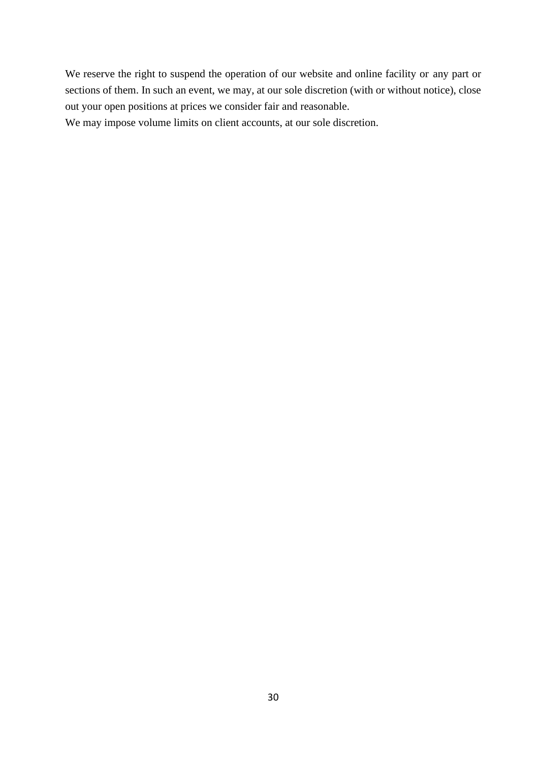We reserve the right to suspend the operation of our website and online facility or any part or sections of them. In such an event, we may, at our sole discretion (with or without notice), close out your open positions at prices we consider fair and reasonable.

We may impose volume limits on client accounts, at our sole discretion.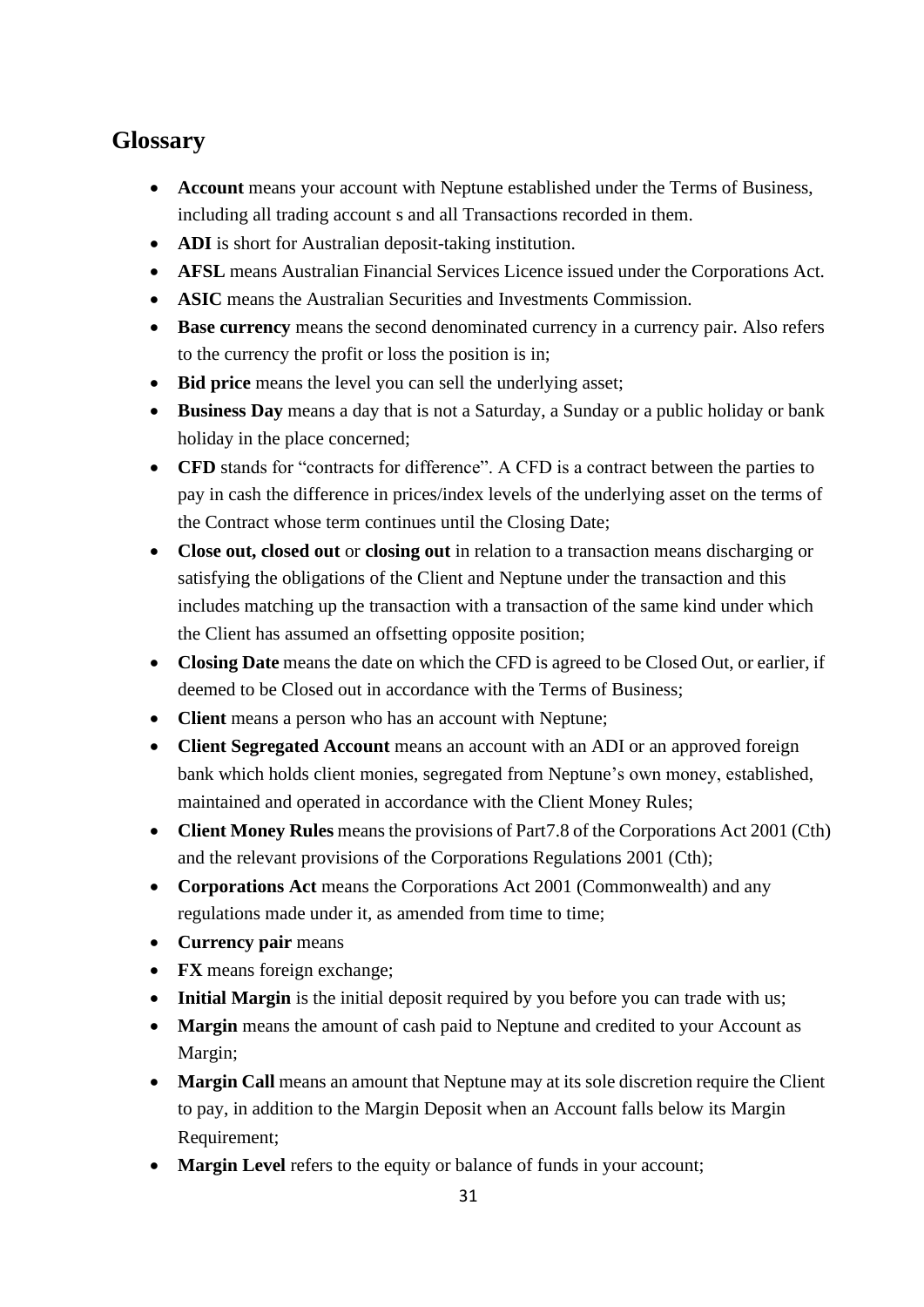## Glossary

- **Account** means your account with Neptune established under the Terms of Business, including all trading account s and all Transactions recorded in them.
- **ADI** is short for Australian deposit-taking institution.
- **AFSL** means Australian Financial Services Licence issued under the Corporations Act.
- **ASIC** means the Australian Securities and Investments Commission.
- **Base currency** means the second denominated currency in a currency pair. Also refers to the currency the profit or loss the position is in;
- **Bid price** means the level you can sell the underlying asset;
- **Business Day** means a day that is not a Saturday, a Sunday or a public holiday or bank holiday in the place concerned;
- **CFD** stands for "contracts for difference". A CFD is a contract between the parties to pay in cash the difference in prices/index levels of the underlying asset on the terms of the Contract whose term continues until the Closing Date;
- **Close out, closed out** or **closing out** in relation to a transaction means discharging or satisfying the obligations of the Client and Neptune under the transaction and this includes matching up the transaction with a transaction of the same kind under which the Client has assumed an offsetting opposite position;
- **Closing Date** means the date on which the CFD is agreed to be Closed Out, or earlier, if deemed to be Closed out in accordance with the Terms of Business;
- **Client** means a person who has an account with Neptune;
- **Client Segregated Account** means an account with an ADI or an approved foreign bank which holds client monies, segregated from Neptune's own money, established, maintained and operated in accordance with the Client Money Rules;
- **Client Money Rules** means the provisions of Part7.8 of the Corporations Act 2001 (Cth) and the relevant provisions of the Corporations Regulations 2001 (Cth);
- **Corporations Act** means the Corporations Act 2001 (Commonwealth) and any regulations made under it, as amended from time to time;
- **Currency pair** means
- **FX** means foreign exchange;
- **Initial Margin** is the initial deposit required by you before you can trade with us;
- **Margin** means the amount of cash paid to Neptune and credited to your Account as Margin;
- **Margin Call** means an amount that Neptune may at its sole discretion require the Client to pay, in addition to the Margin Deposit when an Account falls below its Margin Requirement;
- **Margin Level** refers to the equity or balance of funds in your account;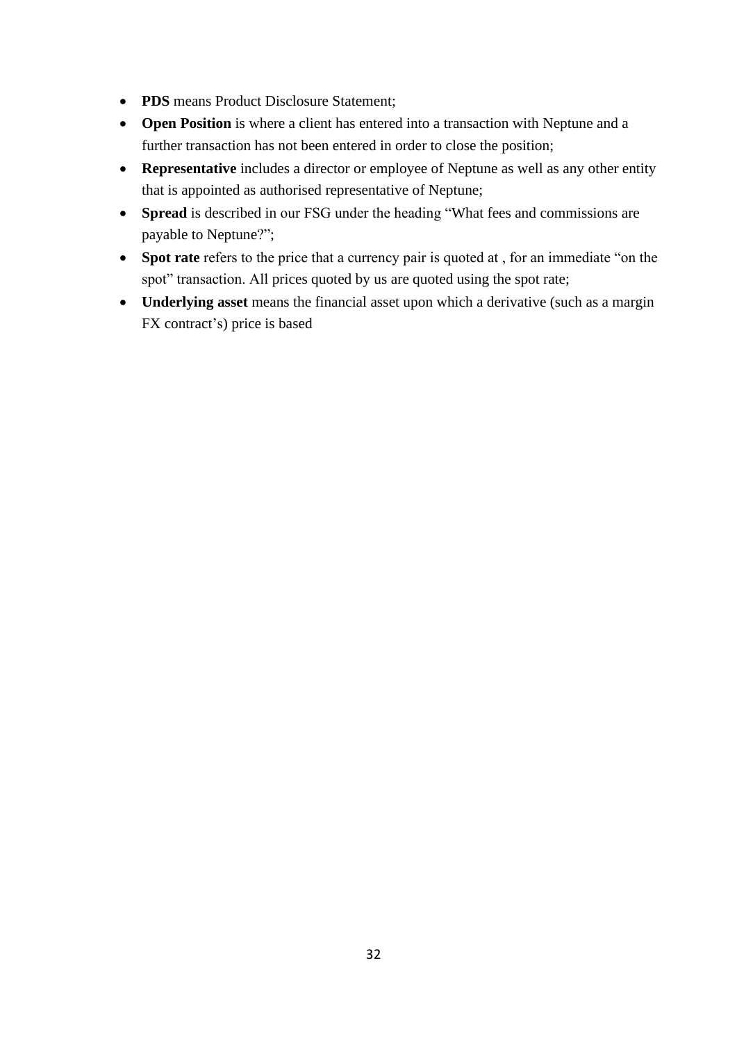- **PDS** means Product Disclosure Statement;
- **Open Position** is where a client has entered into a transaction with Neptune and a further transaction has not been entered in order to close the position;
- **Representative** includes a director or employee of Neptune as well as any other entity that is appointed as authorised representative of Neptune;
- **Spread** is described in our FSG under the heading "What fees and commissions are payable to Neptune?";
- **Spot rate** refers to the price that a currency pair is quoted at , for an immediate "on the spot" transaction. All prices quoted by us are quoted using the spot rate;
- **Underlying asset** means the financial asset upon which a derivative (such as a margin FX contract's) price is based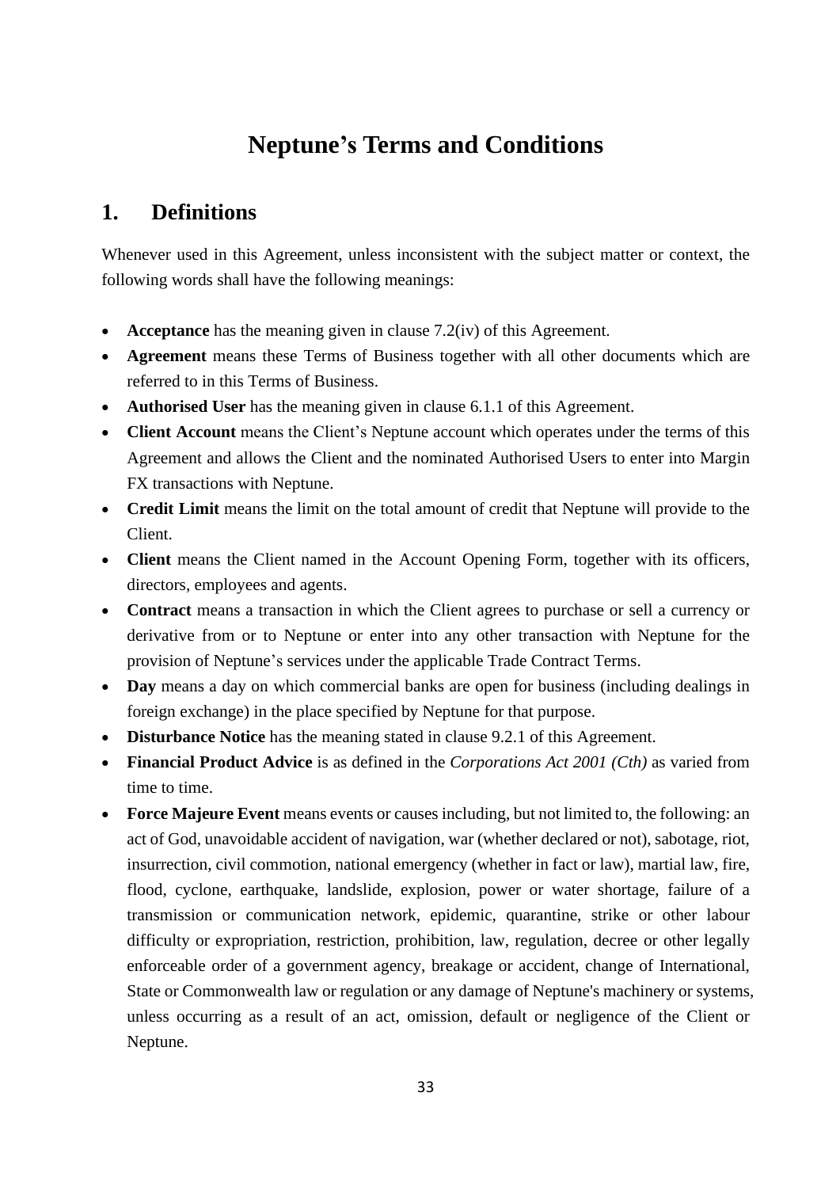# Neptune's Terms and Conditions

## 1. Definitions

Whenever used in this Agreement, unless inconsistent with the subject matter or context, the following words shall have the following meanings:

- **Acceptance** has the meaning given in clause 7.2(iv) of this Agreement.
- **Agreement** means these Terms of Business together with all other documents which are referred to in this Terms of Business.
- **Authorised User** has the meaning given in clause 6.1.1 of this Agreement.
- **Client Account** means the Client's Neptune account which operates under the terms of this Agreement and allows the Client and the nominated Authorised Users to enter into Margin FX transactions with Neptune.
- **Credit Limit** means the limit on the total amount of credit that Neptune will provide to the Client.
- **Client** means the Client named in the Account Opening Form, together with its officers, directors, employees and agents.
- **Contract** means a transaction in which the Client agrees to purchase or sell a currency or derivative from or to Neptune or enter into any other transaction with Neptune for the provision of Neptune's services under the applicable Trade Contract Terms.
- **Day** means a day on which commercial banks are open for business (including dealings in foreign exchange) in the place specified by Neptune for that purpose.
- **Disturbance Notice** has the meaning stated in clause 9.2.1 of this Agreement.
- **Financial Product Advice** is as defined in the *Corporations Act 2001 (Cth)* as varied from time to time.
- **Force Majeure Event** means events or causes including, but not limited to, the following: an act of God, unavoidable accident of navigation, war (whether declared or not), sabotage, riot, insurrection, civil commotion, national emergency (whether in fact or law), martial law, fire, flood, cyclone, earthquake, landslide, explosion, power or water shortage, failure of a transmission or communication network, epidemic, quarantine, strike or other labour difficulty or expropriation, restriction, prohibition, law, regulation, decree or other legally enforceable order of a government agency, breakage or accident, change of International, State or Commonwealth law or regulation or any damage of Neptune's machinery or systems, unless occurring as a result of an act, omission, default or negligence of the Client or Neptune.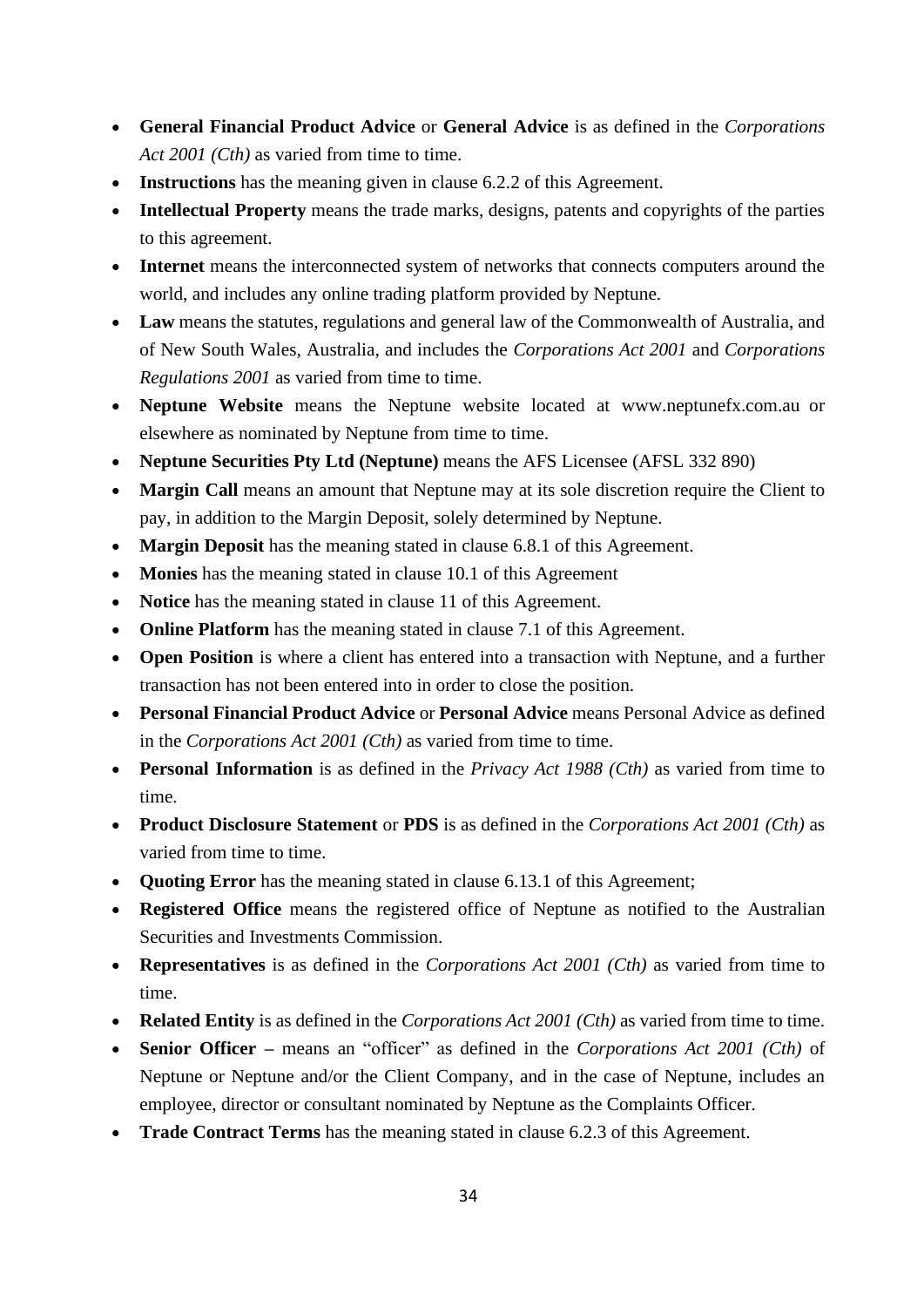- **General Financial Product Advice** or **General Advice** is as defined in the *Corporations Act 2001 (Cth)* as varied from time to time.
- **Instructions** has the meaning given in clause 6.2.2 of this Agreement.
- **Intellectual Property** means the trade marks, designs, patents and copyrights of the parties to this agreement.
- **Internet** means the interconnected system of networks that connects computers around the world, and includes any online trading platform provided by Neptune.
- **Law** means the statutes, regulations and general law of the Commonwealth of Australia, and of New South Wales, Australia, and includes the *Corporations Act 2001* and *Corporations Regulations 2001* as varied from time to time.
- **Neptune Website** means the Neptune website located at www.neptunefx.com.au or elsewhere as nominated by Neptune from time to time.
- **Neptune Securities Pty Ltd (Neptune)** means the AFS Licensee (AFSL 332 890)
- **Margin Call** means an amount that Neptune may at its sole discretion require the Client to pay, in addition to the Margin Deposit, solely determined by Neptune.
- **Margin Deposit** has the meaning stated in clause 6.8.1 of this Agreement.
- **Monies** has the meaning stated in clause 10.1 of this Agreement
- **Notice** has the meaning stated in clause 11 of this Agreement.
- **Online Platform** has the meaning stated in clause 7.1 of this Agreement.
- **Open Position** is where a client has entered into a transaction with Neptune, and a further transaction has not been entered into in order to close the position.
- **Personal Financial Product Advice** or **Personal Advice** means Personal Advice as defined in the *Corporations Act 2001 (Cth)* as varied from time to time.
- **Personal Information** is as defined in the *Privacy Act 1988 (Cth)* as varied from time to time.
- **Product Disclosure Statement** or **PDS** is as defined in the *Corporations Act 2001 (Cth)* as varied from time to time.
- **Quoting Error** has the meaning stated in clause 6.13.1 of this Agreement;
- **Registered Office** means the registered office of Neptune as notified to the Australian Securities and Investments Commission.
- **Representatives** is as defined in the *Corporations Act 2001 (Cth)* as varied from time to time.
- **Related Entity** is as defined in the *Corporations Act 2001 (Cth)* as varied from time to time.
- **Senior Officer –** means an "officer" as defined in the *Corporations Act 2001 (Cth)* of Neptune or Neptune and/or the Client Company, and in the case of Neptune, includes an employee, director or consultant nominated by Neptune as the Complaints Officer.
- **Trade Contract Terms** has the meaning stated in clause 6.2.3 of this Agreement.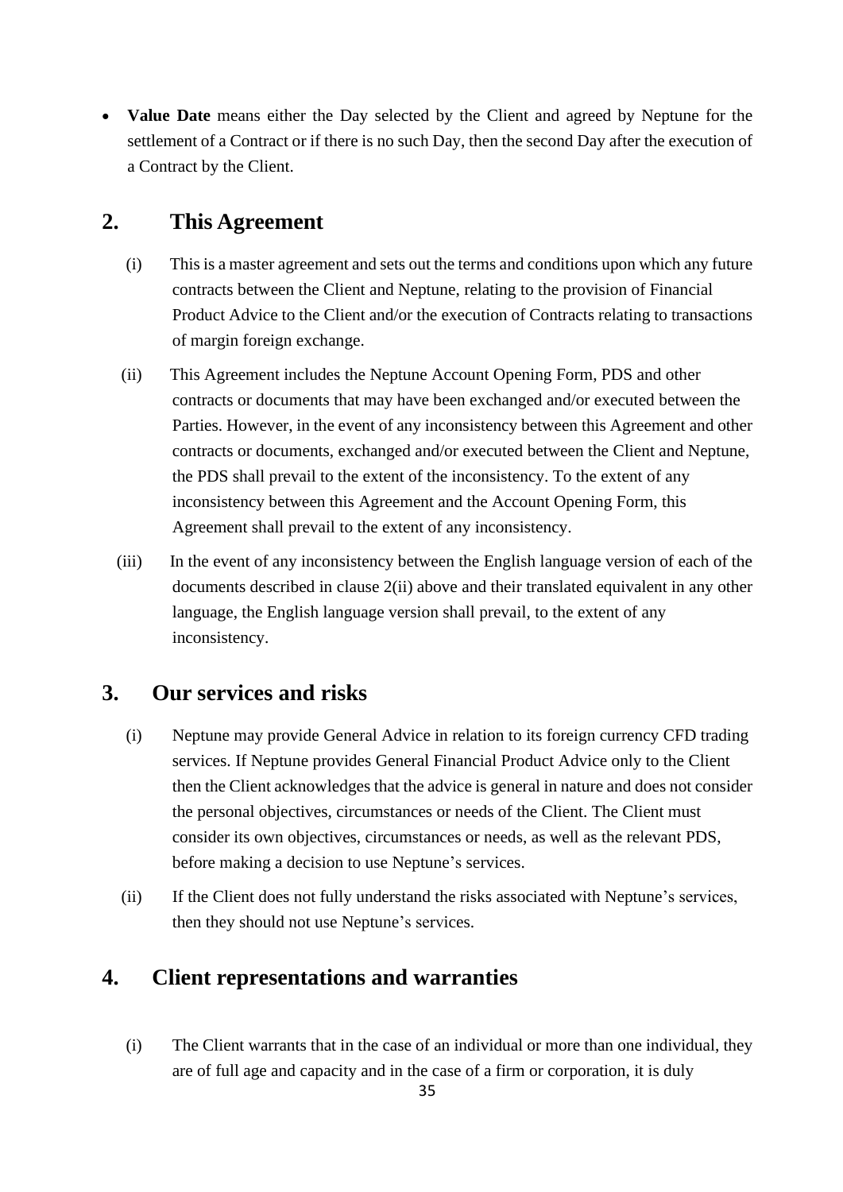- **Value Date** means either the Day selected by the Client and agreed by Neptune for the settlement of a Contract or if there is no such Day, then the second Day after the execution of a Contract by the Client.

## 2. This Agreement

(i) This is a master agreement and sets out the terms and conditions upon which any future contracts between the Client and Neptune, relating to the provision of Financial Product Advice to the Client and/or the execution of Contracts relating to transactions of margin foreign exchange.

(ii) This Agreement includes the Neptune Account Opening Form, PDS and other contracts or documents that may have been exchanged and/or executed between the Parties. However, in the event of any inconsistency between this Agreement and other contracts or documents, exchanged and/or executed between the Client and Neptune, the PDS shall prevail to the extent of the inconsistency. To the extent of any inconsistency between this Agreement and the Account Opening Form, this Agreement shall prevail to the extent of any inconsistency.

(iii) In the event of any inconsistency between the English language version of each of the documents described in clause 2(ii) above and their translated equivalent in any other language, the English language version shall prevail, to the extent of any inconsistency.

## 3. Our services and risks

(i) Neptune may provide General Advice in relation to its foreign currency CFD trading services. If Neptune provides General Financial Product Advice only to the Client then the Client acknowledges that the advice is general in nature and does not consider the personal objectives, circumstances or needs of the Client. The Client must consider its own objectives, circumstances or needs, as well as the relevant PDS, before making a decision to use Neptune's services.

(ii) If the Client does not fully understand the risks associated with Neptune's services, then they should not use Neptune's services.

## 4. Client representations and warranties

(i) The Client warrants that in the case of an individual or more than one individual, they are of full age and capacity and in the case of a firm or corporation, it is duly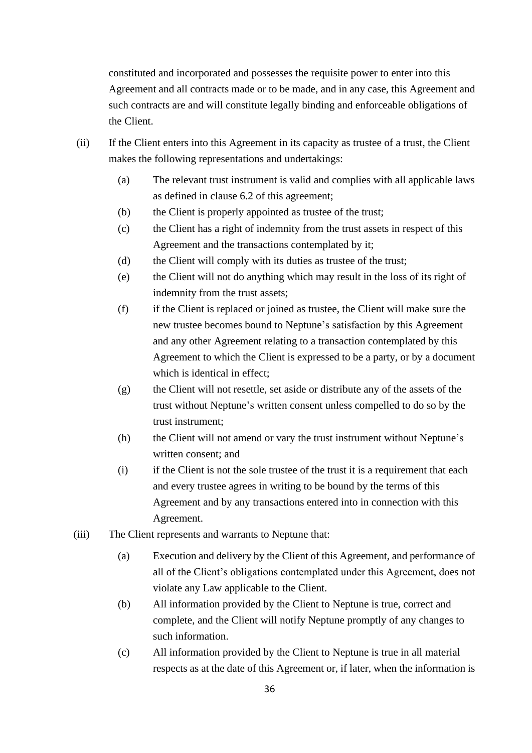constituted and incorporated and possesses the requisite power to enter into this Agreement and all contracts made or to be made, and in any case, this Agreement and such contracts are and will constitute legally binding and enforceable obligations of the Client.

(ii) If the Client enters into this Agreement in its capacity as trustee of a trust, the Client makes the following representations and undertakings:

- (a) The relevant trust instrument is valid and complies with all applicable laws as defined in clause 6.2 of this agreement;
- (b) the Client is properly appointed as trustee of the trust;
- (c) the Client has a right of indemnity from the trust assets in respect of this Agreement and the transactions contemplated by it;
- (d) the Client will comply with its duties as trustee of the trust;
- (e) the Client will not do anything which may result in the loss of its right of indemnity from the trust assets;
- (f) if the Client is replaced or joined as trustee, the Client will make sure the new trustee becomes bound to Neptune's satisfaction by this Agreement and any other Agreement relating to a transaction contemplated by this Agreement to which the Client is expressed to be a party, or by a document which is identical in effect;
- (g) the Client will not resettle, set aside or distribute any of the assets of the trust without Neptune's written consent unless compelled to do so by the trust instrument;
- (h) the Client will not amend or vary the trust instrument without Neptune's written consent; and
- (i) if the Client is not the sole trustee of the trust it is a requirement that each and every trustee agrees in writing to be bound by the terms of this Agreement and by any transactions entered into in connection with this Agreement.

(iii) The Client represents and warrants to Neptune that:

- (a) Execution and delivery by the Client of this Agreement, and performance of all of the Client's obligations contemplated under this Agreement, does not violate any Law applicable to the Client.
- (b) All information provided by the Client to Neptune is true, correct and complete, and the Client will notify Neptune promptly of any changes to such information.
- (c) All information provided by the Client to Neptune is true in all material respects as at the date of this Agreement or, if later, when the information is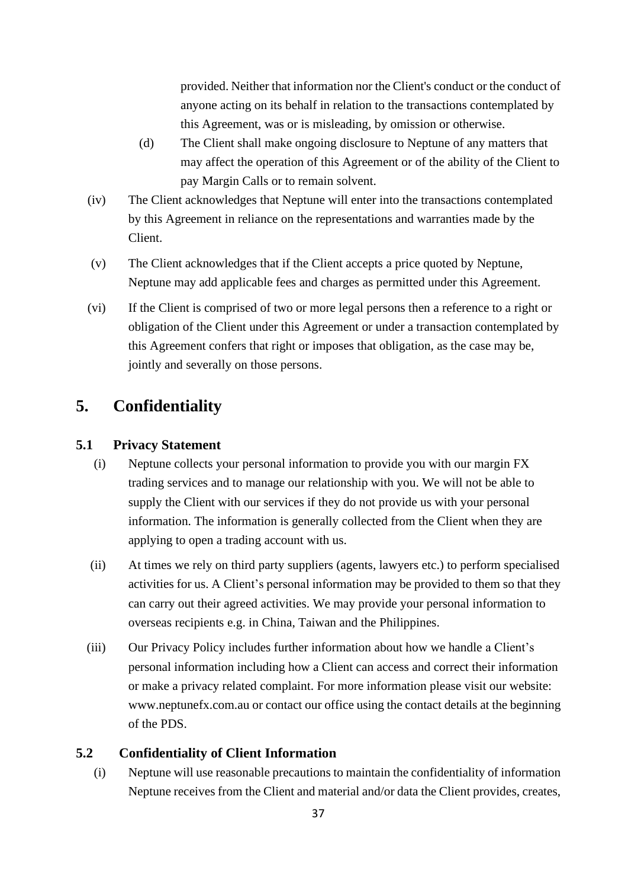provided. Neither that information nor the Client's conduct or the conduct of anyone acting on its behalf in relation to the transactions contemplated by this Agreement, was or is misleading, by omission or otherwise.

(d) The Client shall make ongoing disclosure to Neptune of any matters that may affect the operation of this Agreement or of the ability of the Client to pay Margin Calls or to remain solvent.

(iv) The Client acknowledges that Neptune will enter into the transactions contemplated by this Agreement in reliance on the representations and warranties made by the Client.

(v) The Client acknowledges that if the Client accepts a price quoted by Neptune, Neptune may add applicable fees and charges as permitted under this Agreement.

(vi) If the Client is comprised of two or more legal persons then a reference to a right or obligation of the Client under this Agreement or under a transaction contemplated by this Agreement confers that right or imposes that obligation, as the case may be, jointly and severally on those persons.

# 5. Confidentiality

## 5.1 Privacy Statement

(i) Neptune collects your personal information to provide you with our margin FX trading services and to manage our relationship with you. We will not be able to supply the Client with our services if they do not provide us with your personal information. The information is generally collected from the Client when they are applying to open a trading account with us.

(ii) At times we rely on third party suppliers (agents, lawyers etc.) to perform specialised activities for us. A Client's personal information may be provided to them so that they can carry out their agreed activities. We may provide your personal information to overseas recipients e.g. in China, Taiwan and the Philippines.

(iii) Our Privacy Policy includes further information about how we handle a Client's personal information including how a Client can access and correct their information or make a privacy related complaint. For more information please visit our website: www.neptunefx.com.au or contact our office using the contact details at the beginning of the PDS.

## 5.2 Confidentiality of Client Information

(i) Neptune will use reasonable precautions to maintain the confidentiality of information Neptune receives from the Client and material and/or data the Client provides, creates,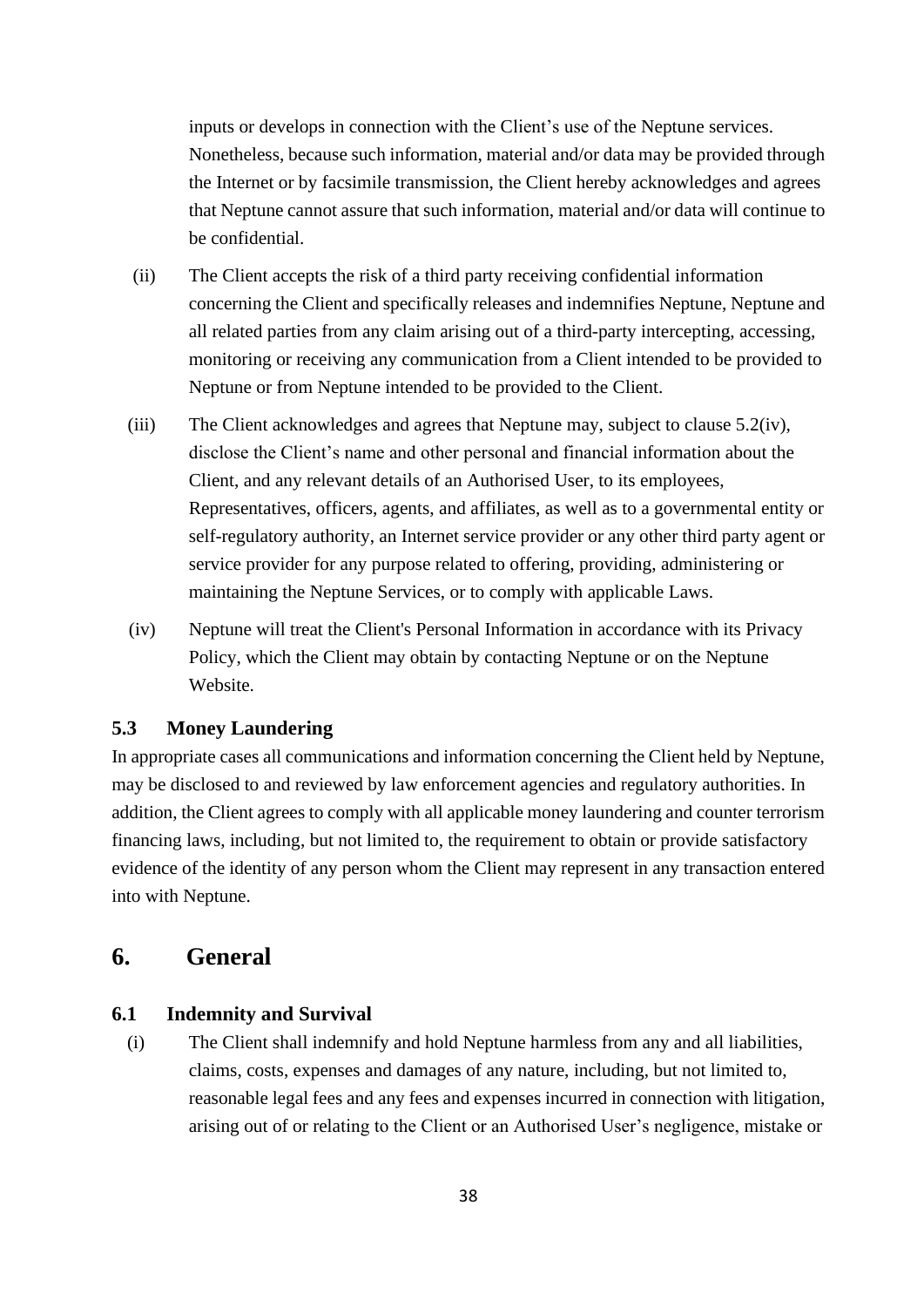inputs or develops in connection with the Client's use of the Neptune services. Nonetheless, because such information, material and/or data may be provided through the Internet or by facsimile transmission, the Client hereby acknowledges and agrees that Neptune cannot assure that such information, material and/or data will continue to be confidential.

(ii) The Client accepts the risk of a third party receiving confidential information concerning the Client and specifically releases and indemnifies Neptune, Neptune and all related parties from any claim arising out of a third-party intercepting, accessing, monitoring or receiving any communication from a Client intended to be provided to Neptune or from Neptune intended to be provided to the Client.

(iii) The Client acknowledges and agrees that Neptune may, subject to clause 5.2(iv), disclose the Client's name and other personal and financial information about the Client, and any relevant details of an Authorised User, to its employees, Representatives, officers, agents, and affiliates, as well as to a governmental entity or self-regulatory authority, an Internet service provider or any other third party agent or service provider for any purpose related to offering, providing, administering or maintaining the Neptune Services, or to comply with applicable Laws.

(iv) Neptune will treat the Client's Personal Information in accordance with its Privacy Policy, which the Client may obtain by contacting Neptune or on the Neptune Website.

### 5.3 Money Laundering

In appropriate cases all communications and information concerning the Client held by Neptune, may be disclosed to and reviewed by law enforcement agencies and regulatory authorities. In addition, the Client agrees to comply with all applicable money laundering and counter terrorism financing laws, including, but not limited to, the requirement to obtain or provide satisfactory evidence of the identity of any person whom the Client may represent in any transaction entered into with Neptune.

## 6. General

### 6.1 Indemnity and Survival

(i) The Client shall indemnify and hold Neptune harmless from any and all liabilities, claims, costs, expenses and damages of any nature, including, but not limited to, reasonable legal fees and any fees and expenses incurred in connection with litigation, arising out of or relating to the Client or an Authorised User's negligence, mistake or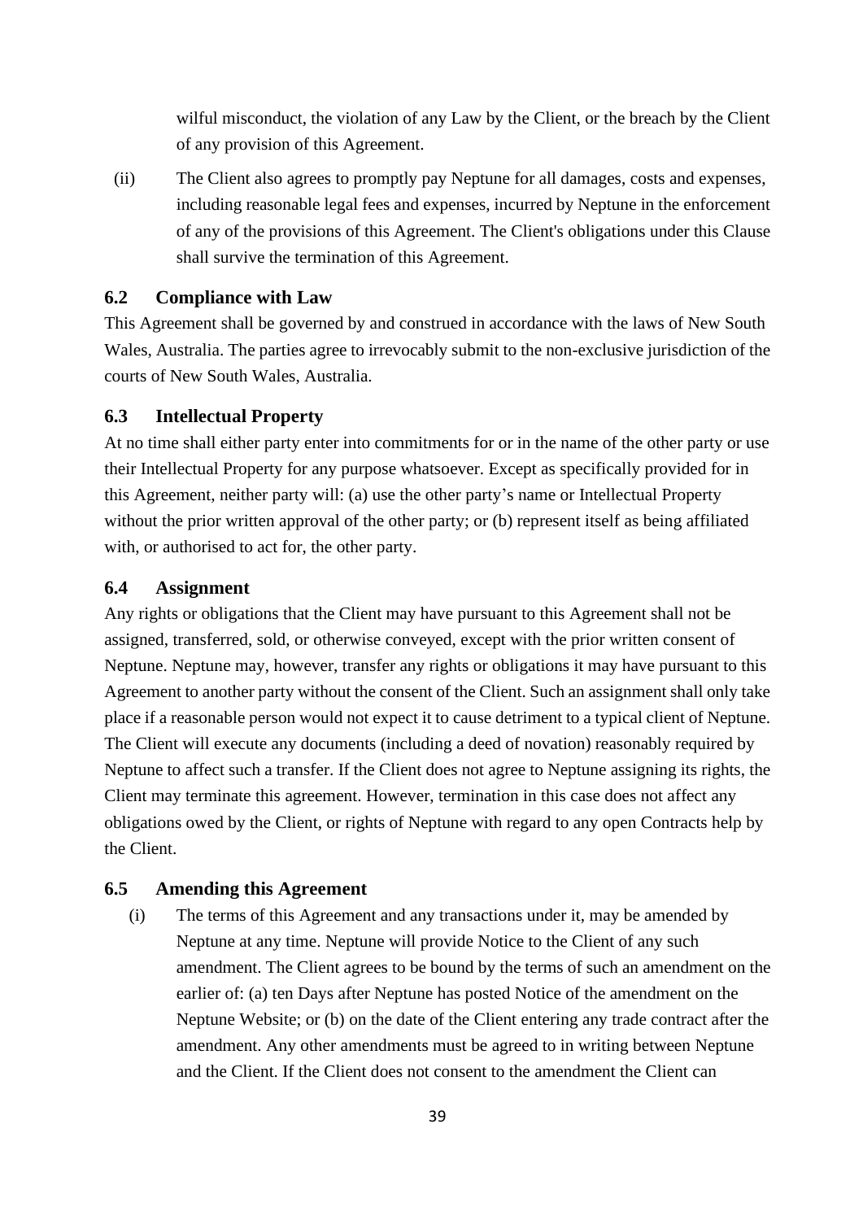wilful misconduct, the violation of any Law by the Client, or the breach by the Client of any provision of this Agreement.

(ii) The Client also agrees to promptly pay Neptune for all damages, costs and expenses, including reasonable legal fees and expenses, incurred by Neptune in the enforcement of any of the provisions of this Agreement. The Client's obligations under this Clause shall survive the termination of this Agreement.

### 6.2 Compliance with Law

This Agreement shall be governed by and construed in accordance with the laws of New South Wales, Australia. The parties agree to irrevocably submit to the non-exclusive jurisdiction of the courts of New South Wales, Australia.

### 6.3 Intellectual Property

At no time shall either party enter into commitments for or in the name of the other party or use their Intellectual Property for any purpose whatsoever. Except as specifically provided for in this Agreement, neither party will: (a) use the other party's name or Intellectual Property without the prior written approval of the other party; or (b) represent itself as being affiliated with, or authorised to act for, the other party.

### 6.4 Assignment

Any rights or obligations that the Client may have pursuant to this Agreement shall not be assigned, transferred, sold, or otherwise conveyed, except with the prior written consent of Neptune. Neptune may, however, transfer any rights or obligations it may have pursuant to this Agreement to another party without the consent of the Client. Such an assignment shall only take place if a reasonable person would not expect it to cause detriment to a typical client of Neptune. The Client will execute any documents (including a deed of novation) reasonably required by Neptune to affect such a transfer. If the Client does not agree to Neptune assigning its rights, the Client may terminate this agreement. However, termination in this case does not affect any obligations owed by the Client, or rights of Neptune with regard to any open Contracts help by the Client.

### 6.5 Amending this Agreement

(i) The terms of this Agreement and any transactions under it, may be amended by Neptune at any time. Neptune will provide Notice to the Client of any such amendment. The Client agrees to be bound by the terms of such an amendment on the earlier of: (a) ten Days after Neptune has posted Notice of the amendment on the Neptune Website; or (b) on the date of the Client entering any trade contract after the amendment. Any other amendments must be agreed to in writing between Neptune and the Client. If the Client does not consent to the amendment the Client can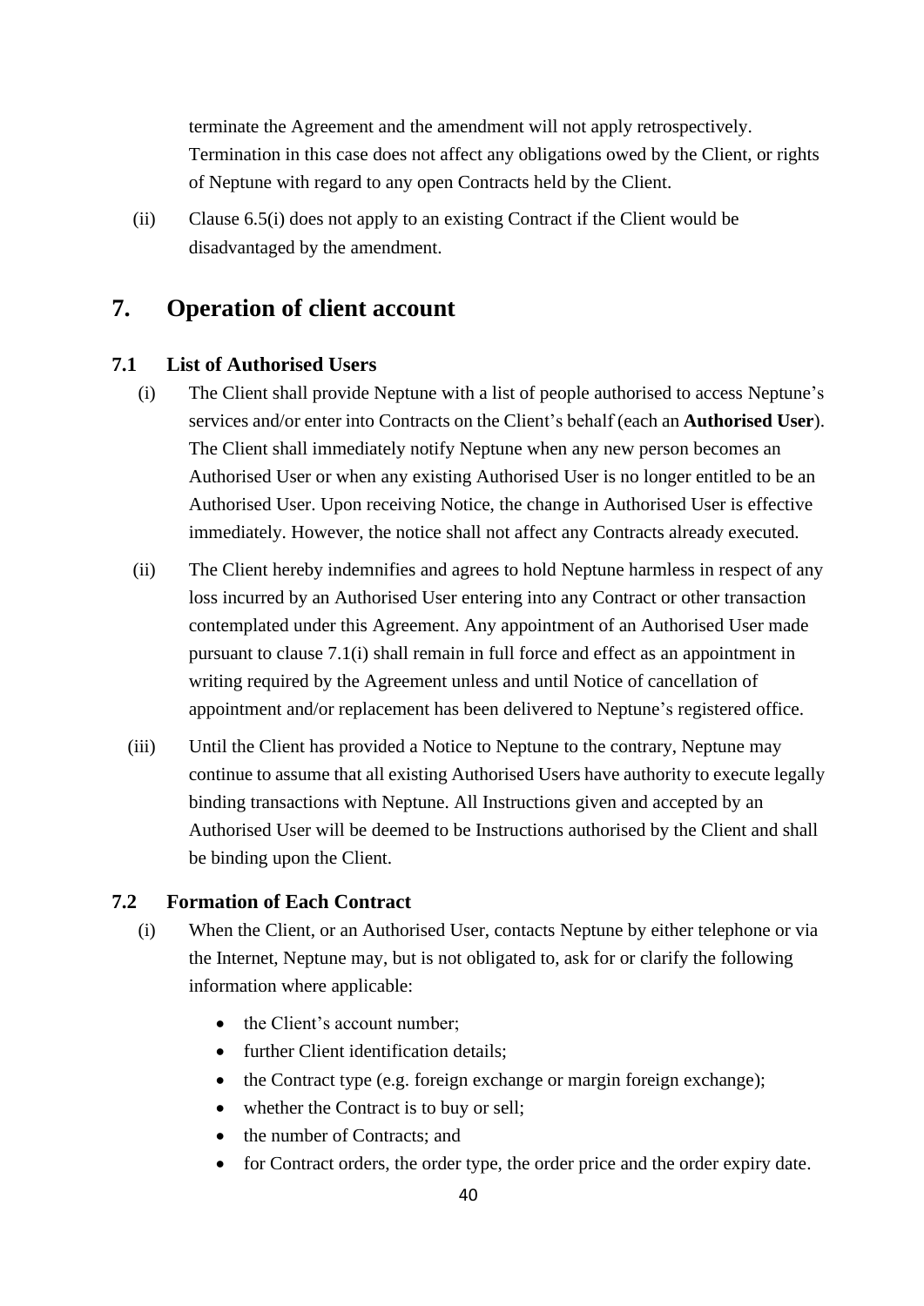terminate the Agreement and the amendment will not apply retrospectively. Termination in this case does not affect any obligations owed by the Client, or rights of Neptune with regard to any open Contracts held by the Client.

(ii) Clause 6.5(i) does not apply to an existing Contract if the Client would be disadvantaged by the amendment.

# 7. Operation of client account

## 7.1 List of Authorised Users

(i) The Client shall provide Neptune with a list of people authorised to access Neptune's services and/or enter into Contracts on the Client's behalf (each an **Authorised User**). The Client shall immediately notify Neptune when any new person becomes an Authorised User or when any existing Authorised User is no longer entitled to be an Authorised User. Upon receiving Notice, the change in Authorised User is effective immediately. However, the notice shall not affect any Contracts already executed.

(ii) The Client hereby indemnifies and agrees to hold Neptune harmless in respect of any loss incurred by an Authorised User entering into any Contract or other transaction contemplated under this Agreement. Any appointment of an Authorised User made pursuant to clause 7.1(i) shall remain in full force and effect as an appointment in writing required by the Agreement unless and until Notice of cancellation of appointment and/or replacement has been delivered to Neptune's registered office.

(iii) Until the Client has provided a Notice to Neptune to the contrary, Neptune may continue to assume that all existing Authorised Users have authority to execute legally binding transactions with Neptune. All Instructions given and accepted by an Authorised User will be deemed to be Instructions authorised by the Client and shall be binding upon the Client.

## 7.2 Formation of Each Contract

(i) When the Client, or an Authorised User, contacts Neptune by either telephone or via the Internet, Neptune may, but is not obligated to, ask for or clarify the following information where applicable:

- the Client's account number;
- further Client identification details;
- the Contract type (e.g. foreign exchange or margin foreign exchange);
- whether the Contract is to buy or sell;
- the number of Contracts; and
- for Contract orders, the order type, the order price and the order expiry date.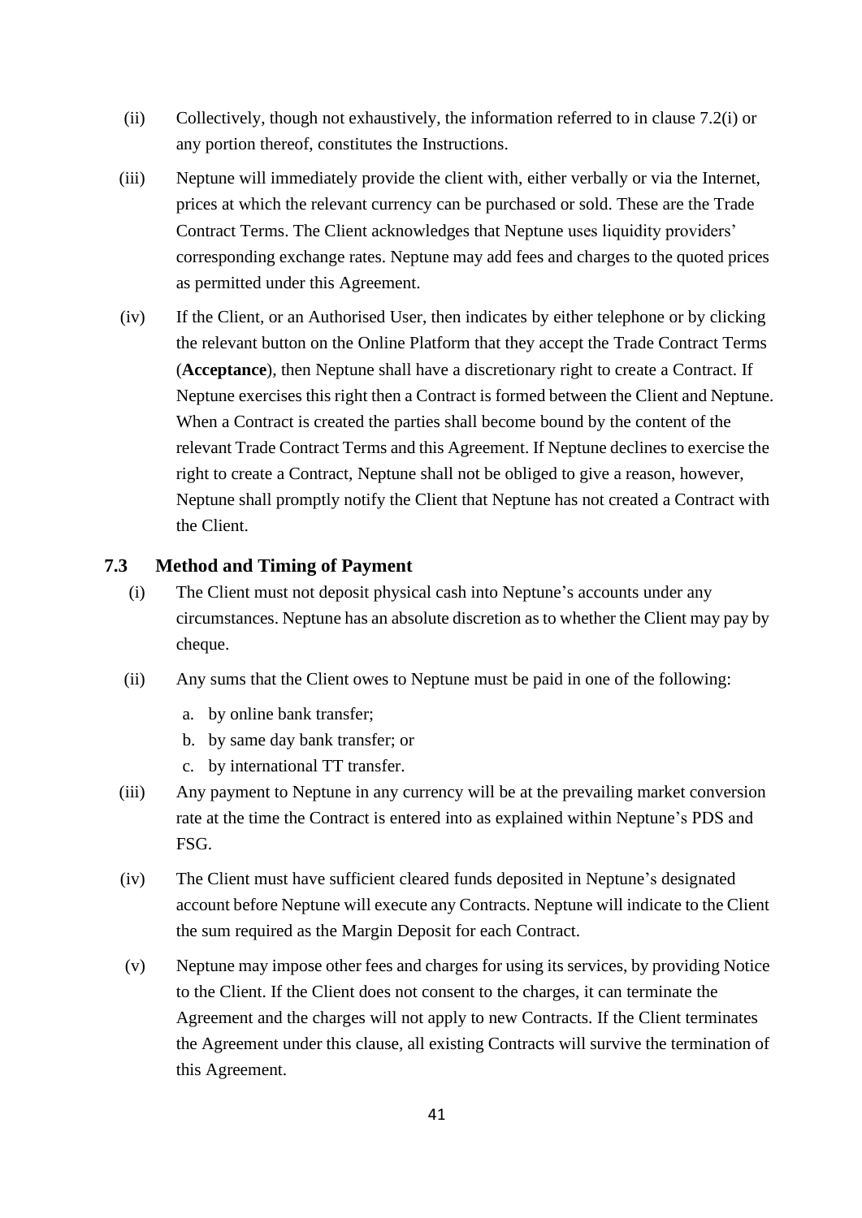(ii) Collectively, though not exhaustively, the information referred to in clause 7.2(i) or any portion thereof, constitutes the Instructions.

(iii) Neptune will immediately provide the client with, either verbally or via the Internet, prices at which the relevant currency can be purchased or sold. These are the Trade Contract Terms. The Client acknowledges that Neptune uses liquidity providers' corresponding exchange rates. Neptune may add fees and charges to the quoted prices as permitted under this Agreement.

(iv) If the Client, or an Authorised User, then indicates by either telephone or by clicking the relevant button on the Online Platform that they accept the Trade Contract Terms (**Acceptance**), then Neptune shall have a discretionary right to create a Contract. If Neptune exercises this right then a Contract is formed between the Client and Neptune. When a Contract is created the parties shall become bound by the content of the relevant Trade Contract Terms and this Agreement. If Neptune declines to exercise the right to create a Contract, Neptune shall not be obliged to give a reason, however, Neptune shall promptly notify the Client that Neptune has not created a Contract with the Client.

### 7.3 Method and Timing of Payment

(i) The Client must not deposit physical cash into Neptune's accounts under any circumstances. Neptune has an absolute discretion as to whether the Client may pay by cheque.

(ii) Any sums that the Client owes to Neptune must be paid in one of the following:

   a. by online bank transfer;
   b. by same day bank transfer; or
   c. by international TT transfer.

(iii) Any payment to Neptune in any currency will be at the prevailing market conversion rate at the time the Contract is entered into as explained within Neptune's PDS and FSG.

(iv) The Client must have sufficient cleared funds deposited in Neptune's designated account before Neptune will execute any Contracts. Neptune will indicate to the Client the sum required as the Margin Deposit for each Contract.

(v) Neptune may impose other fees and charges for using its services, by providing Notice to the Client. If the Client does not consent to the charges, it can terminate the Agreement and the charges will not apply to new Contracts. If the Client terminates the Agreement under this clause, all existing Contracts will survive the termination of this Agreement.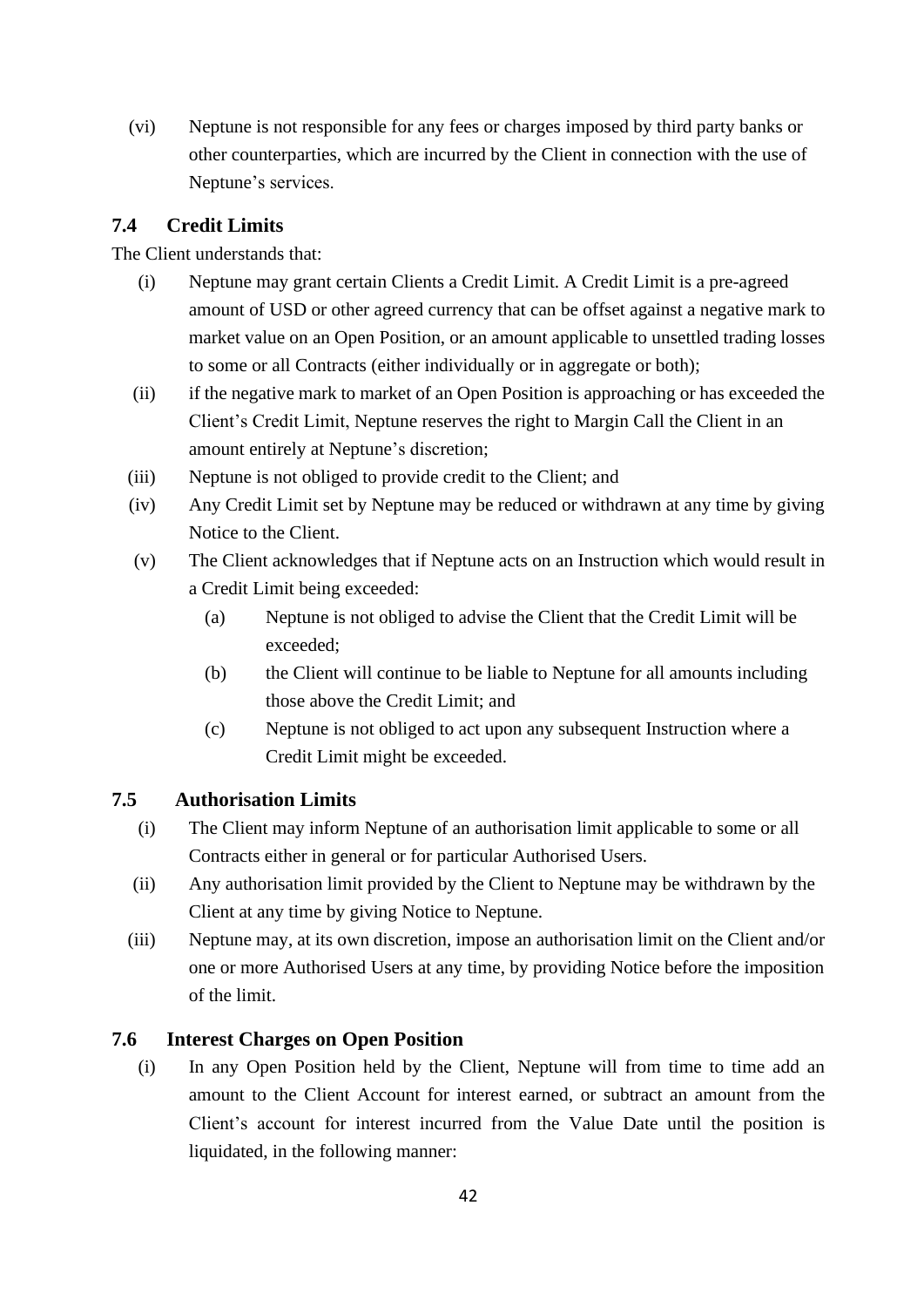(vi) Neptune is not responsible for any fees or charges imposed by third party banks or other counterparties, which are incurred by the Client in connection with the use of Neptune's services.

## 7.4 Credit Limits

The Client understands that:

(i) Neptune may grant certain Clients a Credit Limit. A Credit Limit is a pre-agreed amount of USD or other agreed currency that can be offset against a negative mark to market value on an Open Position, or an amount applicable to unsettled trading losses to some or all Contracts (either individually or in aggregate or both);

(ii) if the negative mark to market of an Open Position is approaching or has exceeded the Client's Credit Limit, Neptune reserves the right to Margin Call the Client in an amount entirely at Neptune's discretion;

(iii) Neptune is not obliged to provide credit to the Client; and

(iv) Any Credit Limit set by Neptune may be reduced or withdrawn at any time by giving Notice to the Client.

(v) The Client acknowledges that if Neptune acts on an Instruction which would result in a Credit Limit being exceeded:

  (a) Neptune is not obliged to advise the Client that the Credit Limit will be exceeded;

  (b) the Client will continue to be liable to Neptune for all amounts including those above the Credit Limit; and

  (c) Neptune is not obliged to act upon any subsequent Instruction where a Credit Limit might be exceeded.

## 7.5 Authorisation Limits

(i) The Client may inform Neptune of an authorisation limit applicable to some or all Contracts either in general or for particular Authorised Users.

(ii) Any authorisation limit provided by the Client to Neptune may be withdrawn by the Client at any time by giving Notice to Neptune.

(iii) Neptune may, at its own discretion, impose an authorisation limit on the Client and/or one or more Authorised Users at any time, by providing Notice before the imposition of the limit.

## 7.6 Interest Charges on Open Position

(i) In any Open Position held by the Client, Neptune will from time to time add an amount to the Client Account for interest earned, or subtract an amount from the Client's account for interest incurred from the Value Date until the position is liquidated, in the following manner: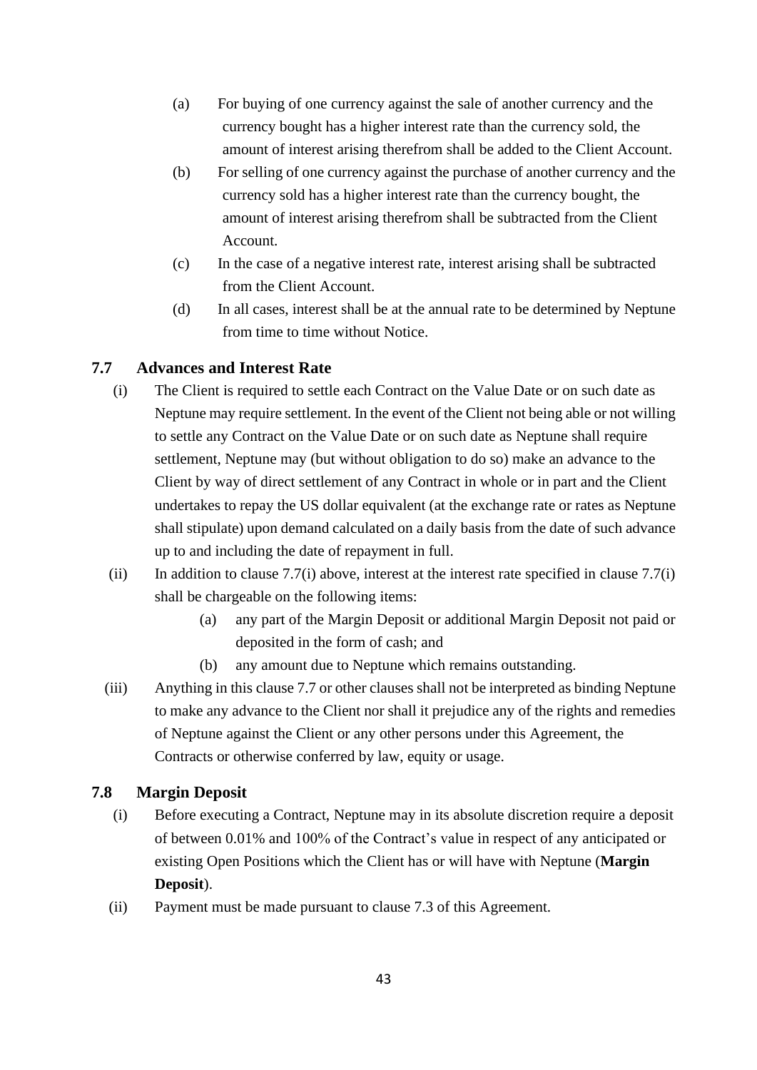(a) For buying of one currency against the sale of another currency and the currency bought has a higher interest rate than the currency sold, the amount of interest arising therefrom shall be added to the Client Account.

(b) For selling of one currency against the purchase of another currency and the currency sold has a higher interest rate than the currency bought, the amount of interest arising therefrom shall be subtracted from the Client Account.

(c) In the case of a negative interest rate, interest arising shall be subtracted from the Client Account.

(d) In all cases, interest shall be at the annual rate to be determined by Neptune from time to time without Notice.

### 7.7 Advances and Interest Rate

(i) The Client is required to settle each Contract on the Value Date or on such date as Neptune may require settlement. In the event of the Client not being able or not willing to settle any Contract on the Value Date or on such date as Neptune shall require settlement, Neptune may (but without obligation to do so) make an advance to the Client by way of direct settlement of any Contract in whole or in part and the Client undertakes to repay the US dollar equivalent (at the exchange rate or rates as Neptune shall stipulate) upon demand calculated on a daily basis from the date of such advance up to and including the date of repayment in full.

(ii) In addition to clause 7.7(i) above, interest at the interest rate specified in clause 7.7(i) shall be chargeable on the following items:

   (a) any part of the Margin Deposit or additional Margin Deposit not paid or deposited in the form of cash; and

   (b) any amount due to Neptune which remains outstanding.

(iii) Anything in this clause 7.7 or other clauses shall not be interpreted as binding Neptune to make any advance to the Client nor shall it prejudice any of the rights and remedies of Neptune against the Client or any other persons under this Agreement, the Contracts or otherwise conferred by law, equity or usage.

### 7.8 Margin Deposit

(i) Before executing a Contract, Neptune may in its absolute discretion require a deposit of between 0.01% and 100% of the Contract's value in respect of any anticipated or existing Open Positions which the Client has or will have with Neptune (**Margin Deposit**).

(ii) Payment must be made pursuant to clause 7.3 of this Agreement.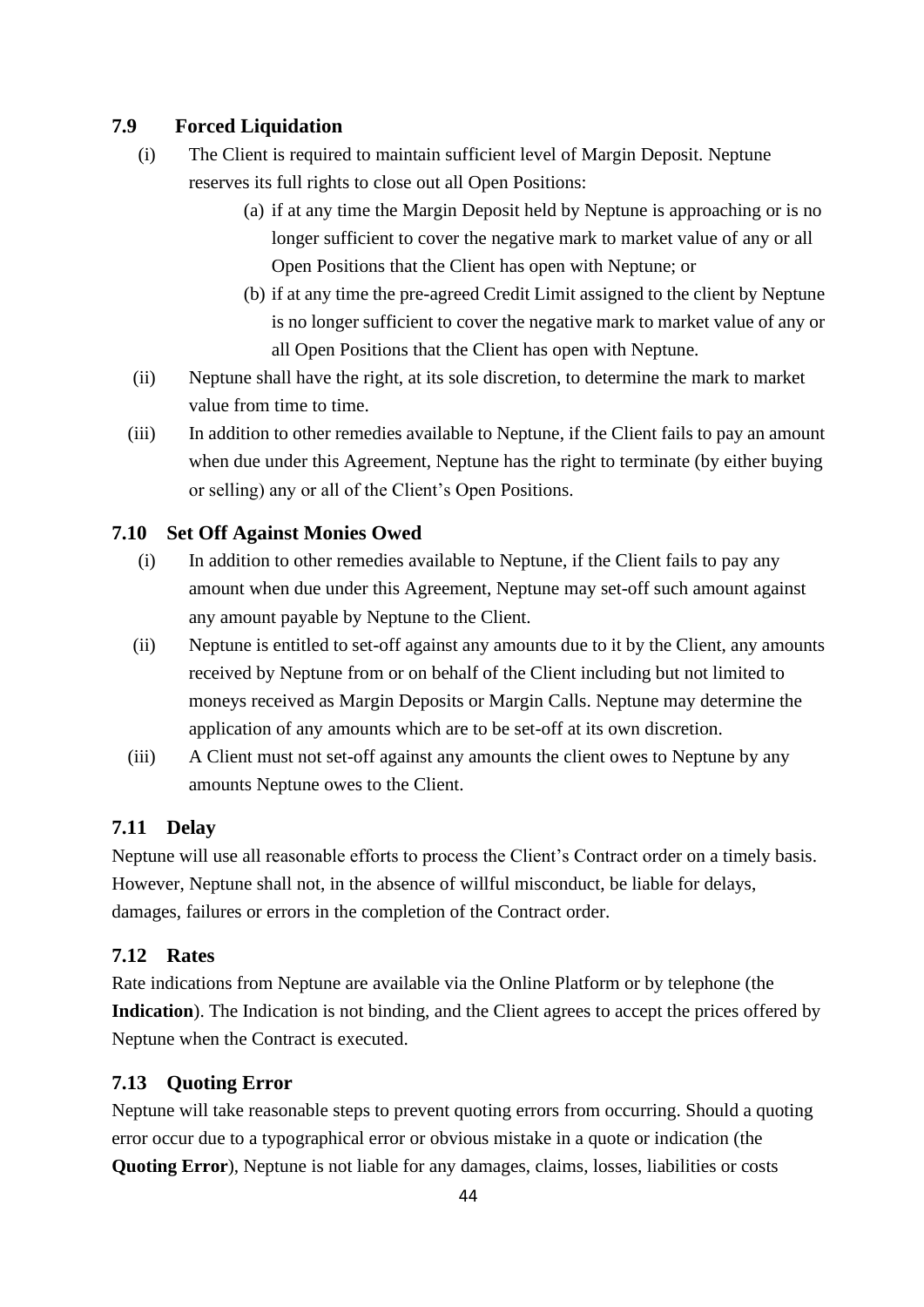### 7.9 Forced Liquidation

(i) The Client is required to maintain sufficient level of Margin Deposit. Neptune reserves its full rights to close out all Open Positions:

(a) if at any time the Margin Deposit held by Neptune is approaching or is no longer sufficient to cover the negative mark to market value of any or all Open Positions that the Client has open with Neptune; or

(b) if at any time the pre-agreed Credit Limit assigned to the client by Neptune is no longer sufficient to cover the negative mark to market value of any or all Open Positions that the Client has open with Neptune.

(ii) Neptune shall have the right, at its sole discretion, to determine the mark to market value from time to time.

(iii) In addition to other remedies available to Neptune, if the Client fails to pay an amount when due under this Agreement, Neptune has the right to terminate (by either buying or selling) any or all of the Client's Open Positions.

### 7.10 Set Off Against Monies Owed

(i) In addition to other remedies available to Neptune, if the Client fails to pay any amount when due under this Agreement, Neptune may set-off such amount against any amount payable by Neptune to the Client.

(ii) Neptune is entitled to set-off against any amounts due to it by the Client, any amounts received by Neptune from or on behalf of the Client including but not limited to moneys received as Margin Deposits or Margin Calls. Neptune may determine the application of any amounts which are to be set-off at its own discretion.

(iii) A Client must not set-off against any amounts the client owes to Neptune by any amounts Neptune owes to the Client.

### 7.11 Delay

Neptune will use all reasonable efforts to process the Client's Contract order on a timely basis. However, Neptune shall not, in the absence of willful misconduct, be liable for delays, damages, failures or errors in the completion of the Contract order.

### 7.12 Rates

Rate indications from Neptune are available via the Online Platform or by telephone (the **Indication**). The Indication is not binding, and the Client agrees to accept the prices offered by Neptune when the Contract is executed.

### 7.13 Quoting Error

Neptune will take reasonable steps to prevent quoting errors from occurring. Should a quoting error occur due to a typographical error or obvious mistake in a quote or indication (the **Quoting Error**), Neptune is not liable for any damages, claims, losses, liabilities or costs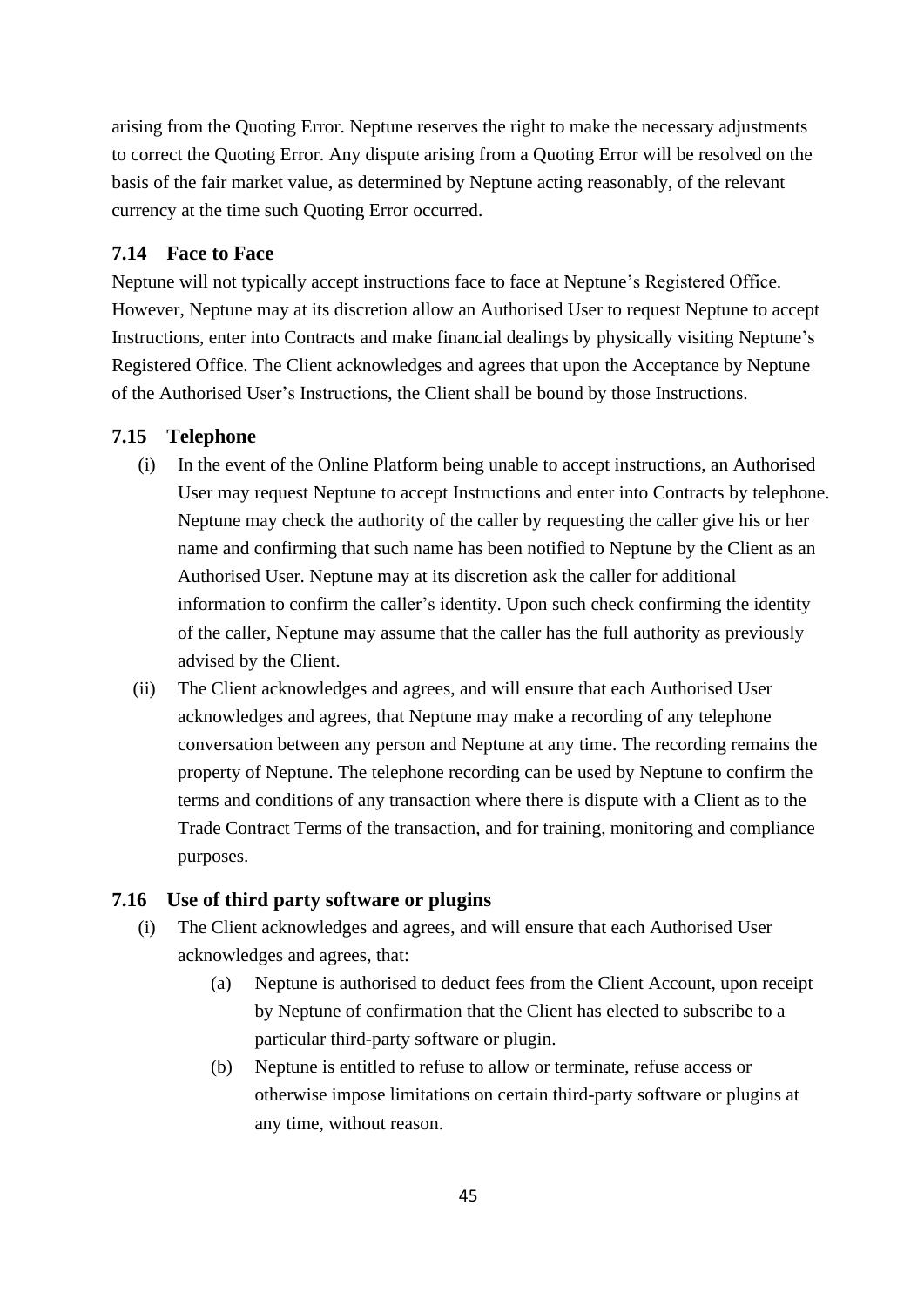arising from the Quoting Error. Neptune reserves the right to make the necessary adjustments to correct the Quoting Error. Any dispute arising from a Quoting Error will be resolved on the basis of the fair market value, as determined by Neptune acting reasonably, of the relevant currency at the time such Quoting Error occurred.

### 7.14 Face to Face

Neptune will not typically accept instructions face to face at Neptune's Registered Office. However, Neptune may at its discretion allow an Authorised User to request Neptune to accept Instructions, enter into Contracts and make financial dealings by physically visiting Neptune's Registered Office. The Client acknowledges and agrees that upon the Acceptance by Neptune of the Authorised User's Instructions, the Client shall be bound by those Instructions.

### 7.15 Telephone

(i) In the event of the Online Platform being unable to accept instructions, an Authorised User may request Neptune to accept Instructions and enter into Contracts by telephone. Neptune may check the authority of the caller by requesting the caller give his or her name and confirming that such name has been notified to Neptune by the Client as an Authorised User. Neptune may at its discretion ask the caller for additional information to confirm the caller's identity. Upon such check confirming the identity of the caller, Neptune may assume that the caller has the full authority as previously advised by the Client.

(ii) The Client acknowledges and agrees, and will ensure that each Authorised User acknowledges and agrees, that Neptune may make a recording of any telephone conversation between any person and Neptune at any time. The recording remains the property of Neptune. The telephone recording can be used by Neptune to confirm the terms and conditions of any transaction where there is dispute with a Client as to the Trade Contract Terms of the transaction, and for training, monitoring and compliance purposes.

### 7.16 Use of third party software or plugins

(i) The Client acknowledges and agrees, and will ensure that each Authorised User acknowledges and agrees, that:

  (a) Neptune is authorised to deduct fees from the Client Account, upon receipt by Neptune of confirmation that the Client has elected to subscribe to a particular third-party software or plugin.

  (b) Neptune is entitled to refuse to allow or terminate, refuse access or otherwise impose limitations on certain third-party software or plugins at any time, without reason.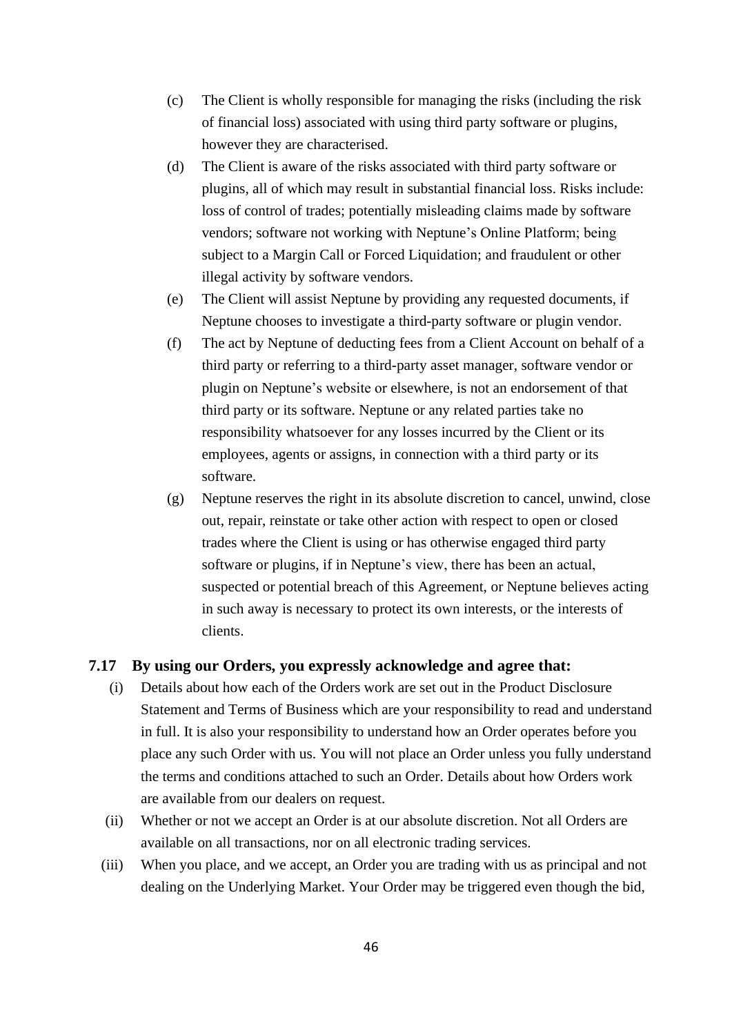(c) The Client is wholly responsible for managing the risks (including the risk of financial loss) associated with using third party software or plugins, however they are characterised.

(d) The Client is aware of the risks associated with third party software or plugins, all of which may result in substantial financial loss. Risks include: loss of control of trades; potentially misleading claims made by software vendors; software not working with Neptune's Online Platform; being subject to a Margin Call or Forced Liquidation; and fraudulent or other illegal activity by software vendors.

(e) The Client will assist Neptune by providing any requested documents, if Neptune chooses to investigate a third-party software or plugin vendor.

(f) The act by Neptune of deducting fees from a Client Account on behalf of a third party or referring to a third-party asset manager, software vendor or plugin on Neptune's website or elsewhere, is not an endorsement of that third party or its software. Neptune or any related parties take no responsibility whatsoever for any losses incurred by the Client or its employees, agents or assigns, in connection with a third party or its software.

(g) Neptune reserves the right in its absolute discretion to cancel, unwind, close out, repair, reinstate or take other action with respect to open or closed trades where the Client is using or has otherwise engaged third party software or plugins, if in Neptune's view, there has been an actual, suspected or potential breach of this Agreement, or Neptune believes acting in such away is necessary to protect its own interests, or the interests of clients.

### 7.17 By using our Orders, you expressly acknowledge and agree that:

(i) Details about how each of the Orders work are set out in the Product Disclosure Statement and Terms of Business which are your responsibility to read and understand in full. It is also your responsibility to understand how an Order operates before you place any such Order with us. You will not place an Order unless you fully understand the terms and conditions attached to such an Order. Details about how Orders work are available from our dealers on request.

(ii) Whether or not we accept an Order is at our absolute discretion. Not all Orders are available on all transactions, nor on all electronic trading services.

(iii) When you place, and we accept, an Order you are trading with us as principal and not dealing on the Underlying Market. Your Order may be triggered even though the bid,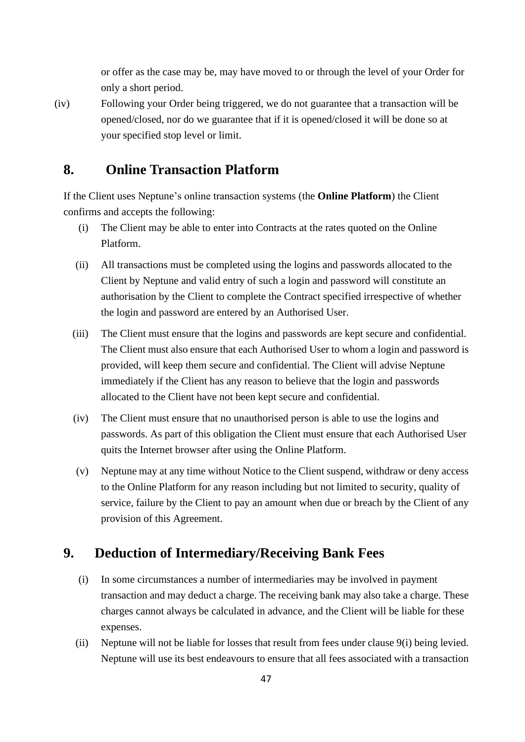or offer as the case may be, may have moved to or through the level of your Order for only a short period.

(iv) Following your Order being triggered, we do not guarantee that a transaction will be opened/closed, nor do we guarantee that if it is opened/closed it will be done so at your specified stop level or limit.

## 8. Online Transaction Platform

If the Client uses Neptune's online transaction systems (the **Online Platform**) the Client confirms and accepts the following:

(i) The Client may be able to enter into Contracts at the rates quoted on the Online Platform.

(ii) All transactions must be completed using the logins and passwords allocated to the Client by Neptune and valid entry of such a login and password will constitute an authorisation by the Client to complete the Contract specified irrespective of whether the login and password are entered by an Authorised User.

(iii) The Client must ensure that the logins and passwords are kept secure and confidential. The Client must also ensure that each Authorised User to whom a login and password is provided, will keep them secure and confidential. The Client will advise Neptune immediately if the Client has any reason to believe that the login and passwords allocated to the Client have not been kept secure and confidential.

(iv) The Client must ensure that no unauthorised person is able to use the logins and passwords. As part of this obligation the Client must ensure that each Authorised User quits the Internet browser after using the Online Platform.

(v) Neptune may at any time without Notice to the Client suspend, withdraw or deny access to the Online Platform for any reason including but not limited to security, quality of service, failure by the Client to pay an amount when due or breach by the Client of any provision of this Agreement.

## 9. Deduction of Intermediary/Receiving Bank Fees

(i) In some circumstances a number of intermediaries may be involved in payment transaction and may deduct a charge. The receiving bank may also take a charge. These charges cannot always be calculated in advance, and the Client will be liable for these expenses.

(ii) Neptune will not be liable for losses that result from fees under clause 9(i) being levied. Neptune will use its best endeavours to ensure that all fees associated with a transaction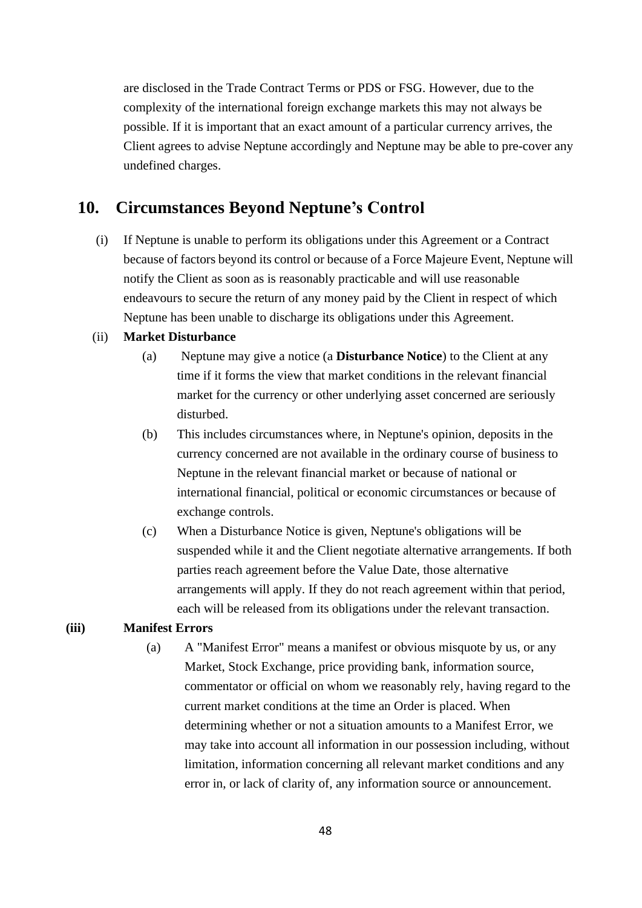are disclosed in the Trade Contract Terms or PDS or FSG. However, due to the complexity of the international foreign exchange markets this may not always be possible. If it is important that an exact amount of a particular currency arrives, the Client agrees to advise Neptune accordingly and Neptune may be able to pre-cover any undefined charges.

## 10. Circumstances Beyond Neptune's Control

(i) If Neptune is unable to perform its obligations under this Agreement or a Contract because of factors beyond its control or because of a Force Majeure Event, Neptune will notify the Client as soon as is reasonably practicable and will use reasonable endeavours to secure the return of any money paid by the Client in respect of which Neptune has been unable to discharge its obligations under this Agreement.

(ii) **Market Disturbance**

(a) Neptune may give a notice (a **Disturbance Notice**) to the Client at any time if it forms the view that market conditions in the relevant financial market for the currency or other underlying asset concerned are seriously disturbed.

(b) This includes circumstances where, in Neptune's opinion, deposits in the currency concerned are not available in the ordinary course of business to Neptune in the relevant financial market or because of national or international financial, political or economic circumstances or because of exchange controls.

(c) When a Disturbance Notice is given, Neptune's obligations will be suspended while it and the Client negotiate alternative arrangements. If both parties reach agreement before the Value Date, those alternative arrangements will apply. If they do not reach agreement within that period, each will be released from its obligations under the relevant transaction.

**(iii) Manifest Errors**

(a) A "Manifest Error" means a manifest or obvious misquote by us, or any Market, Stock Exchange, price providing bank, information source, commentator or official on whom we reasonably rely, having regard to the current market conditions at the time an Order is placed. When determining whether or not a situation amounts to a Manifest Error, we may take into account all information in our possession including, without limitation, information concerning all relevant market conditions and any error in, or lack of clarity of, any information source or announcement.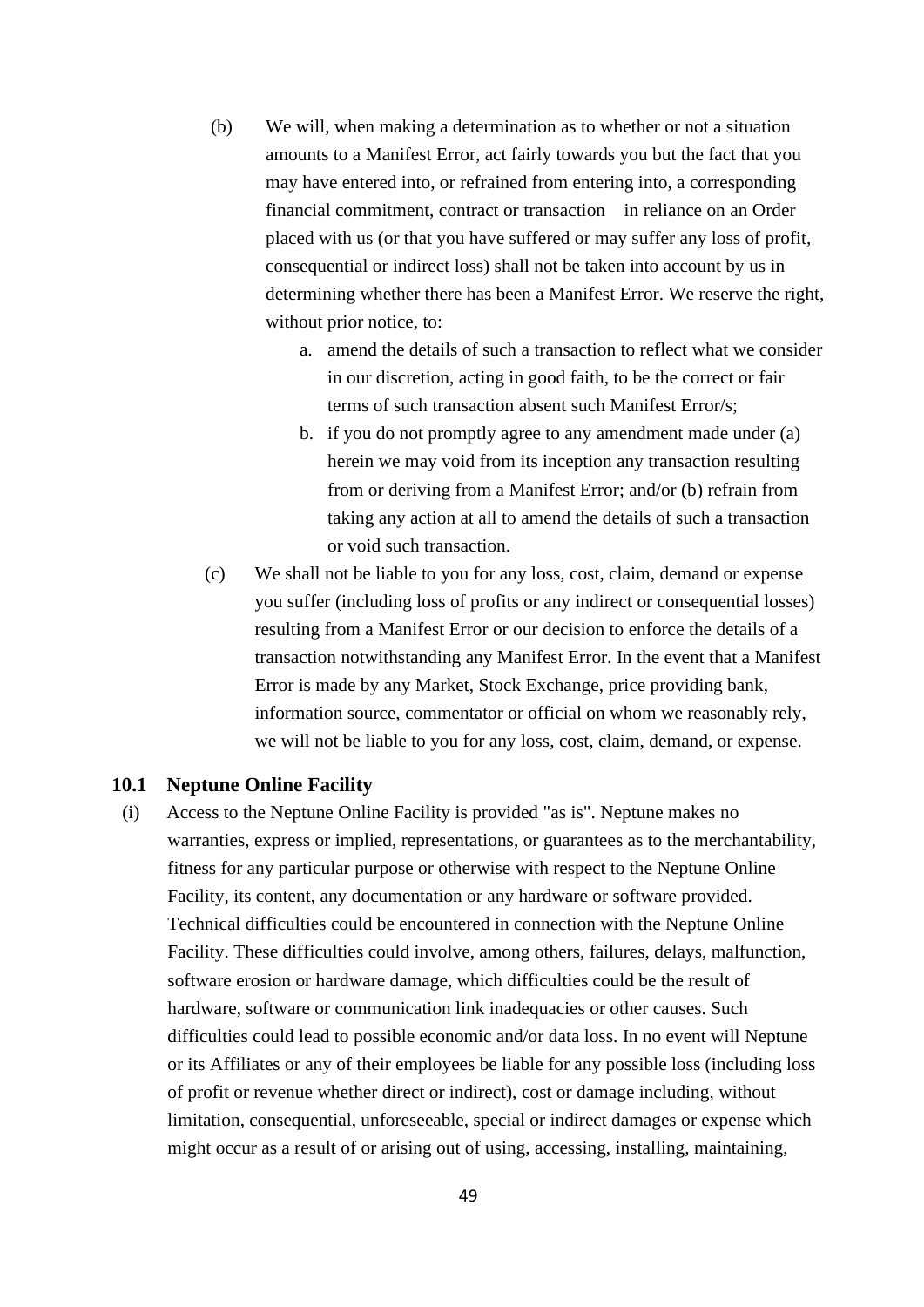(b) We will, when making a determination as to whether or not a situation amounts to a Manifest Error, act fairly towards you but the fact that you may have entered into, or refrained from entering into, a corresponding financial commitment, contract or transaction in reliance on an Order placed with us (or that you have suffered or may suffer any loss of profit, consequential or indirect loss) shall not be taken into account by us in determining whether there has been a Manifest Error. We reserve the right, without prior notice, to:

   a. amend the details of such a transaction to reflect what we consider in our discretion, acting in good faith, to be the correct or fair terms of such transaction absent such Manifest Error/s;
   b. if you do not promptly agree to any amendment made under (a) herein we may void from its inception any transaction resulting from or deriving from a Manifest Error; and/or (b) refrain from taking any action at all to amend the details of such a transaction or void such transaction.

(c) We shall not be liable to you for any loss, cost, claim, demand or expense you suffer (including loss of profits or any indirect or consequential losses) resulting from a Manifest Error or our decision to enforce the details of a transaction notwithstanding any Manifest Error. In the event that a Manifest Error is made by any Market, Stock Exchange, price providing bank, information source, commentator or official on whom we reasonably rely, we will not be liable to you for any loss, cost, claim, demand, or expense.

### 10.1 Neptune Online Facility

(i) Access to the Neptune Online Facility is provided "as is". Neptune makes no warranties, express or implied, representations, or guarantees as to the merchantability, fitness for any particular purpose or otherwise with respect to the Neptune Online Facility, its content, any documentation or any hardware or software provided. Technical difficulties could be encountered in connection with the Neptune Online Facility. These difficulties could involve, among others, failures, delays, malfunction, software erosion or hardware damage, which difficulties could be the result of hardware, software or communication link inadequacies or other causes. Such difficulties could lead to possible economic and/or data loss. In no event will Neptune or its Affiliates or any of their employees be liable for any possible loss (including loss of profit or revenue whether direct or indirect), cost or damage including, without limitation, consequential, unforeseeable, special or indirect damages or expense which might occur as a result of or arising out of using, accessing, installing, maintaining,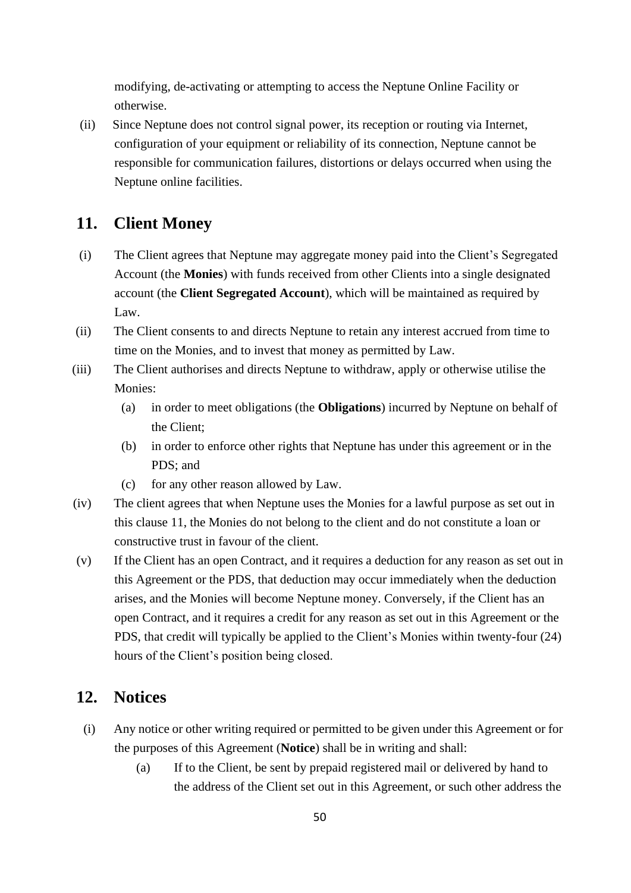modifying, de-activating or attempting to access the Neptune Online Facility or otherwise.

(ii) Since Neptune does not control signal power, its reception or routing via Internet, configuration of your equipment or reliability of its connection, Neptune cannot be responsible for communication failures, distortions or delays occurred when using the Neptune online facilities.

## 11. Client Money

(i) The Client agrees that Neptune may aggregate money paid into the Client's Segregated Account (the **Monies**) with funds received from other Clients into a single designated account (the **Client Segregated Account**), which will be maintained as required by Law.

(ii) The Client consents to and directs Neptune to retain any interest accrued from time to time on the Monies, and to invest that money as permitted by Law.

(iii) The Client authorises and directs Neptune to withdraw, apply or otherwise utilise the Monies:

  (a) in order to meet obligations (the **Obligations**) incurred by Neptune on behalf of the Client;

  (b) in order to enforce other rights that Neptune has under this agreement or in the PDS; and

  (c) for any other reason allowed by Law.

(iv) The client agrees that when Neptune uses the Monies for a lawful purpose as set out in this clause 11, the Monies do not belong to the client and do not constitute a loan or constructive trust in favour of the client.

(v) If the Client has an open Contract, and it requires a deduction for any reason as set out in this Agreement or the PDS, that deduction may occur immediately when the deduction arises, and the Monies will become Neptune money. Conversely, if the Client has an open Contract, and it requires a credit for any reason as set out in this Agreement or the PDS, that credit will typically be applied to the Client's Monies within twenty-four (24) hours of the Client's position being closed.

## 12. Notices

(i) Any notice or other writing required or permitted to be given under this Agreement or for the purposes of this Agreement (**Notice**) shall be in writing and shall:

  (a) If to the Client, be sent by prepaid registered mail or delivered by hand to the address of the Client set out in this Agreement, or such other address the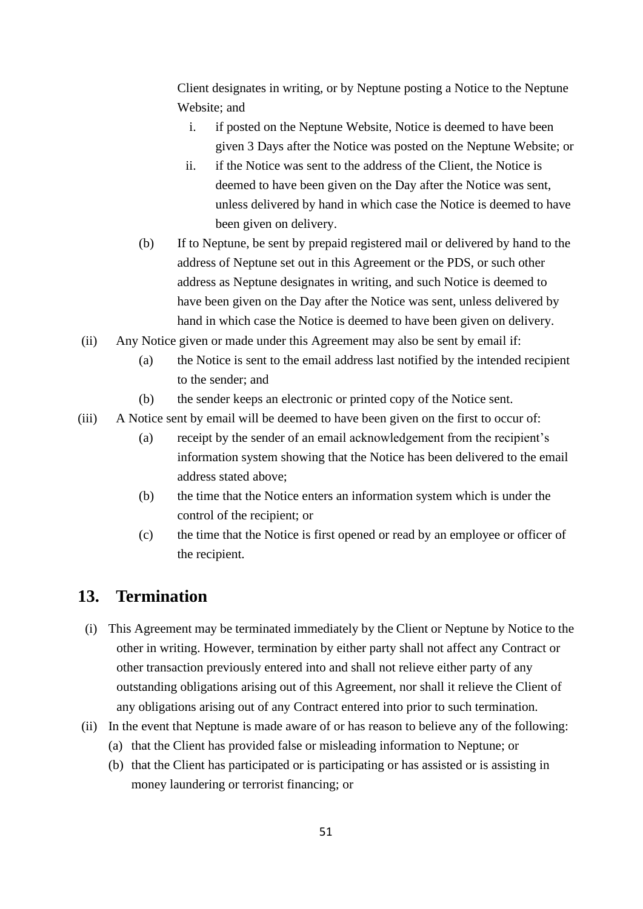Client designates in writing, or by Neptune posting a Notice to the Neptune Website; and

i. if posted on the Neptune Website, Notice is deemed to have been given 3 Days after the Notice was posted on the Neptune Website; or

ii. if the Notice was sent to the address of the Client, the Notice is deemed to have been given on the Day after the Notice was sent, unless delivered by hand in which case the Notice is deemed to have been given on delivery.

(b) If to Neptune, be sent by prepaid registered mail or delivered by hand to the address of Neptune set out in this Agreement or the PDS, or such other address as Neptune designates in writing, and such Notice is deemed to have been given on the Day after the Notice was sent, unless delivered by hand in which case the Notice is deemed to have been given on delivery.

(ii) Any Notice given or made under this Agreement may also be sent by email if:

(a) the Notice is sent to the email address last notified by the intended recipient to the sender; and

(b) the sender keeps an electronic or printed copy of the Notice sent.

(iii) A Notice sent by email will be deemed to have been given on the first to occur of:

(a) receipt by the sender of an email acknowledgement from the recipient's information system showing that the Notice has been delivered to the email address stated above;

(b) the time that the Notice enters an information system which is under the control of the recipient; or

(c) the time that the Notice is first opened or read by an employee or officer of the recipient.

## 13. Termination

(i) This Agreement may be terminated immediately by the Client or Neptune by Notice to the other in writing. However, termination by either party shall not affect any Contract or other transaction previously entered into and shall not relieve either party of any outstanding obligations arising out of this Agreement, nor shall it relieve the Client of any obligations arising out of any Contract entered into prior to such termination.

(ii) In the event that Neptune is made aware of or has reason to believe any of the following:

(a) that the Client has provided false or misleading information to Neptune; or

(b) that the Client has participated or is participating or has assisted or is assisting in money laundering or terrorist financing; or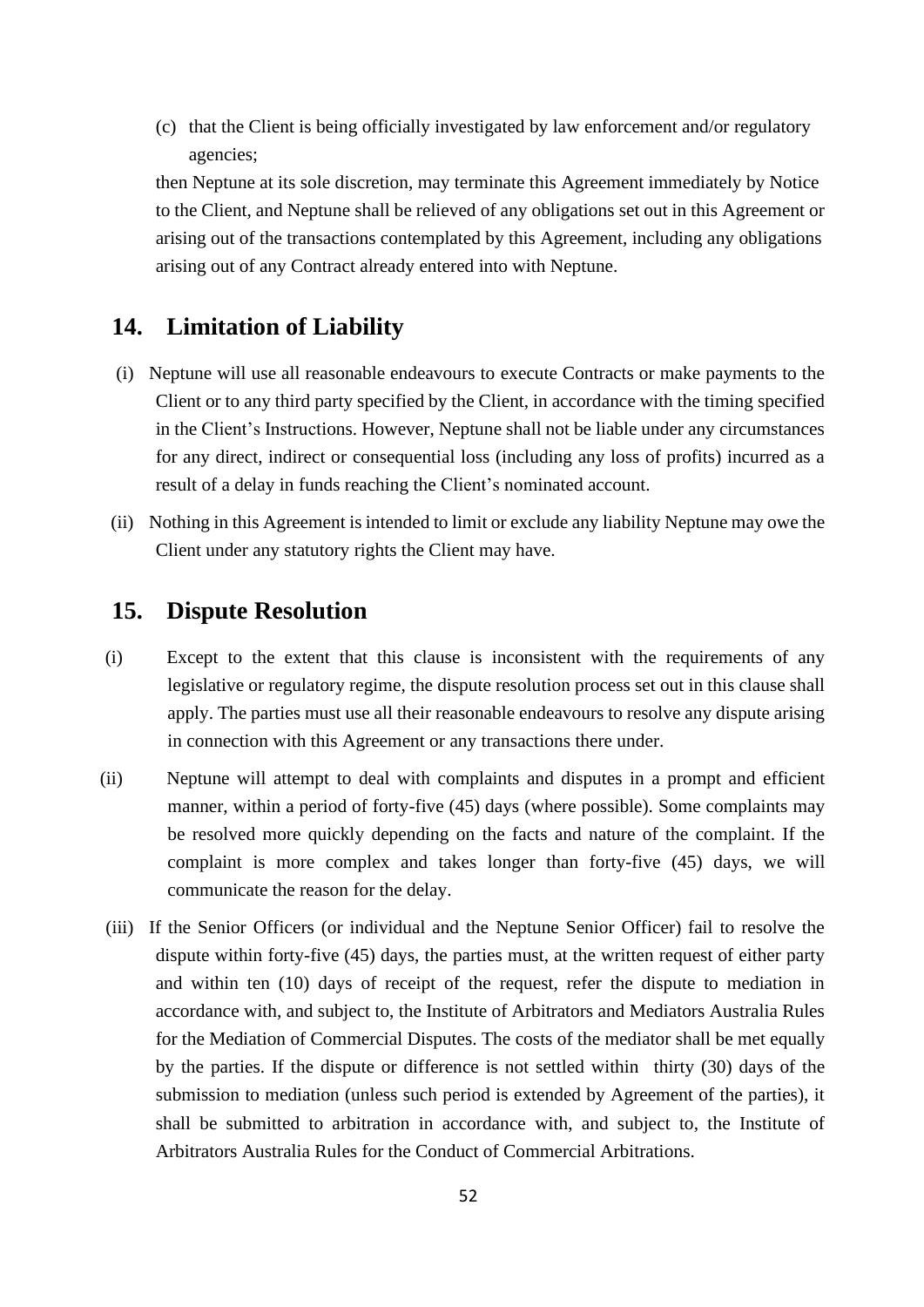(c) that the Client is being officially investigated by law enforcement and/or regulatory agencies;

then Neptune at its sole discretion, may terminate this Agreement immediately by Notice to the Client, and Neptune shall be relieved of any obligations set out in this Agreement or arising out of the transactions contemplated by this Agreement, including any obligations arising out of any Contract already entered into with Neptune.

## 14. Limitation of Liability

(i) Neptune will use all reasonable endeavours to execute Contracts or make payments to the Client or to any third party specified by the Client, in accordance with the timing specified in the Client's Instructions. However, Neptune shall not be liable under any circumstances for any direct, indirect or consequential loss (including any loss of profits) incurred as a result of a delay in funds reaching the Client's nominated account.

(ii) Nothing in this Agreement is intended to limit or exclude any liability Neptune may owe the Client under any statutory rights the Client may have.

## 15. Dispute Resolution

(i) Except to the extent that this clause is inconsistent with the requirements of any legislative or regulatory regime, the dispute resolution process set out in this clause shall apply. The parties must use all their reasonable endeavours to resolve any dispute arising in connection with this Agreement or any transactions there under.

(ii) Neptune will attempt to deal with complaints and disputes in a prompt and efficient manner, within a period of forty-five (45) days (where possible). Some complaints may be resolved more quickly depending on the facts and nature of the complaint. If the complaint is more complex and takes longer than forty-five (45) days, we will communicate the reason for the delay.

(iii) If the Senior Officers (or individual and the Neptune Senior Officer) fail to resolve the dispute within forty-five (45) days, the parties must, at the written request of either party and within ten (10) days of receipt of the request, refer the dispute to mediation in accordance with, and subject to, the Institute of Arbitrators and Mediators Australia Rules for the Mediation of Commercial Disputes. The costs of the mediator shall be met equally by the parties. If the dispute or difference is not settled within thirty (30) days of the submission to mediation (unless such period is extended by Agreement of the parties), it shall be submitted to arbitration in accordance with, and subject to, the Institute of Arbitrators Australia Rules for the Conduct of Commercial Arbitrations.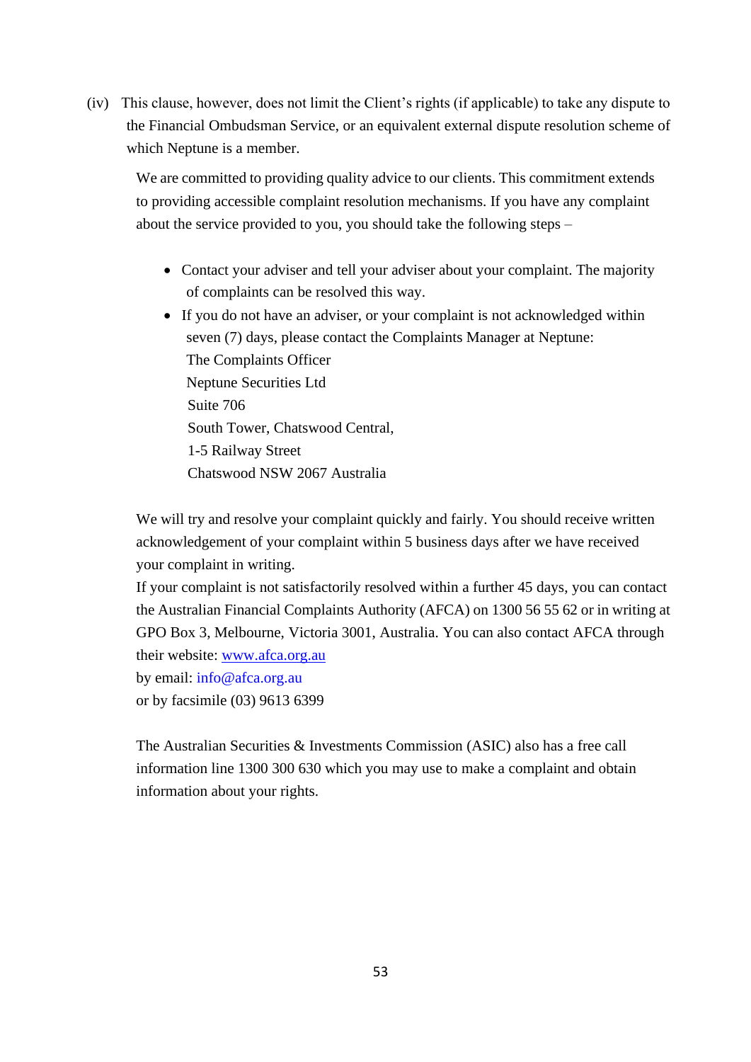(iv) This clause, however, does not limit the Client's rights (if applicable) to take any dispute to the Financial Ombudsman Service, or an equivalent external dispute resolution scheme of which Neptune is a member.

We are committed to providing quality advice to our clients. This commitment extends to providing accessible complaint resolution mechanisms. If you have any complaint about the service provided to you, you should take the following steps –

- Contact your adviser and tell your adviser about your complaint. The majority of complaints can be resolved this way.
- If you do not have an adviser, or your complaint is not acknowledged within seven (7) days, please contact the Complaints Manager at Neptune:
  The Complaints Officer
  Neptune Securities Ltd
  Suite 706
  South Tower, Chatswood Central,
  1-5 Railway Street
  Chatswood NSW 2067 Australia

We will try and resolve your complaint quickly and fairly. You should receive written acknowledgement of your complaint within 5 business days after we have received your complaint in writing.
If your complaint is not satisfactorily resolved within a further 45 days, you can contact the Australian Financial Complaints Authority (AFCA) on 1300 56 55 62 or in writing at GPO Box 3, Melbourne, Victoria 3001, Australia. You can also contact AFCA through their website: www.afca.org.au
by email: info@afca.org.au
or by facsimile (03) 9613 6399

The Australian Securities & Investments Commission (ASIC) also has a free call information line 1300 300 630 which you may use to make a complaint and obtain information about your rights.